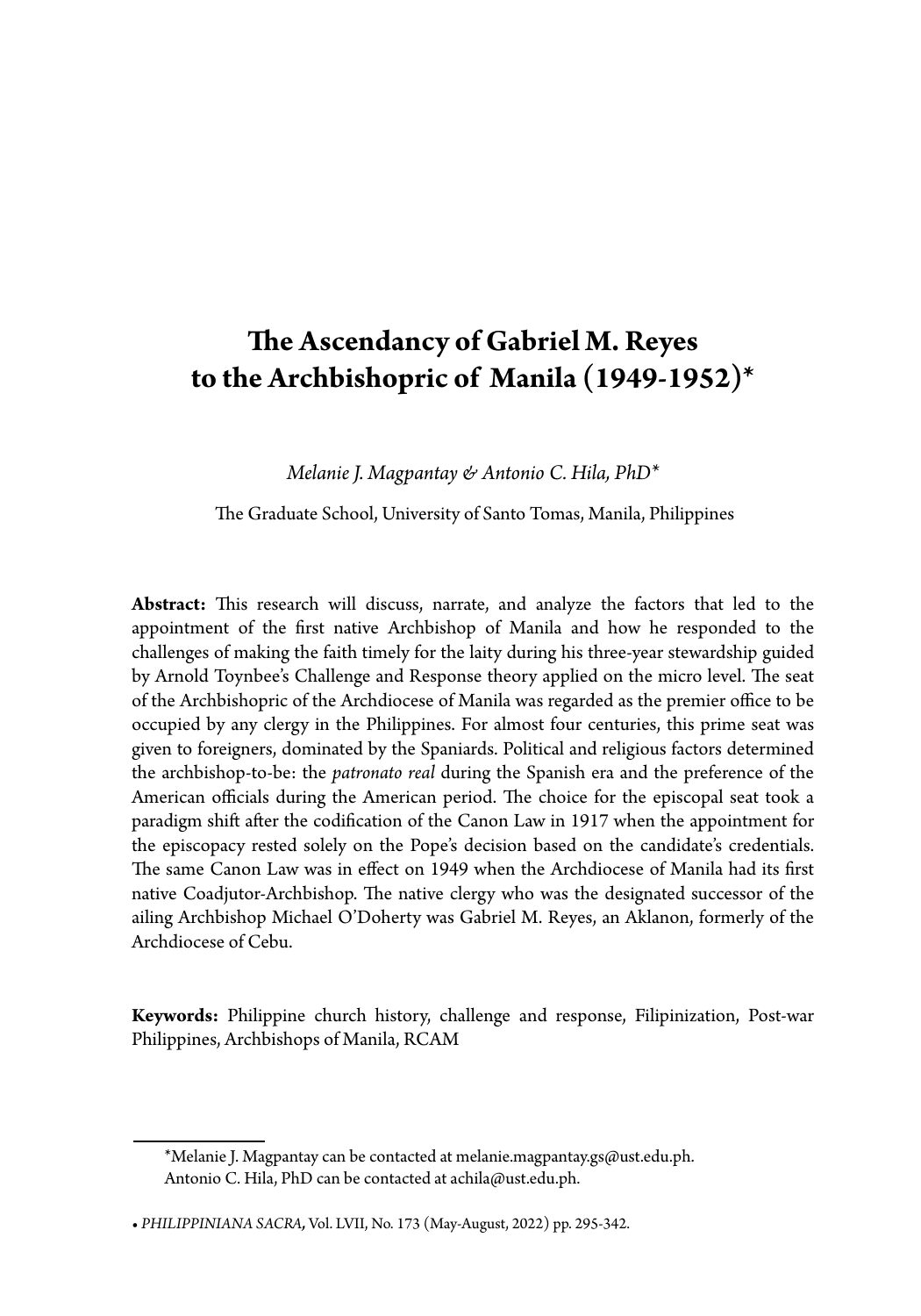# The Ascendancy of Gabriel M. Reyes to the Archbishopric of Manila (1949-1952)*

*Melanie J. Magpantay & Antonio C. Hila, PhD**

The Graduate School, University of Santo Tomas, Manila, Philippines

**Abstract:** This research will discuss, narrate, and analyze the factors that led to the appointment of the first native Archbishop of Manila and how he responded to the challenges of making the faith timely for the laity during his three-year stewardship guided by Arnold Toynbee's Challenge and Response theory applied on the micro level. The seat of the Archbishopric of the Archdiocese of Manila was regarded as the premier office to be occupied by any clergy in the Philippines. For almost four centuries, this prime seat was given to foreigners, dominated by the Spaniards. Political and religious factors determined the archbishop-to-be: the *patronato real* during the Spanish era and the preference of the American officials during the American period. The choice for the episcopal seat took a paradigm shift after the codification of the Canon Law in 1917 when the appointment for the episcopacy rested solely on the Pope's decision based on the candidate's credentials. The same Canon Law was in effect on 1949 when the Archdiocese of Manila had its first native Coadjutor-Archbishop. The native clergy who was the designated successor of the ailing Archbishop Michael O'Doherty was Gabriel M. Reyes, an Aklanon, formerly of the Archdiocese of Cebu.

**Keywords:** Philippine church history, challenge and response, Filipinization, Post-war Philippines, Archbishops of Manila, RCAM

---

*Melanie J. Magpantay can be contacted at melanie.magpantay.gs@ust.edu.ph.
Antonio C. Hila, PhD can be contacted at achila@ust.edu.ph.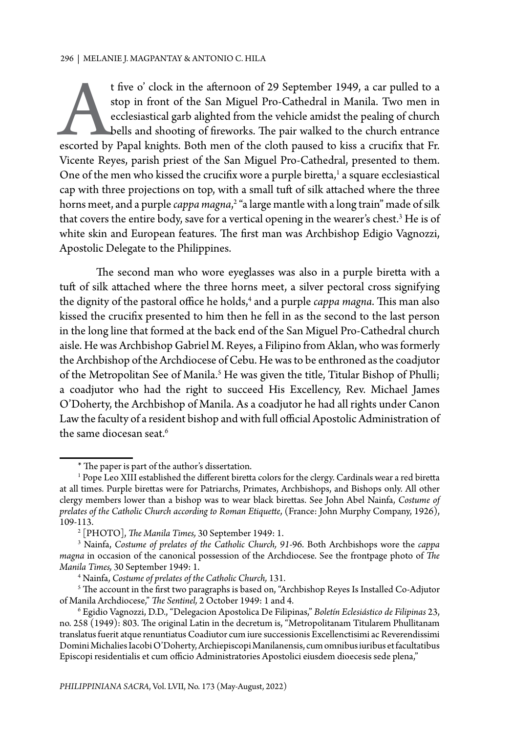At five o' clock in the afternoon of 29 September 1949, a car pulled to a stop in front of the San Miguel Pro-Cathedral in Manila. Two men in ecclesiastical garb alighted from the vehicle amidst the pealing of church bells and shooting of fireworks. The pair walked to the church entrance escorted by Papal knights. Both men of the cloth paused to kiss a crucifix that Fr. Vicente Reyes, parish priest of the San Miguel Pro-Cathedral, presented to them. One of the men who kissed the crucifix wore a purple biretta,[1] a square ecclesiastical cap with three projections on top, with a small tuft of silk attached where the three horns meet, and a purple *cappa magna*,[2] "a large mantle with a long train" made of silk that covers the entire body, save for a vertical opening in the wearer's chest.[3] He is of white skin and European features. The first man was Archbishop Edigio Vagnozzi, Apostolic Delegate to the Philippines.

The second man who wore eyeglasses was also in a purple biretta with a tuft of silk attached where the three horns meet, a silver pectoral cross signifying the dignity of the pastoral office he holds,[4] and a purple *cappa magna*. This man also kissed the crucifix presented to him then he fell in as the second to the last person in the long line that formed at the back end of the San Miguel Pro-Cathedral church aisle. He was Archbishop Gabriel M. Reyes, a Filipino from Aklan, who was formerly the Archbishop of the Archdiocese of Cebu. He was to be enthroned as the coadjutor of the Metropolitan See of Manila.[5] He was given the title, Titular Bishop of Phulli; a coadjutor who had the right to succeed His Excellency, Rev. Michael James O'Doherty, the Archbishop of Manila. As a coadjutor he had all rights under Canon Law the faculty of a resident bishop and with full official Apostolic Administration of the same diocesan seat.[6]

---

\* The paper is part of the author's dissertation.

[1] Pope Leo XIII established the different biretta colors for the clergy. Cardinals wear a red biretta at all times. Purple birettas were for Patriarchs, Primates, Archbishops, and Bishops only. All other clergy members lower than a bishop was to wear black birettas. See John Abel Nainfa, *Costume of prelates of the Catholic Church according to Roman Etiquette*, (France: John Murphy Company, 1926), 109-113.

[2] [PHOTO], *The Manila Times,* 30 September 1949: 1.

[3] Nainfa, *Costume of prelates of the Catholic Church, 91*-96. Both Archbishops wore the *cappa magna* in occasion of the canonical possession of the Archdiocese. See the frontpage photo of *The Manila Times,* 30 September 1949: 1.

[4] Nainfa, *Costume of prelates of the Catholic Church,* 131.

[5] The account in the first two paragraphs is based on, "Archbishop Reyes Is Installed Co-Adjutor of Manila Archdiocese," *The Sentinel,* 2 October 1949: 1 and 4.

[6] Egidio Vagnozzi, D.D., "Delegacion Apostolica De Filipinas," *Boletín Eclesiástico de Filipinas* 23, no. 258 (1949): 803. The original Latin in the decretum is, "Metropolitanam Titularem Phullitanam translatus fuerit atque renuntiatus Coadiutor cum iure successionis Excellenctisimi ac Reverendissimi Domini Michalies Iacobi O'Doherty, Archiepiscopi Manilanensis, cum omnibus iuribus et facultatibus Episcopi residentialis et cum officio Administratories Apostolici eiusdem dioecesis sede plena,"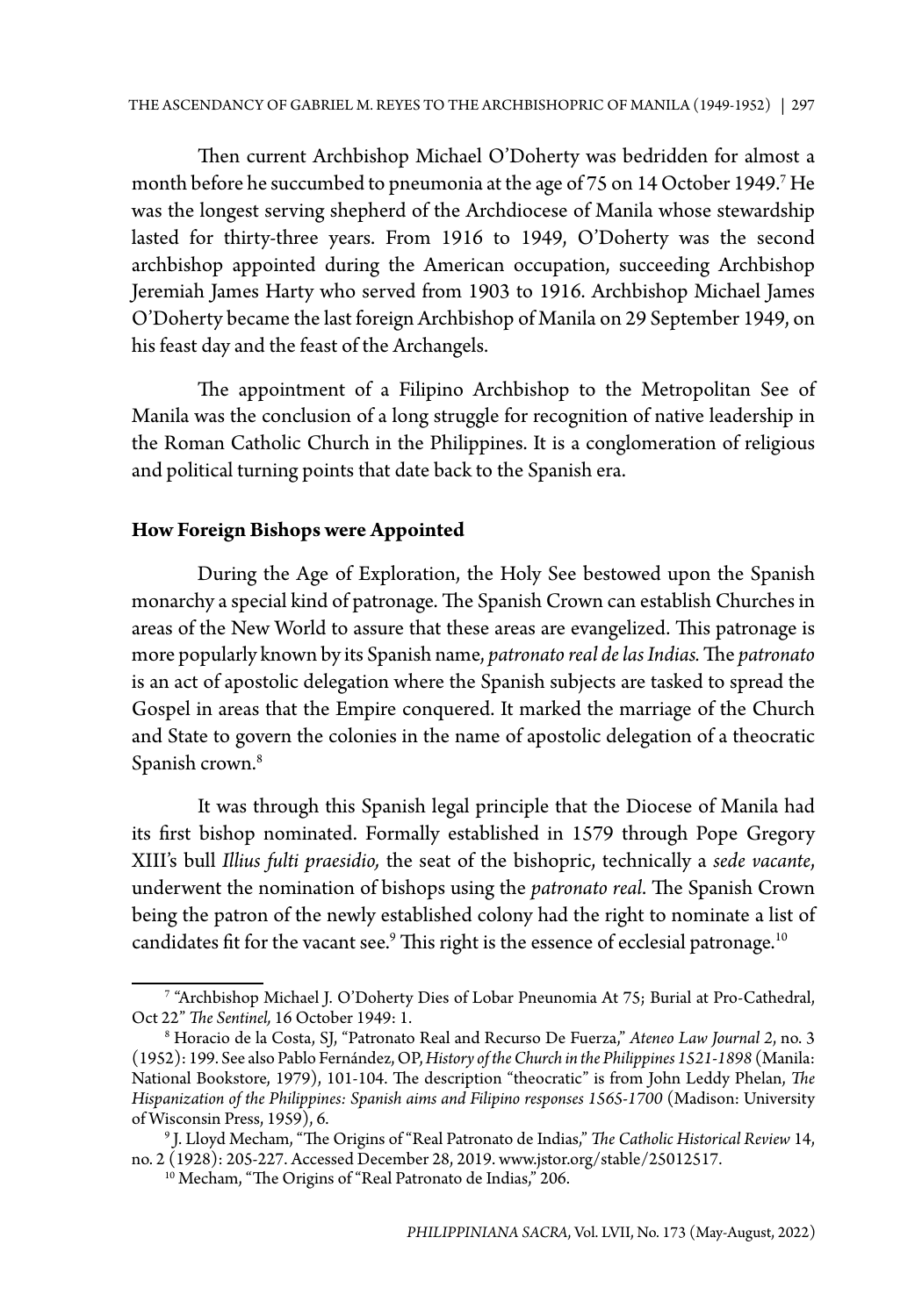Then current Archbishop Michael O'Doherty was bedridden for almost a month before he succumbed to pneumonia at the age of 75 on 14 October 1949.[7] He was the longest serving shepherd of the Archdiocese of Manila whose stewardship lasted for thirty-three years. From 1916 to 1949, O'Doherty was the second archbishop appointed during the American occupation, succeeding Archbishop Jeremiah James Harty who served from 1903 to 1916. Archbishop Michael James O'Doherty became the last foreign Archbishop of Manila on 29 September 1949, on his feast day and the feast of the Archangels.

The appointment of a Filipino Archbishop to the Metropolitan See of Manila was the conclusion of a long struggle for recognition of native leadership in the Roman Catholic Church in the Philippines. It is a conglomeration of religious and political turning points that date back to the Spanish era.

**How Foreign Bishops were Appointed**

During the Age of Exploration, the Holy See bestowed upon the Spanish monarchy a special kind of patronage. The Spanish Crown can establish Churches in areas of the New World to assure that these areas are evangelized. This patronage is more popularly known by its Spanish name, *patronato real de las Indias.* The *patronato* is an act of apostolic delegation where the Spanish subjects are tasked to spread the Gospel in areas that the Empire conquered. It marked the marriage of the Church and State to govern the colonies in the name of apostolic delegation of a theocratic Spanish crown.[8]

It was through this Spanish legal principle that the Diocese of Manila had its first bishop nominated. Formally established in 1579 through Pope Gregory XIII's bull *Illius fulti praesidio,* the seat of the bishopric, technically a *sede vacante*, underwent the nomination of bishops using the *patronato real*. The Spanish Crown being the patron of the newly established colony had the right to nominate a list of candidates fit for the vacant see.[9] This right is the essence of ecclesial patronage.[10]

---

[7] "Archbishop Michael J. O'Doherty Dies of Lobar Pneunomia At 75; Burial at Pro-Cathedral, Oct 22" *The Sentinel,* 16 October 1949: 1.

[8] Horacio de la Costa, SJ, "Patronato Real and Recurso De Fuerza," *Ateneo Law Journal 2*, no. 3 (1952): 199. See also Pablo Fernández, OP, *History of the Church in the Philippines 1521-1898* (Manila: National Bookstore, 1979), 101-104. The description "theocratic" is from John Leddy Phelan, *The Hispanization of the Philippines: Spanish aims and Filipino responses 1565-1700* (Madison: University of Wisconsin Press, 1959), 6.

[9] J. Lloyd Mecham, "The Origins of "Real Patronato de Indias," *The Catholic Historical Review* 14, no. 2 (1928): 205-227. Accessed December 28, 2019. www.jstor.org/stable/25012517.

[10] Mecham, "The Origins of "Real Patronato de Indias," 206.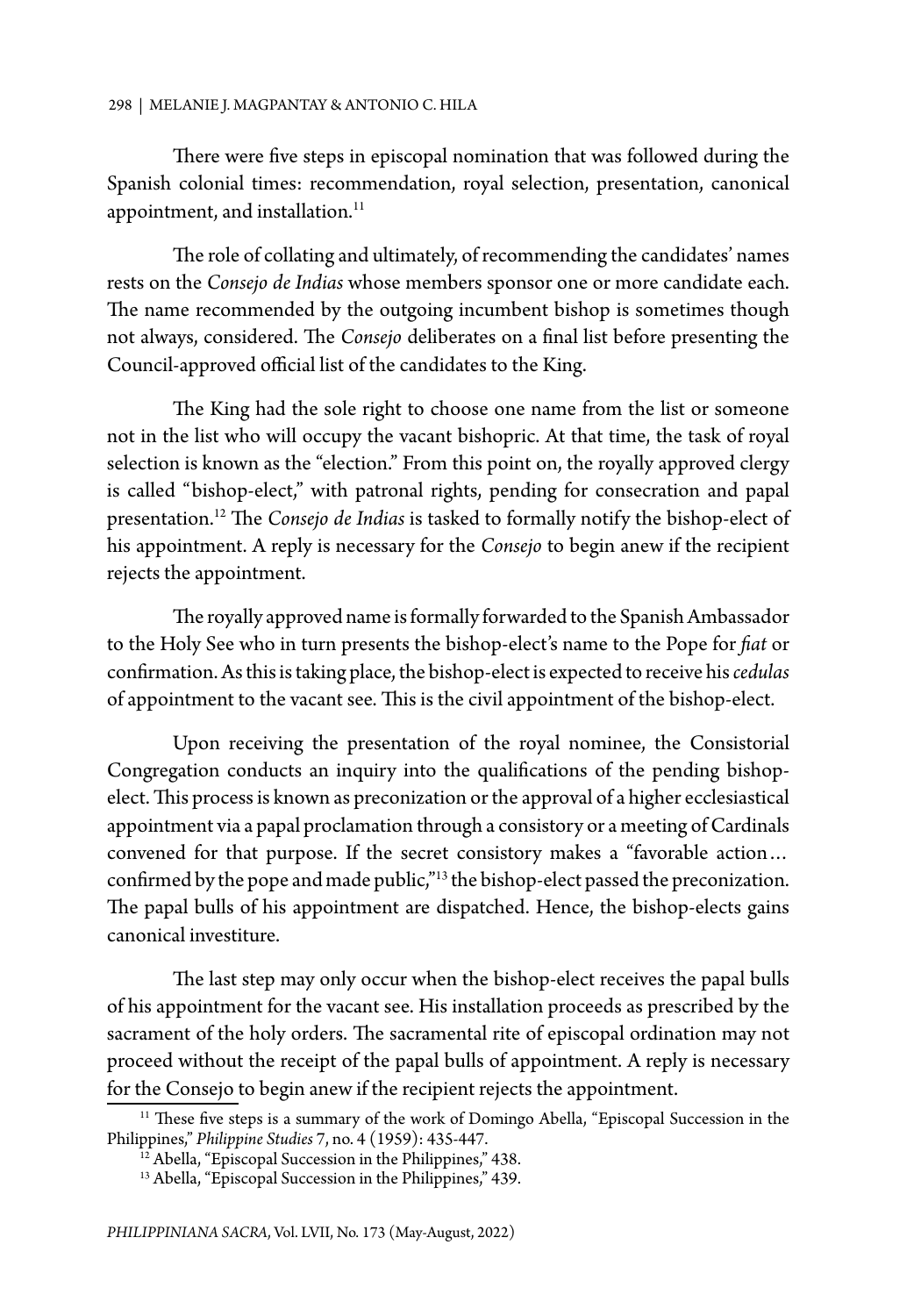There were five steps in episcopal nomination that was followed during the Spanish colonial times: recommendation, royal selection, presentation, canonical appointment, and installation.[11]

The role of collating and ultimately, of recommending the candidates' names rests on the *Consejo de Indias* whose members sponsor one or more candidate each. The name recommended by the outgoing incumbent bishop is sometimes though not always, considered. The *Consejo* deliberates on a final list before presenting the Council-approved official list of the candidates to the King.

The King had the sole right to choose one name from the list or someone not in the list who will occupy the vacant bishopric. At that time, the task of royal selection is known as the "election." From this point on, the royally approved clergy is called "bishop-elect," with patronal rights, pending for consecration and papal presentation.[12] The *Consejo de Indias* is tasked to formally notify the bishop-elect of his appointment. A reply is necessary for the *Consejo* to begin anew if the recipient rejects the appointment.

The royally approved name is formally forwarded to the Spanish Ambassador to the Holy See who in turn presents the bishop-elect's name to the Pope for *fiat* or confirmation. As this is taking place, the bishop-elect is expected to receive his *cedulas* of appointment to the vacant see. This is the civil appointment of the bishop-elect.

Upon receiving the presentation of the royal nominee, the Consistorial Congregation conducts an inquiry into the qualifications of the pending bishop-elect. This process is known as preconization or the approval of a higher ecclesiastical appointment via a papal proclamation through a consistory or a meeting of Cardinals convened for that purpose. If the secret consistory makes a "favorable action… confirmed by the pope and made public,"[13] the bishop-elect passed the preconization. The papal bulls of his appointment are dispatched. Hence, the bishop-elects gains canonical investiture.

The last step may only occur when the bishop-elect receives the papal bulls of his appointment for the vacant see. His installation proceeds as prescribed by the sacrament of the holy orders. The sacramental rite of episcopal ordination may not proceed without the receipt of the papal bulls of appointment. A reply is necessary for the Consejo to begin anew if the recipient rejects the appointment.

---

[11] These five steps is a summary of the work of Domingo Abella, "Episcopal Succession in the Philippines," *Philippine Studies* 7, no. 4 (1959): 435-447.

[12] Abella, "Episcopal Succession in the Philippines," 438.

[13] Abella, "Episcopal Succession in the Philippines," 439.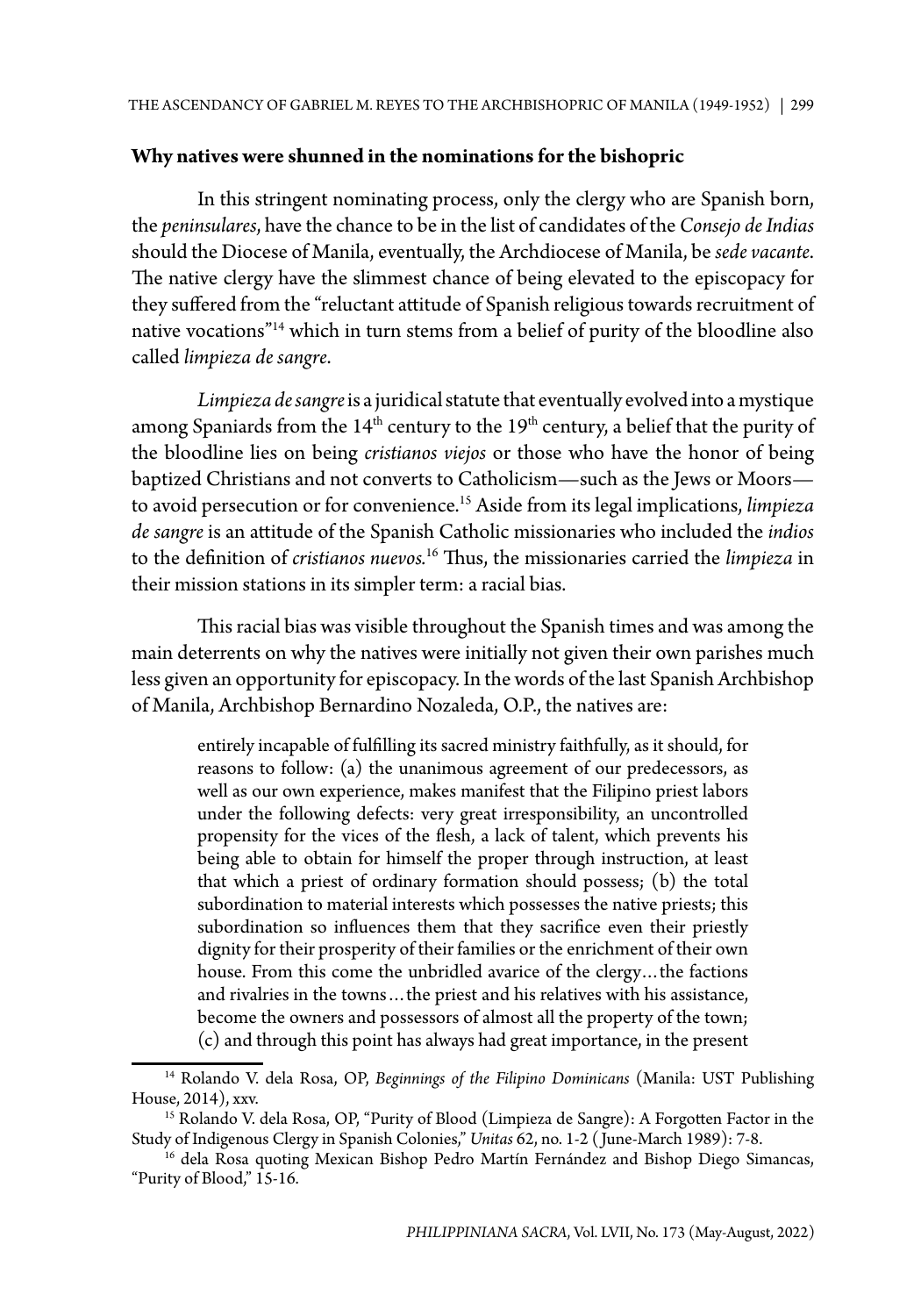## Why natives were shunned in the nominations for the bishopric

In this stringent nominating process, only the clergy who are Spanish born, the *peninsulares*, have the chance to be in the list of candidates of the *Consejo de Indias* should the Diocese of Manila, eventually, the Archdiocese of Manila, be *sede vacante*. The native clergy have the slimmest chance of being elevated to the episcopacy for they suffered from the "reluctant attitude of Spanish religious towards recruitment of native vocations"[14] which in turn stems from a belief of purity of the bloodline also called *limpieza de sangre*.

*Limpieza de sangre* is a juridical statute that eventually evolved into a mystique among Spaniards from the 14th century to the 19th century, a belief that the purity of the bloodline lies on being *cristianos viejos* or those who have the honor of being baptized Christians and not converts to Catholicism—such as the Jews or Moors—to avoid persecution or for convenience.[15] Aside from its legal implications, *limpieza de sangre* is an attitude of the Spanish Catholic missionaries who included the *indios* to the definition of *cristianos nuevos.*[16] Thus, the missionaries carried the *limpieza* in their mission stations in its simpler term: a racial bias.

This racial bias was visible throughout the Spanish times and was among the main deterrents on why the natives were initially not given their own parishes much less given an opportunity for episcopacy. In the words of the last Spanish Archbishop of Manila, Archbishop Bernardino Nozaleda, O.P., the natives are:

> entirely incapable of fulfilling its sacred ministry faithfully, as it should, for reasons to follow: (a) the unanimous agreement of our predecessors, as well as our own experience, makes manifest that the Filipino priest labors under the following defects: very great irresponsibility, an uncontrolled propensity for the vices of the flesh, a lack of talent, which prevents his being able to obtain for himself the proper through instruction, at least that which a priest of ordinary formation should possess; (b) the total subordination to material interests which possesses the native priests; this subordination so influences them that they sacrifice even their priestly dignity for their prosperity of their families or the enrichment of their own house. From this come the unbridled avarice of the clergy…the factions and rivalries in the towns…the priest and his relatives with his assistance, become the owners and possessors of almost all the property of the town; (c) and through this point has always had great importance, in the present

---

[14] Rolando V. dela Rosa, OP, *Beginnings of the Filipino Dominicans* (Manila: UST Publishing House, 2014), xxv.

[15] Rolando V. dela Rosa, OP, "Purity of Blood (Limpieza de Sangre): A Forgotten Factor in the Study of Indigenous Clergy in Spanish Colonies," *Unitas* 62, no. 1-2 (June-March 1989): 7-8.

[16] dela Rosa quoting Mexican Bishop Pedro Martín Fernández and Bishop Diego Simancas, "Purity of Blood," 15-16.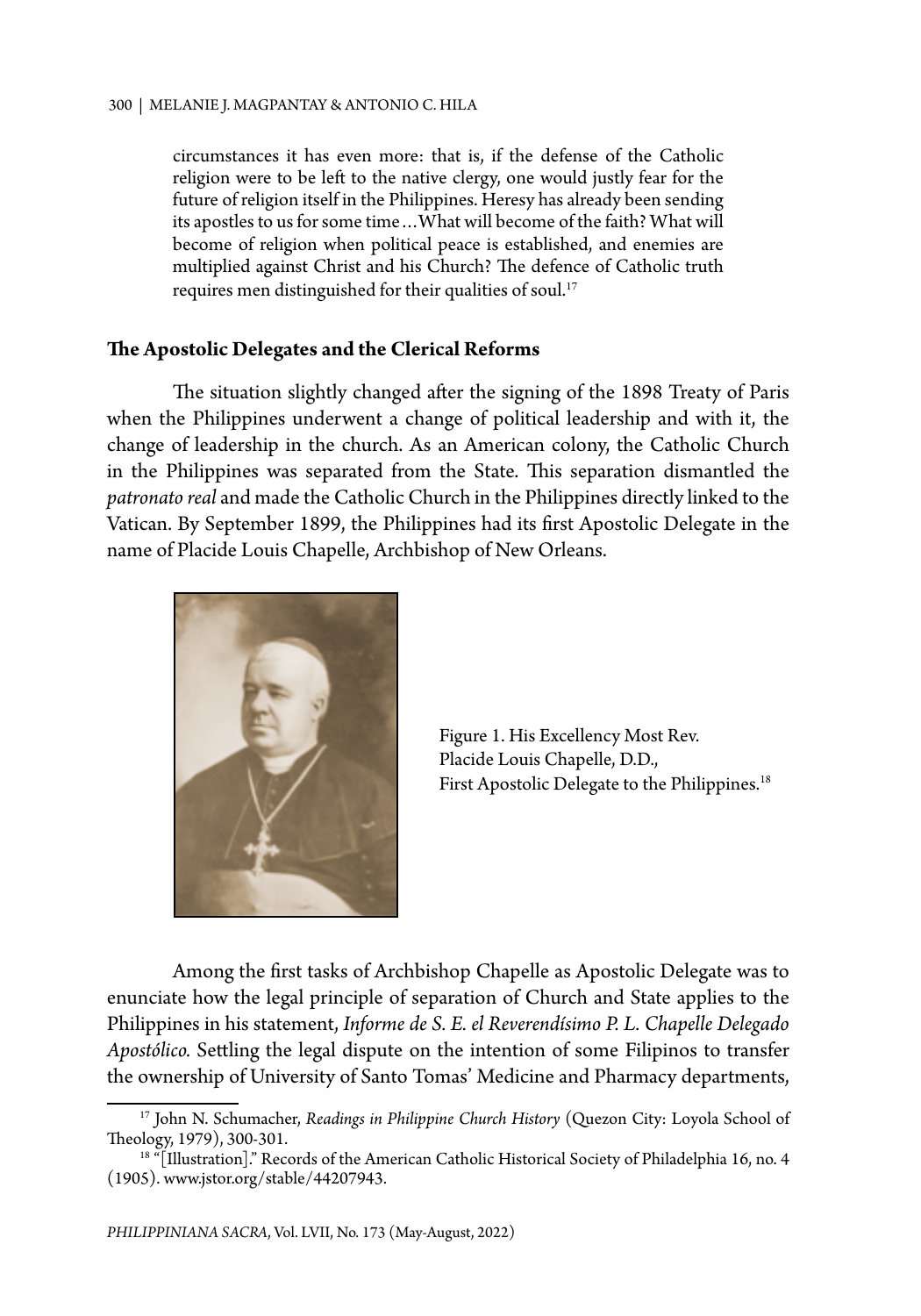> circumstances it has even more: that is, if the defense of the Catholic religion were to be left to the native clergy, one would justly fear for the future of religion itself in the Philippines. Heresy has already been sending its apostles to us for some time…What will become of the faith? What will become of religion when political peace is established, and enemies are multiplied against Christ and his Church? The defence of Catholic truth requires men distinguished for their qualities of soul.[17]

## The Apostolic Delegates and the Clerical Reforms

The situation slightly changed after the signing of the 1898 Treaty of Paris when the Philippines underwent a change of political leadership and with it, the change of leadership in the church. As an American colony, the Catholic Church in the Philippines was separated from the State. This separation dismantled the *patronato real* and made the Catholic Church in the Philippines directly linked to the Vatican. By September 1899, the Philippines had its first Apostolic Delegate in the name of Placide Louis Chapelle, Archbishop of New Orleans.

Figure 1. His Excellency Most Rev. Placide Louis Chapelle, D.D., First Apostolic Delegate to the Philippines.[18]

Among the first tasks of Archbishop Chapelle as Apostolic Delegate was to enunciate how the legal principle of separation of Church and State applies to the Philippines in his statement, *Informe de S. E. el Reverendísimo P. L. Chapelle Delegado Apostólico.* Settling the legal dispute on the intention of some Filipinos to transfer the ownership of University of Santo Tomas' Medicine and Pharmacy departments,

---

[17] John N. Schumacher, *Readings in Philippine Church History* (Quezon City: Loyola School of Theology, 1979), 300-301.

[18] "[Illustration]." Records of the American Catholic Historical Society of Philadelphia 16, no. 4 (1905). www.jstor.org/stable/44207943.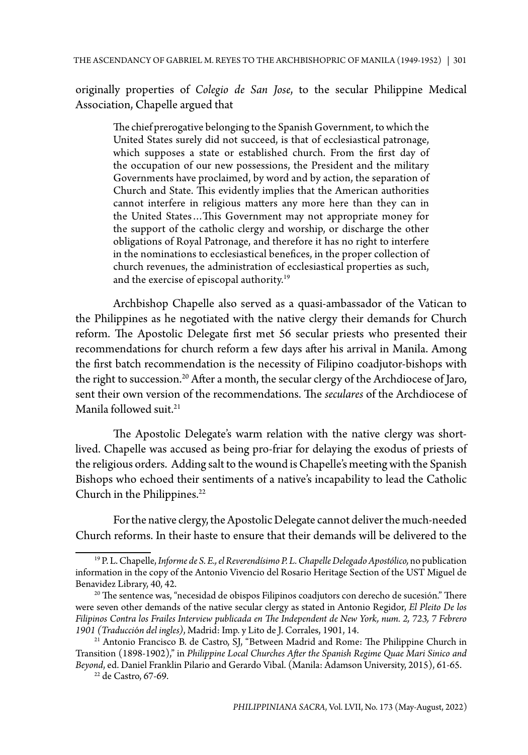originally properties of *Colegio de San Jose*, to the secular Philippine Medical Association, Chapelle argued that

> The chief prerogative belonging to the Spanish Government, to which the United States surely did not succeed, is that of ecclesiastical patronage, which supposes a state or established church. From the first day of the occupation of our new possessions, the President and the military Governments have proclaimed, by word and by action, the separation of Church and State. This evidently implies that the American authorities cannot interfere in religious matters any more here than they can in the United States…This Government may not appropriate money for the support of the catholic clergy and worship, or discharge the other obligations of Royal Patronage, and therefore it has no right to interfere in the nominations to ecclesiastical benefices, in the proper collection of church revenues, the administration of ecclesiastical properties as such, and the exercise of episcopal authority.[19]

Archbishop Chapelle also served as a quasi-ambassador of the Vatican to the Philippines as he negotiated with the native clergy their demands for Church reform. The Apostolic Delegate first met 56 secular priests who presented their recommendations for church reform a few days after his arrival in Manila. Among the first batch recommendation is the necessity of Filipino coadjutor-bishops with the right to succession.[20] After a month, the secular clergy of the Archdiocese of Jaro, sent their own version of the recommendations. The *seculares* of the Archdiocese of Manila followed suit.[21]

The Apostolic Delegate's warm relation with the native clergy was short-lived. Chapelle was accused as being pro-friar for delaying the exodus of priests of the religious orders. Adding salt to the wound is Chapelle's meeting with the Spanish Bishops who echoed their sentiments of a native's incapability to lead the Catholic Church in the Philippines.[22]

For the native clergy, the Apostolic Delegate cannot deliver the much-needed Church reforms. In their haste to ensure that their demands will be delivered to the

---

[19] P. L. Chapelle, *Informe de S. E., el Reverendísimo P. L. Chapelle Delegado Apostólico,* no publication information in the copy of the Antonio Vivencio del Rosario Heritage Section of the UST Miguel de Benavidez Library, 40, 42.

[20] The sentence was, "necesidad de obispos Filipinos coadjutors con derecho de sucesión." There were seven other demands of the native secular clergy as stated in Antonio Regidor, *El Pleito De los Filipinos Contra los Frailes Interview publicada en The Independent de New York, num. 2, 723, 7 Febrero 1901 (Traducción del ingles)*, Madrid: Imp. y Lito de J. Corrales, 1901, 14.

[21] Antonio Francisco B. de Castro, SJ, "Between Madrid and Rome: The Philippine Church in Transition (1898-1902)," in *Philippine Local Churches After the Spanish Regime Quae Mari Sinico and Beyond*, ed. Daniel Franklin Pilario and Gerardo Vibal. (Manila: Adamson University, 2015), 61-65.

[22] de Castro, 67-69.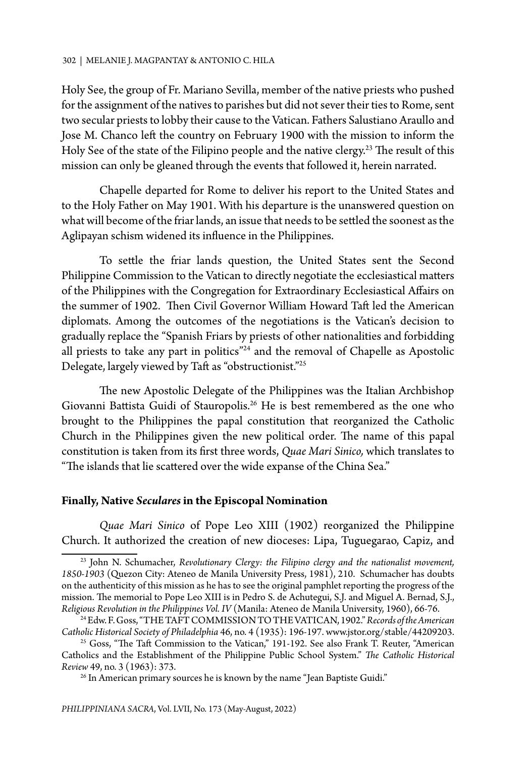Holy See, the group of Fr. Mariano Sevilla, member of the native priests who pushed for the assignment of the natives to parishes but did not sever their ties to Rome, sent two secular priests to lobby their cause to the Vatican. Fathers Salustiano Araullo and Jose M. Chanco left the country on February 1900 with the mission to inform the Holy See of the state of the Filipino people and the native clergy.[23] The result of this mission can only be gleaned through the events that followed it, herein narrated.

Chapelle departed for Rome to deliver his report to the United States and to the Holy Father on May 1901. With his departure is the unanswered question on what will become of the friar lands, an issue that needs to be settled the soonest as the Aglipayan schism widened its influence in the Philippines.

To settle the friar lands question, the United States sent the Second Philippine Commission to the Vatican to directly negotiate the ecclesiastical matters of the Philippines with the Congregation for Extraordinary Ecclesiastical Affairs on the summer of 1902. Then Civil Governor William Howard Taft led the American diplomats. Among the outcomes of the negotiations is the Vatican's decision to gradually replace the "Spanish Friars by priests of other nationalities and forbidding all priests to take any part in politics"[24] and the removal of Chapelle as Apostolic Delegate, largely viewed by Taft as "obstructionist."[25]

The new Apostolic Delegate of the Philippines was the Italian Archbishop Giovanni Battista Guidi of Stauropolis.[26] He is best remembered as the one who brought to the Philippines the papal constitution that reorganized the Catholic Church in the Philippines given the new political order. The name of this papal constitution is taken from its first three words, *Quae Mari Sinico,* which translates to "The islands that lie scattered over the wide expanse of the China Sea."

### Finally, Native *Seculares* in the Episcopal Nomination

*Quae Mari Sinico* of Pope Leo XIII (1902) reorganized the Philippine Church. It authorized the creation of new dioceses: Lipa, Tuguegarao, Capiz, and

---

[23] John N. Schumacher, *Revolutionary Clergy: the Filipino clergy and the nationalist movement, 1850-1903* (Quezon City: Ateneo de Manila University Press, 1981), 210. Schumacher has doubts on the authenticity of this mission as he has to see the original pamphlet reporting the progress of the mission. The memorial to Pope Leo XIII is in Pedro S. de Achutegui, S.J. and Miguel A. Bernad, S.J., *Religious Revolution in the Philippines Vol. IV* (Manila: Ateneo de Manila University, 1960), 66-76.

[24] Edw. F. Goss, "THE TAFT COMMISSION TO THE VATICAN, 1902." *Records of the American Catholic Historical Society of Philadelphia* 46, no. 4 (1935): 196-197. www.jstor.org/stable/44209203.

[25] Goss, "The Taft Commission to the Vatican," 191-192. See also Frank T. Reuter, "American Catholics and the Establishment of the Philippine Public School System." *The Catholic Historical Review* 49, no. 3 (1963): 373.

[26] In American primary sources he is known by the name "Jean Baptiste Guidi."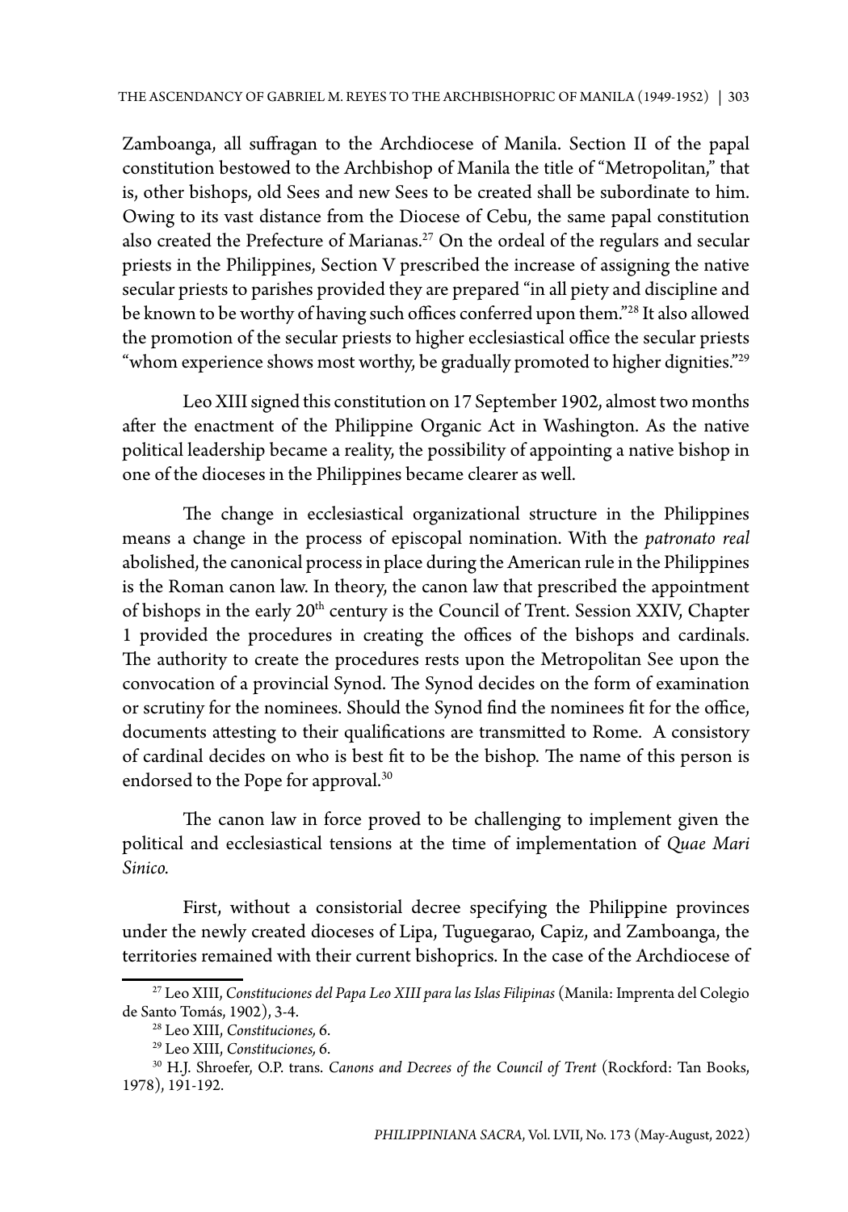Zamboanga, all suffragan to the Archdiocese of Manila. Section II of the papal constitution bestowed to the Archbishop of Manila the title of "Metropolitan," that is, other bishops, old Sees and new Sees to be created shall be subordinate to him. Owing to its vast distance from the Diocese of Cebu, the same papal constitution also created the Prefecture of Marianas.[27] On the ordeal of the regulars and secular priests in the Philippines, Section V prescribed the increase of assigning the native secular priests to parishes provided they are prepared "in all piety and discipline and be known to be worthy of having such offices conferred upon them."[28] It also allowed the promotion of the secular priests to higher ecclesiastical office the secular priests "whom experience shows most worthy, be gradually promoted to higher dignities."[29]

Leo XIII signed this constitution on 17 September 1902, almost two months after the enactment of the Philippine Organic Act in Washington. As the native political leadership became a reality, the possibility of appointing a native bishop in one of the dioceses in the Philippines became clearer as well.

The change in ecclesiastical organizational structure in the Philippines means a change in the process of episcopal nomination. With the *patronato real* abolished, the canonical process in place during the American rule in the Philippines is the Roman canon law. In theory, the canon law that prescribed the appointment of bishops in the early 20th century is the Council of Trent. Session XXIV, Chapter 1 provided the procedures in creating the offices of the bishops and cardinals. The authority to create the procedures rests upon the Metropolitan See upon the convocation of a provincial Synod. The Synod decides on the form of examination or scrutiny for the nominees. Should the Synod find the nominees fit for the office, documents attesting to their qualifications are transmitted to Rome. A consistory of cardinal decides on who is best fit to be the bishop. The name of this person is endorsed to the Pope for approval.[30]

The canon law in force proved to be challenging to implement given the political and ecclesiastical tensions at the time of implementation of *Quae Mari Sinico.*

First, without a consistorial decree specifying the Philippine provinces under the newly created dioceses of Lipa, Tuguegarao, Capiz, and Zamboanga, the territories remained with their current bishoprics. In the case of the Archdiocese of

---

[27] Leo XIII, *Constituciones del Papa Leo XIII para las Islas Filipinas* (Manila: Imprenta del Colegio de Santo Tomás, 1902), 3-4.

[28] Leo XIII, *Constituciones,* 6.

[29] Leo XIII, *Constituciones,* 6.

[30] H.J. Shroefer, O.P. trans. *Canons and Decrees of the Council of Trent* (Rockford: Tan Books, 1978), 191-192.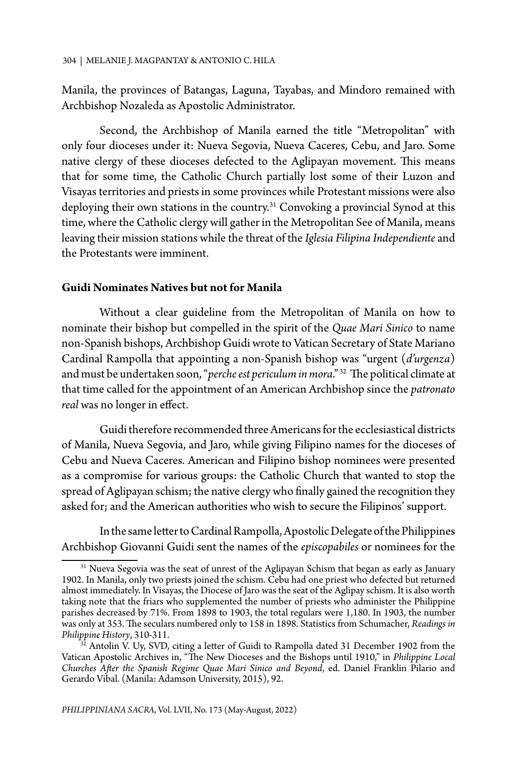Manila, the provinces of Batangas, Laguna, Tayabas, and Mindoro remained with Archbishop Nozaleda as Apostolic Administrator.

Second, the Archbishop of Manila earned the title "Metropolitan" with only four dioceses under it: Nueva Segovia, Nueva Caceres, Cebu, and Jaro. Some native clergy of these dioceses defected to the Aglipayan movement. This means that for some time, the Catholic Church partially lost some of their Luzon and Visayas territories and priests in some provinces while Protestant missions were also deploying their own stations in the country.[31] Convoking a provincial Synod at this time, where the Catholic clergy will gather in the Metropolitan See of Manila, means leaving their mission stations while the threat of the *Iglesia Filipina Independiente* and the Protestants were imminent.

### Guidi Nominates Natives but not for Manila

Without a clear guideline from the Metropolitan of Manila on how to nominate their bishop but compelled in the spirit of the *Quae Mari Sinico* to name non-Spanish bishops, Archbishop Guidi wrote to Vatican Secretary of State Mariano Cardinal Rampolla that appointing a non-Spanish bishop was "urgent (*d'urgenza*) and must be undertaken soon, "*perche est periculum in mora*."[32] The political climate at that time called for the appointment of an American Archbishop since the *patronato real* was no longer in effect.

Guidi therefore recommended three Americans for the ecclesiastical districts of Manila, Nueva Segovia, and Jaro, while giving Filipino names for the dioceses of Cebu and Nueva Caceres. American and Filipino bishop nominees were presented as a compromise for various groups: the Catholic Church that wanted to stop the spread of Aglipayan schism; the native clergy who finally gained the recognition they asked for; and the American authorities who wish to secure the Filipinos' support.

In the same letter to Cardinal Rampolla, Apostolic Delegate of the Philippines Archbishop Giovanni Guidi sent the names of the *episcopabiles* or nominees for the

---

[31] Nueva Segovia was the seat of unrest of the Aglipayan Schism that began as early as January 1902. In Manila, only two priests joined the schism. Cebu had one priest who defected but returned almost immediately. In Visayas, the Diocese of Jaro was the seat of the Aglipay schism. It is also worth taking note that the friars who supplemented the number of priests who administer the Philippine parishes decreased by 71%. From 1898 to 1903, the total regulars were 1,180. In 1903, the number was only at 353. The seculars numbered only to 158 in 1898. Statistics from Schumacher, *Readings in Philippine History*, 310-311.

[32] Antolin V. Uy, SVD, citing a letter of Guidi to Rampolla dated 31 December 1902 from the Vatican Apostolic Archives in, "The New Dioceses and the Bishops until 1910," in *Philippine Local Churches After the Spanish Regime Quae Mari Sinico and Beyond*, ed. Daniel Franklin Pilario and Gerardo Vibal. (Manila: Adamson University, 2015), 92.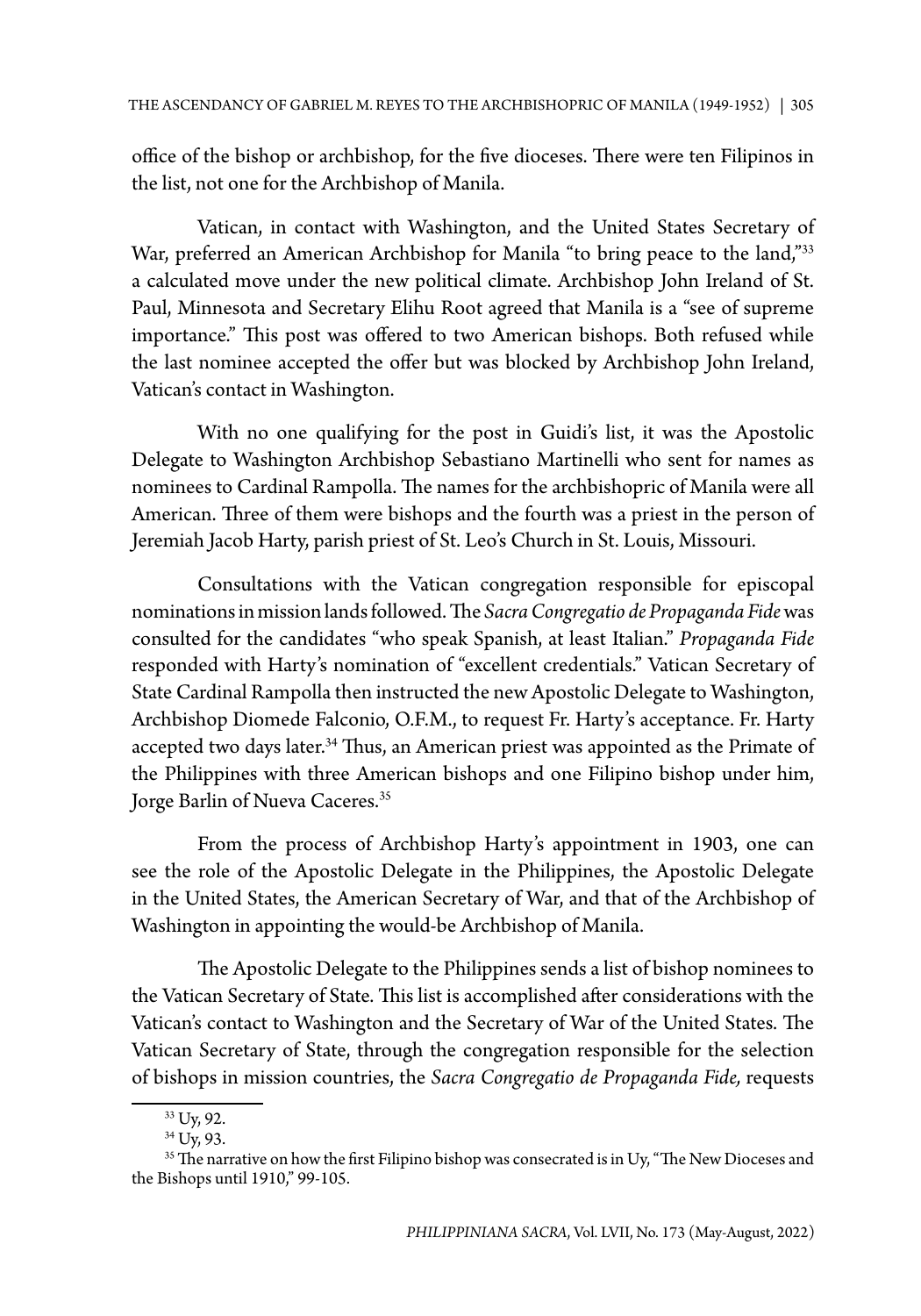office of the bishop or archbishop, for the five dioceses. There were ten Filipinos in the list, not one for the Archbishop of Manila.

Vatican, in contact with Washington, and the United States Secretary of War, preferred an American Archbishop for Manila "to bring peace to the land,"[33] a calculated move under the new political climate. Archbishop John Ireland of St. Paul, Minnesota and Secretary Elihu Root agreed that Manila is a "see of supreme importance." This post was offered to two American bishops. Both refused while the last nominee accepted the offer but was blocked by Archbishop John Ireland, Vatican's contact in Washington.

With no one qualifying for the post in Guidi's list, it was the Apostolic Delegate to Washington Archbishop Sebastiano Martinelli who sent for names as nominees to Cardinal Rampolla. The names for the archbishopric of Manila were all American. Three of them were bishops and the fourth was a priest in the person of Jeremiah Jacob Harty, parish priest of St. Leo's Church in St. Louis, Missouri.

Consultations with the Vatican congregation responsible for episcopal nominations in mission lands followed. The *Sacra Congregatio de Propaganda Fide* was consulted for the candidates "who speak Spanish, at least Italian." *Propaganda Fide* responded with Harty's nomination of "excellent credentials." Vatican Secretary of State Cardinal Rampolla then instructed the new Apostolic Delegate to Washington, Archbishop Diomede Falconio, O.F.M., to request Fr. Harty's acceptance. Fr. Harty accepted two days later.[34] Thus, an American priest was appointed as the Primate of the Philippines with three American bishops and one Filipino bishop under him, Jorge Barlin of Nueva Caceres.[35]

From the process of Archbishop Harty's appointment in 1903, one can see the role of the Apostolic Delegate in the Philippines, the Apostolic Delegate in the United States, the American Secretary of War, and that of the Archbishop of Washington in appointing the would-be Archbishop of Manila.

The Apostolic Delegate to the Philippines sends a list of bishop nominees to the Vatican Secretary of State. This list is accomplished after considerations with the Vatican's contact to Washington and the Secretary of War of the United States. The Vatican Secretary of State, through the congregation responsible for the selection of bishops in mission countries, the *Sacra Congregatio de Propaganda Fide,* requests

---

[33] Uy, 92.

[34] Uy, 93.

[35] The narrative on how the first Filipino bishop was consecrated is in Uy, "The New Dioceses and the Bishops until 1910," 99-105.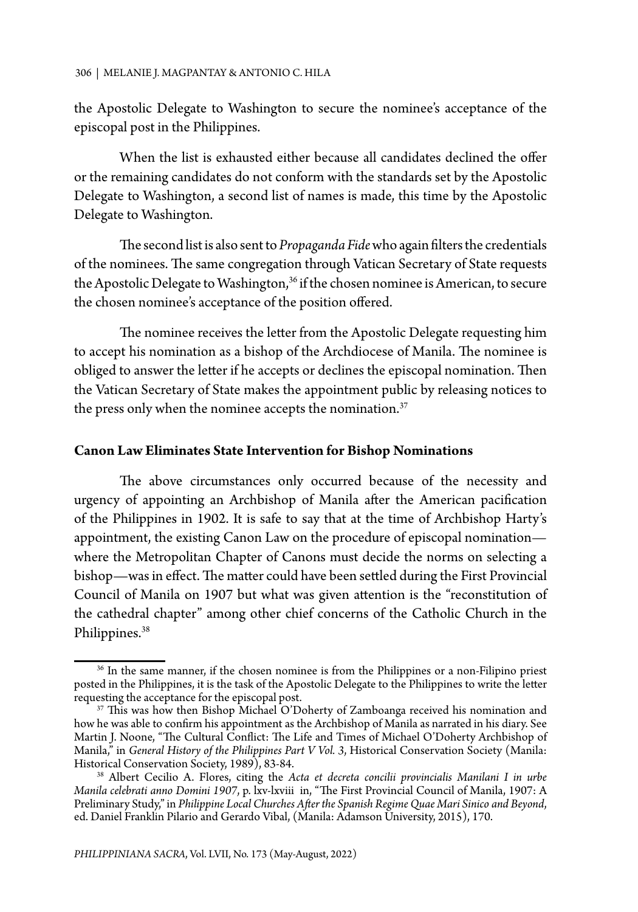the Apostolic Delegate to Washington to secure the nominee's acceptance of the episcopal post in the Philippines.

When the list is exhausted either because all candidates declined the offer or the remaining candidates do not conform with the standards set by the Apostolic Delegate to Washington, a second list of names is made, this time by the Apostolic Delegate to Washington.

The second list is also sent to *Propaganda Fide* who again filters the credentials of the nominees. The same congregation through Vatican Secretary of State requests the Apostolic Delegate to Washington,[36] if the chosen nominee is American, to secure the chosen nominee's acceptance of the position offered.

The nominee receives the letter from the Apostolic Delegate requesting him to accept his nomination as a bishop of the Archdiocese of Manila. The nominee is obliged to answer the letter if he accepts or declines the episcopal nomination. Then the Vatican Secretary of State makes the appointment public by releasing notices to the press only when the nominee accepts the nomination.[37]

## Canon Law Eliminates State Intervention for Bishop Nominations

The above circumstances only occurred because of the necessity and urgency of appointing an Archbishop of Manila after the American pacification of the Philippines in 1902. It is safe to say that at the time of Archbishop Harty's appointment, the existing Canon Law on the procedure of episcopal nomination—where the Metropolitan Chapter of Canons must decide the norms on selecting a bishop—was in effect. The matter could have been settled during the First Provincial Council of Manila on 1907 but what was given attention is the "reconstitution of the cathedral chapter" among other chief concerns of the Catholic Church in the Philippines.[38]

---

[36] In the same manner, if the chosen nominee is from the Philippines or a non-Filipino priest posted in the Philippines, it is the task of the Apostolic Delegate to the Philippines to write the letter requesting the acceptance for the episcopal post.

[37] This was how then Bishop Michael O'Doherty of Zamboanga received his nomination and how he was able to confirm his appointment as the Archbishop of Manila as narrated in his diary. See Martin J. Noone, "The Cultural Conflict: The Life and Times of Michael O'Doherty Archbishop of Manila," in *General History of the Philippines Part V Vol. 3*, Historical Conservation Society (Manila: Historical Conservation Society, 1989), 83-84.

[38] Albert Cecilio A. Flores, citing the *Acta et decreta concilii provincialis Manilani I in urbe Manila celebrati anno Domini 1907*, p. lxv-lxviii in, "The First Provincial Council of Manila, 1907: A Preliminary Study," in *Philippine Local Churches After the Spanish Regime Quae Mari Sinico and Beyond*, ed. Daniel Franklin Pilario and Gerardo Vibal, (Manila: Adamson University, 2015), 170.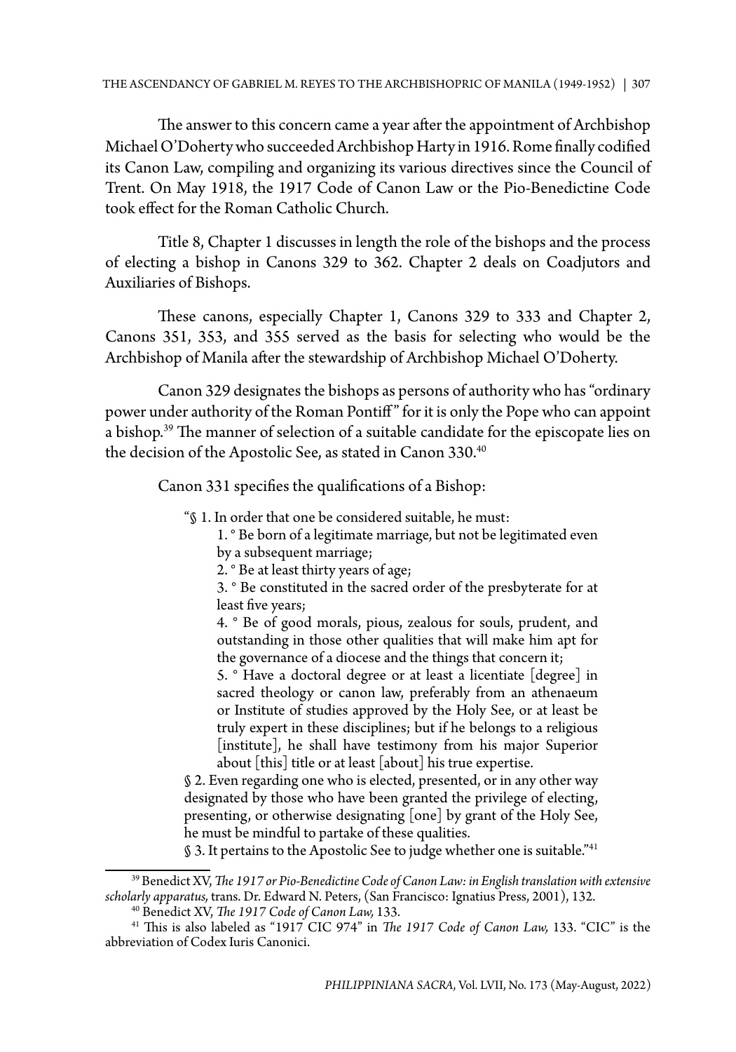The answer to this concern came a year after the appointment of Archbishop Michael O'Doherty who succeeded Archbishop Harty in 1916. Rome finally codified its Canon Law, compiling and organizing its various directives since the Council of Trent. On May 1918, the 1917 Code of Canon Law or the Pio-Benedictine Code took effect for the Roman Catholic Church.

Title 8, Chapter 1 discusses in length the role of the bishops and the process of electing a bishop in Canons 329 to 362. Chapter 2 deals on Coadjutors and Auxiliaries of Bishops.

These canons, especially Chapter 1, Canons 329 to 333 and Chapter 2, Canons 351, 353, and 355 served as the basis for selecting who would be the Archbishop of Manila after the stewardship of Archbishop Michael O'Doherty.

Canon 329 designates the bishops as persons of authority who has "ordinary power under authority of the Roman Pontiff" for it is only the Pope who can appoint a bishop.[39] The manner of selection of a suitable candidate for the episcopate lies on the decision of the Apostolic See, as stated in Canon 330.[40]

Canon 331 specifies the qualifications of a Bishop:

> "§ 1. In order that one be considered suitable, he must:
>
> 1. ° Be born of a legitimate marriage, but not be legitimated even by a subsequent marriage;
> 2. ° Be at least thirty years of age;
> 3. ° Be constituted in the sacred order of the presbyterate for at least five years;
> 4. ° Be of good morals, pious, zealous for souls, prudent, and outstanding in those other qualities that will make him apt for the governance of a diocese and the things that concern it;
> 5. ° Have a doctoral degree or at least a licentiate [degree] in sacred theology or canon law, preferably from an athenaeum or Institute of studies approved by the Holy See, or at least be truly expert in these disciplines; but if he belongs to a religious [institute], he shall have testimony from his major Superior about [this] title or at least [about] his true expertise.
>
> § 2. Even regarding one who is elected, presented, or in any other way designated by those who have been granted the privilege of electing, presenting, or otherwise designating [one] by grant of the Holy See, he must be mindful to partake of these qualities.
>
> § 3. It pertains to the Apostolic See to judge whether one is suitable."[41]

---

[39] Benedict XV, *The 1917 or Pio-Benedictine Code of Canon Law: in English translation with extensive scholarly apparatus,* trans. Dr. Edward N. Peters, (San Francisco: Ignatius Press, 2001), 132.

[40] Benedict XV, *The 1917 Code of Canon Law,* 133.

[41] This is also labeled as "1917 CIC 974" in *The 1917 Code of Canon Law,* 133. "CIC" is the abbreviation of Codex Iuris Canonici.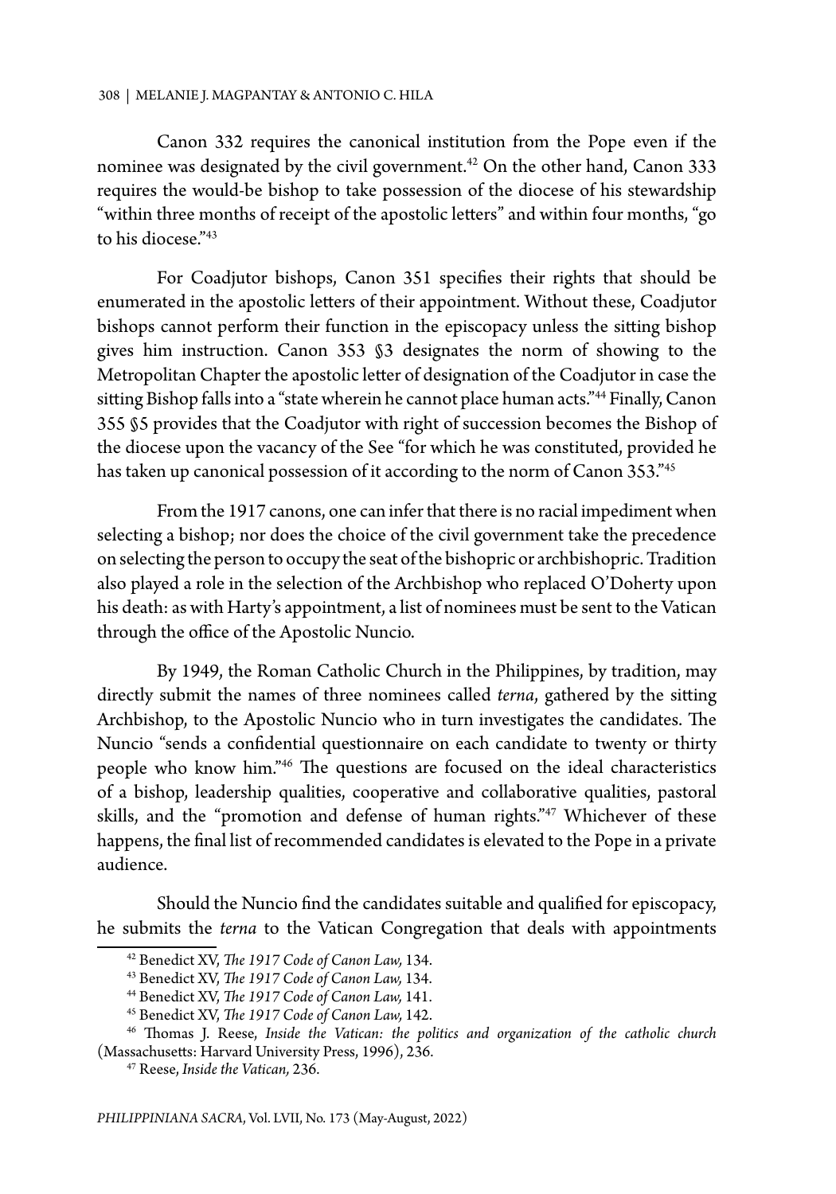Canon 332 requires the canonical institution from the Pope even if the nominee was designated by the civil government.[42] On the other hand, Canon 333 requires the would-be bishop to take possession of the diocese of his stewardship "within three months of receipt of the apostolic letters" and within four months, "go to his diocese."[43]

For Coadjutor bishops, Canon 351 specifies their rights that should be enumerated in the apostolic letters of their appointment. Without these, Coadjutor bishops cannot perform their function in the episcopacy unless the sitting bishop gives him instruction. Canon 353 §3 designates the norm of showing to the Metropolitan Chapter the apostolic letter of designation of the Coadjutor in case the sitting Bishop falls into a "state wherein he cannot place human acts."[44] Finally, Canon 355 §5 provides that the Coadjutor with right of succession becomes the Bishop of the diocese upon the vacancy of the See "for which he was constituted, provided he has taken up canonical possession of it according to the norm of Canon 353."[45]

From the 1917 canons, one can infer that there is no racial impediment when selecting a bishop; nor does the choice of the civil government take the precedence on selecting the person to occupy the seat of the bishopric or archbishopric. Tradition also played a role in the selection of the Archbishop who replaced O'Doherty upon his death: as with Harty's appointment, a list of nominees must be sent to the Vatican through the office of the Apostolic Nuncio.

By 1949, the Roman Catholic Church in the Philippines, by tradition, may directly submit the names of three nominees called *terna*, gathered by the sitting Archbishop, to the Apostolic Nuncio who in turn investigates the candidates. The Nuncio "sends a confidential questionnaire on each candidate to twenty or thirty people who know him."[46] The questions are focused on the ideal characteristics of a bishop, leadership qualities, cooperative and collaborative qualities, pastoral skills, and the "promotion and defense of human rights."[47] Whichever of these happens, the final list of recommended candidates is elevated to the Pope in a private audience.

Should the Nuncio find the candidates suitable and qualified for episcopacy, he submits the *terna* to the Vatican Congregation that deals with appointments

---

[42] Benedict XV, *The 1917 Code of Canon Law,* 134.

[43] Benedict XV, *The 1917 Code of Canon Law,* 134.

[44] Benedict XV, *The 1917 Code of Canon Law,* 141.

[45] Benedict XV, *The 1917 Code of Canon Law,* 142.

[46] Thomas J. Reese, *Inside the Vatican: the politics and organization of the catholic church* (Massachusetts: Harvard University Press, 1996), 236.

[47] Reese, *Inside the Vatican,* 236.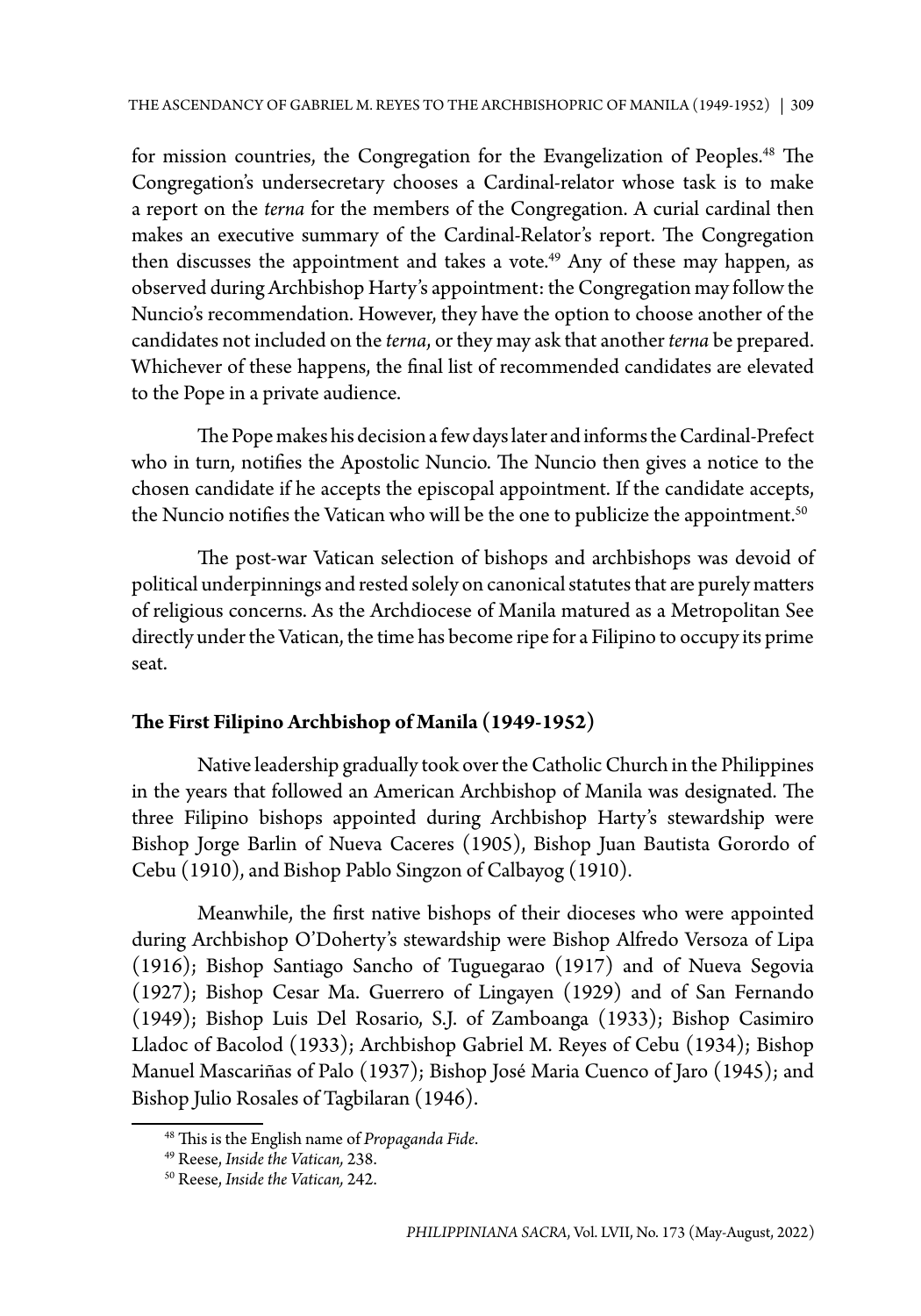for mission countries, the Congregation for the Evangelization of Peoples.[48] The Congregation's undersecretary chooses a Cardinal-relator whose task is to make a report on the *terna* for the members of the Congregation. A curial cardinal then makes an executive summary of the Cardinal-Relator's report. The Congregation then discusses the appointment and takes a vote.[49] Any of these may happen, as observed during Archbishop Harty's appointment: the Congregation may follow the Nuncio's recommendation. However, they have the option to choose another of the candidates not included on the *terna*, or they may ask that another *terna* be prepared. Whichever of these happens, the final list of recommended candidates are elevated to the Pope in a private audience.

The Pope makes his decision a few days later and informs the Cardinal-Prefect who in turn, notifies the Apostolic Nuncio. The Nuncio then gives a notice to the chosen candidate if he accepts the episcopal appointment. If the candidate accepts, the Nuncio notifies the Vatican who will be the one to publicize the appointment.[50]

The post-war Vatican selection of bishops and archbishops was devoid of political underpinnings and rested solely on canonical statutes that are purely matters of religious concerns. As the Archdiocese of Manila matured as a Metropolitan See directly under the Vatican, the time has become ripe for a Filipino to occupy its prime seat.

## The First Filipino Archbishop of Manila (1949-1952)

Native leadership gradually took over the Catholic Church in the Philippines in the years that followed an American Archbishop of Manila was designated. The three Filipino bishops appointed during Archbishop Harty's stewardship were Bishop Jorge Barlin of Nueva Caceres (1905), Bishop Juan Bautista Gorordo of Cebu (1910), and Bishop Pablo Singzon of Calbayog (1910).

Meanwhile, the first native bishops of their dioceses who were appointed during Archbishop O'Doherty's stewardship were Bishop Alfredo Versoza of Lipa (1916); Bishop Santiago Sancho of Tuguegarao (1917) and of Nueva Segovia (1927); Bishop Cesar Ma. Guerrero of Lingayen (1929) and of San Fernando (1949); Bishop Luis Del Rosario, S.J. of Zamboanga (1933); Bishop Casimiro Lladoc of Bacolod (1933); Archbishop Gabriel M. Reyes of Cebu (1934); Bishop Manuel Mascariñas of Palo (1937); Bishop José Maria Cuenco of Jaro (1945); and Bishop Julio Rosales of Tagbilaran (1946).

---

[48] This is the English name of *Propaganda Fide*.

[49] Reese, *Inside the Vatican,* 238.

[50] Reese, *Inside the Vatican,* 242.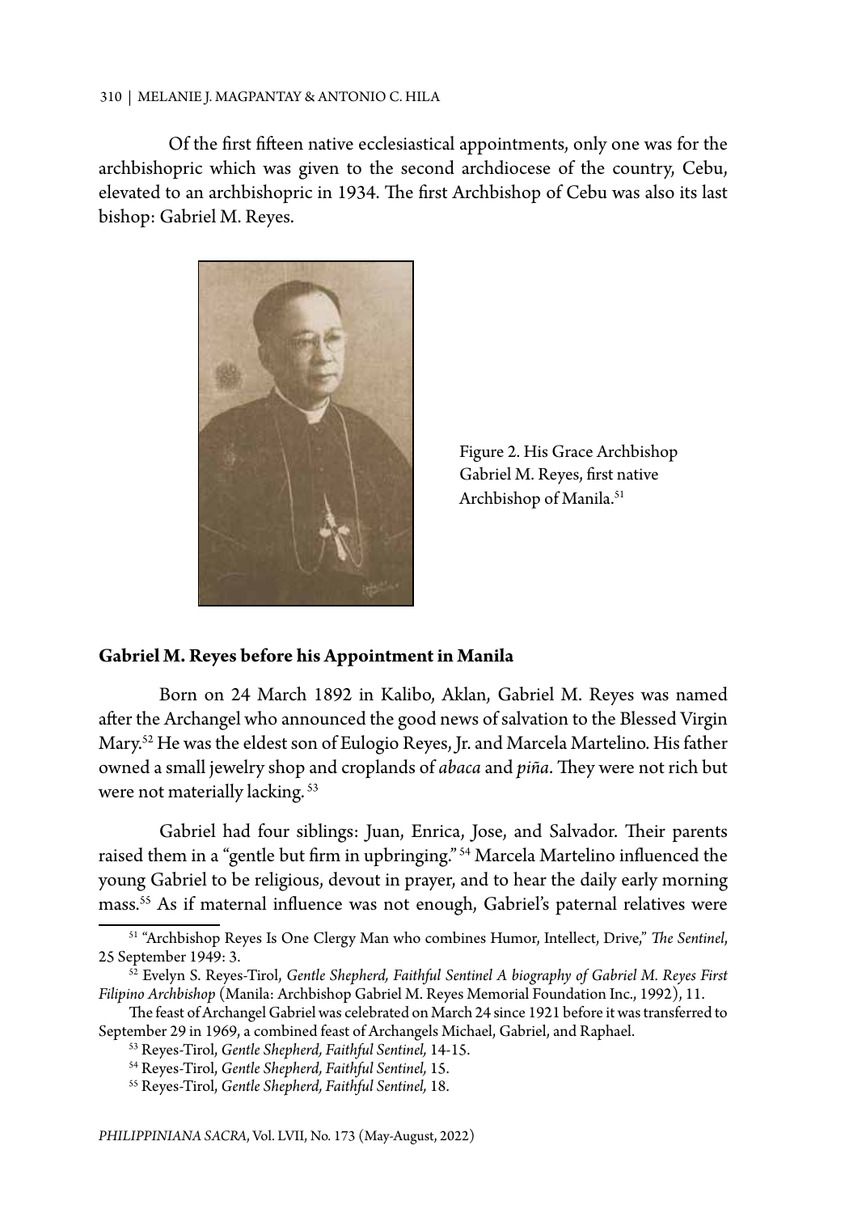Of the first fifteen native ecclesiastical appointments, only one was for the archbishopric which was given to the second archdiocese of the country, Cebu, elevated to an archbishopric in 1934. The first Archbishop of Cebu was also its last bishop: Gabriel M. Reyes.

Figure 2. His Grace Archbishop Gabriel M. Reyes, first native Archbishop of Manila.[51]

## Gabriel M. Reyes before his Appointment in Manila

Born on 24 March 1892 in Kalibo, Aklan, Gabriel M. Reyes was named after the Archangel who announced the good news of salvation to the Blessed Virgin Mary.[52] He was the eldest son of Eulogio Reyes, Jr. and Marcela Martelino. His father owned a small jewelry shop and croplands of *abaca* and *piña*. They were not rich but were not materially lacking.[53]

Gabriel had four siblings: Juan, Enrica, Jose, and Salvador. Their parents raised them in a "gentle but firm in upbringing."[54] Marcela Martelino influenced the young Gabriel to be religious, devout in prayer, and to hear the daily early morning mass.[55] As if maternal influence was not enough, Gabriel's paternal relatives were

---

[51] "Archbishop Reyes Is One Clergy Man who combines Humor, Intellect, Drive," *The Sentinel*, 25 September 1949: 3.

[52] Evelyn S. Reyes-Tirol, *Gentle Shepherd, Faithful Sentinel A biography of Gabriel M. Reyes First Filipino Archbishop* (Manila: Archbishop Gabriel M. Reyes Memorial Foundation Inc., 1992), 11.

The feast of Archangel Gabriel was celebrated on March 24 since 1921 before it was transferred to September 29 in 1969, a combined feast of Archangels Michael, Gabriel, and Raphael.

[53] Reyes-Tirol, *Gentle Shepherd, Faithful Sentinel,* 14-15.

[54] Reyes-Tirol, *Gentle Shepherd, Faithful Sentinel,* 15.

[55] Reyes-Tirol, *Gentle Shepherd, Faithful Sentinel,* 18.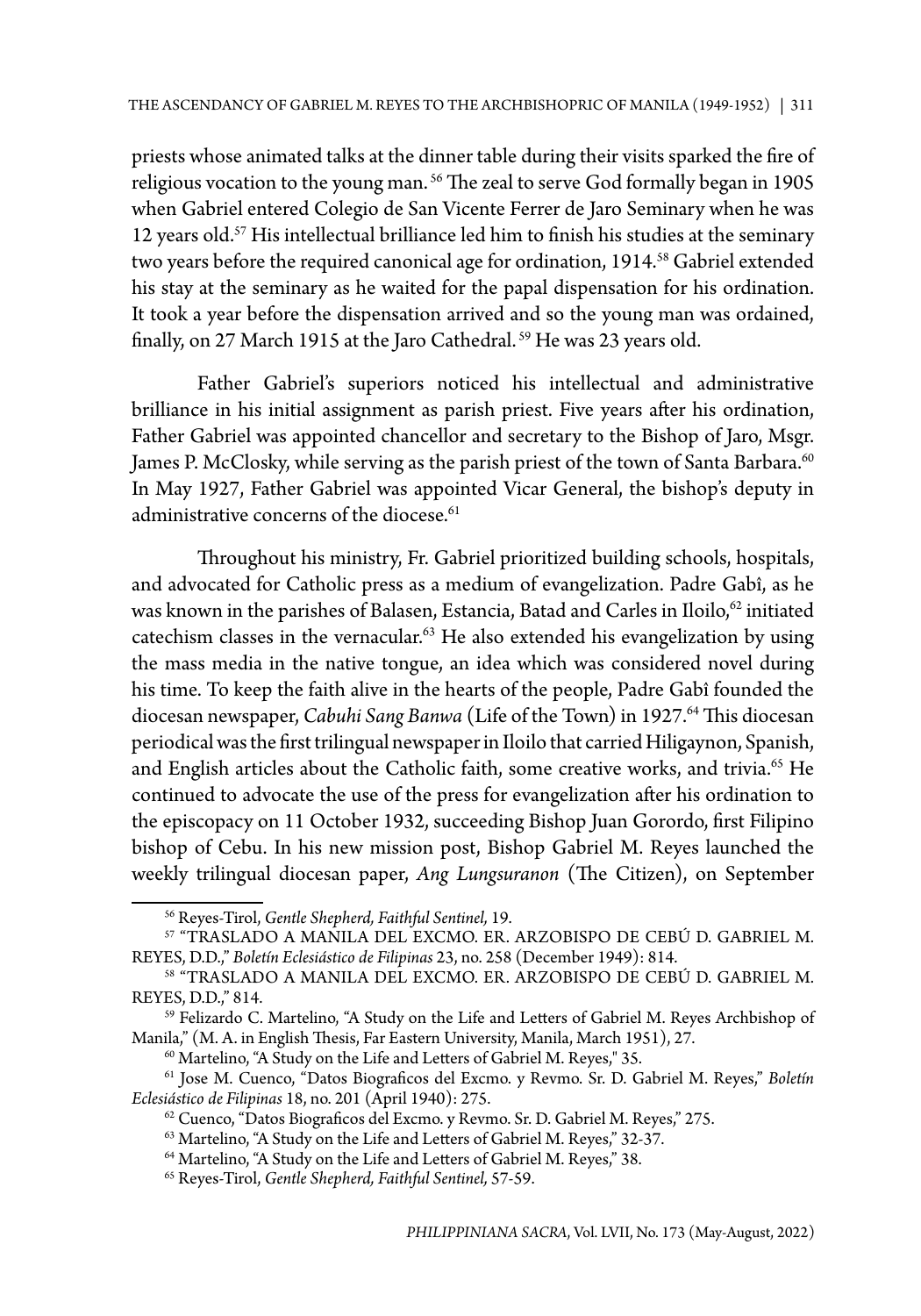priests whose animated talks at the dinner table during their visits sparked the fire of religious vocation to the young man.[56] The zeal to serve God formally began in 1905 when Gabriel entered Colegio de San Vicente Ferrer de Jaro Seminary when he was 12 years old.[57] His intellectual brilliance led him to finish his studies at the seminary two years before the required canonical age for ordination, 1914.[58] Gabriel extended his stay at the seminary as he waited for the papal dispensation for his ordination. It took a year before the dispensation arrived and so the young man was ordained, finally, on 27 March 1915 at the Jaro Cathedral.[59] He was 23 years old.

Father Gabriel's superiors noticed his intellectual and administrative brilliance in his initial assignment as parish priest. Five years after his ordination, Father Gabriel was appointed chancellor and secretary to the Bishop of Jaro, Msgr. James P. McClosky, while serving as the parish priest of the town of Santa Barbara.[60] In May 1927, Father Gabriel was appointed Vicar General, the bishop's deputy in administrative concerns of the diocese.[61]

Throughout his ministry, Fr. Gabriel prioritized building schools, hospitals, and advocated for Catholic press as a medium of evangelization. Padre Gabî, as he was known in the parishes of Balasen, Estancia, Batad and Carles in Iloilo,[62] initiated catechism classes in the vernacular.[63] He also extended his evangelization by using the mass media in the native tongue, an idea which was considered novel during his time. To keep the faith alive in the hearts of the people, Padre Gabî founded the diocesan newspaper, *Cabuhi Sang Banwa* (Life of the Town) in 1927.[64] This diocesan periodical was the first trilingual newspaper in Iloilo that carried Hiligaynon, Spanish, and English articles about the Catholic faith, some creative works, and trivia.[65] He continued to advocate the use of the press for evangelization after his ordination to the episcopacy on 11 October 1932, succeeding Bishop Juan Gorordo, first Filipino bishop of Cebu. In his new mission post, Bishop Gabriel M. Reyes launched the weekly trilingual diocesan paper, *Ang Lungsuranon* (The Citizen), on September

---

[56] Reyes-Tirol, *Gentle Shepherd, Faithful Sentinel,* 19.

[57] "TRASLADO A MANILA DEL EXCMO. ER. ARZOBISPO DE CEBÚ D. GABRIEL M. REYES, D.D.," *Boletín Eclesiástico de Filipinas* 23, no. 258 (December 1949): 814.

[58] "TRASLADO A MANILA DEL EXCMO. ER. ARZOBISPO DE CEBÚ D. GABRIEL M. REYES, D.D.," 814.

[59] Felizardo C. Martelino, "A Study on the Life and Letters of Gabriel M. Reyes Archbishop of Manila," (M. A. in English Thesis, Far Eastern University, Manila, March 1951), 27.

[60] Martelino, "A Study on the Life and Letters of Gabriel M. Reyes," 35.

[61] Jose M. Cuenco, "Datos Biograficos del Excmo. y Revmo. Sr. D. Gabriel M. Reyes," *Boletín Eclesiástico de Filipinas* 18, no. 201 (April 1940): 275.

[62] Cuenco, "Datos Biograficos del Excmo. y Revmo. Sr. D. Gabriel M. Reyes," 275.

[63] Martelino, "A Study on the Life and Letters of Gabriel M. Reyes," 32-37.

[64] Martelino, "A Study on the Life and Letters of Gabriel M. Reyes," 38.

[65] Reyes-Tirol, *Gentle Shepherd, Faithful Sentinel,* 57-59.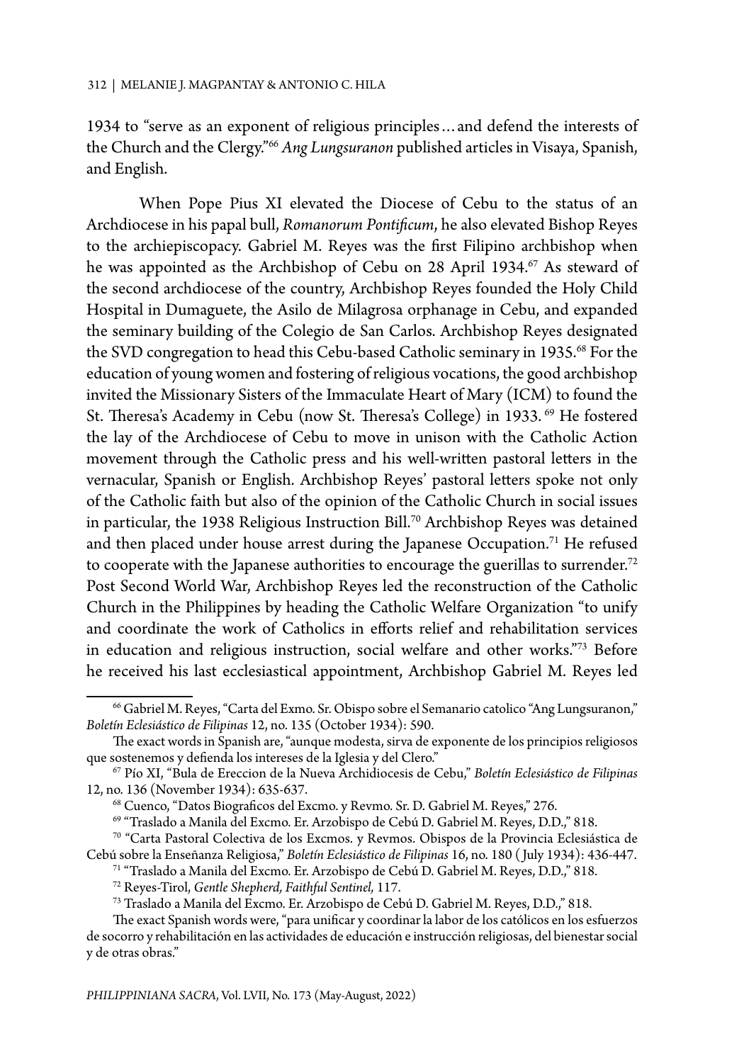1934 to "serve as an exponent of religious principles…and defend the interests of the Church and the Clergy."[66] *Ang Lungsuranon* published articles in Visaya, Spanish, and English.

When Pope Pius XI elevated the Diocese of Cebu to the status of an Archdiocese in his papal bull, *Romanorum Pontificum*, he also elevated Bishop Reyes to the archiepiscopacy. Gabriel M. Reyes was the first Filipino archbishop when he was appointed as the Archbishop of Cebu on 28 April 1934.[67] As steward of the second archdiocese of the country, Archbishop Reyes founded the Holy Child Hospital in Dumaguete, the Asilo de Milagrosa orphanage in Cebu, and expanded the seminary building of the Colegio de San Carlos. Archbishop Reyes designated the SVD congregation to head this Cebu-based Catholic seminary in 1935.[68] For the education of young women and fostering of religious vocations, the good archbishop invited the Missionary Sisters of the Immaculate Heart of Mary (ICM) to found the St. Theresa's Academy in Cebu (now St. Theresa's College) in 1933. [69] He fostered the lay of the Archdiocese of Cebu to move in unison with the Catholic Action movement through the Catholic press and his well-written pastoral letters in the vernacular, Spanish or English. Archbishop Reyes' pastoral letters spoke not only of the Catholic faith but also of the opinion of the Catholic Church in social issues in particular, the 1938 Religious Instruction Bill.[70] Archbishop Reyes was detained and then placed under house arrest during the Japanese Occupation.[71] He refused to cooperate with the Japanese authorities to encourage the guerillas to surrender.[72] Post Second World War, Archbishop Reyes led the reconstruction of the Catholic Church in the Philippines by heading the Catholic Welfare Organization "to unify and coordinate the work of Catholics in efforts relief and rehabilitation services in education and religious instruction, social welfare and other works."[73] Before he received his last ecclesiastical appointment, Archbishop Gabriel M. Reyes led

---

[66] Gabriel M. Reyes, "Carta del Exmo. Sr. Obispo sobre el Semanario catolico "Ang Lungsuranon," *Boletín Eclesiástico de Filipinas* 12, no. 135 (October 1934): 590.

The exact words in Spanish are, "aunque modesta, sirva de exponente de los principios religiosos que sostenemos y defienda los intereses de la Iglesia y del Clero."

[67] Pío XI, "Bula de Ereccion de la Nueva Archidiocesis de Cebu," *Boletín Eclesiástico de Filipinas* 12, no. 136 (November 1934): 635-637.

[68] Cuenco, "Datos Biograficos del Excmo. y Revmo. Sr. D. Gabriel M. Reyes," 276.

[69] "Traslado a Manila del Excmo. Er. Arzobispo de Cebú D. Gabriel M. Reyes, D.D.," 818.

[70] "Carta Pastoral Colectiva de los Excmos. y Revmos. Obispos de la Provincia Eclesiástica de Cebú sobre la Enseñanza Religiosa," *Boletín Eclesiástico de Filipinas* 16, no. 180 ( July 1934): 436-447.

[71] "Traslado a Manila del Excmo. Er. Arzobispo de Cebú D. Gabriel M. Reyes, D.D.," 818.

[72] Reyes-Tirol, *Gentle Shepherd, Faithful Sentinel,* 117.

[73] Traslado a Manila del Excmo. Er. Arzobispo de Cebú D. Gabriel M. Reyes, D.D.," 818.

The exact Spanish words were, "para unificar y coordinar la labor de los católicos en los esfuerzos de socorro y rehabilitación en las actividades de educación e instrucción religiosas, del bienestar social y de otras obras."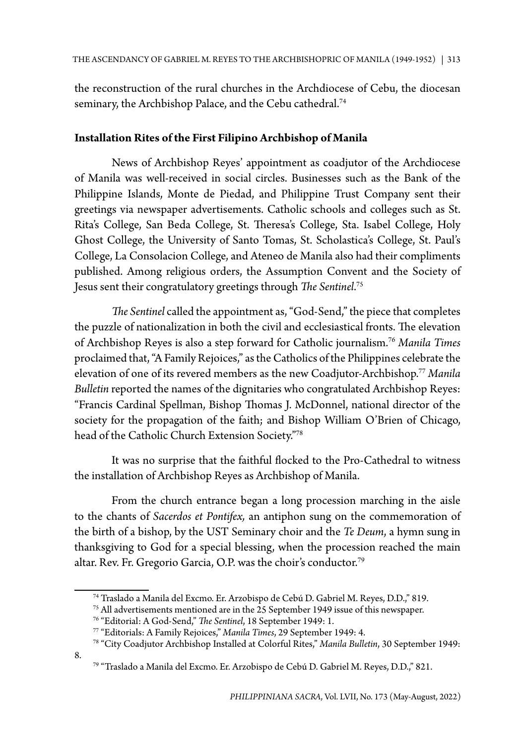the reconstruction of the rural churches in the Archdiocese of Cebu, the diocesan seminary, the Archbishop Palace, and the Cebu cathedral.[74]

## Installation Rites of the First Filipino Archbishop of Manila

News of Archbishop Reyes' appointment as coadjutor of the Archdiocese of Manila was well-received in social circles. Businesses such as the Bank of the Philippine Islands, Monte de Piedad, and Philippine Trust Company sent their greetings via newspaper advertisements. Catholic schools and colleges such as St. Rita's College, San Beda College, St. Theresa's College, Sta. Isabel College, Holy Ghost College, the University of Santo Tomas, St. Scholastica's College, St. Paul's College, La Consolacion College, and Ateneo de Manila also had their compliments published. Among religious orders, the Assumption Convent and the Society of Jesus sent their congratulatory greetings through *The Sentinel*.[75]

*The Sentinel* called the appointment as, "God-Send," the piece that completes the puzzle of nationalization in both the civil and ecclesiastical fronts. The elevation of Archbishop Reyes is also a step forward for Catholic journalism.[76] *Manila Times* proclaimed that, "A Family Rejoices," as the Catholics of the Philippines celebrate the elevation of one of its revered members as the new Coadjutor-Archbishop.[77] *Manila Bulletin* reported the names of the dignitaries who congratulated Archbishop Reyes: "Francis Cardinal Spellman, Bishop Thomas J. McDonnel, national director of the society for the propagation of the faith; and Bishop William O'Brien of Chicago, head of the Catholic Church Extension Society."[78]

It was no surprise that the faithful flocked to the Pro-Cathedral to witness the installation of Archbishop Reyes as Archbishop of Manila.

From the church entrance began a long procession marching in the aisle to the chants of *Sacerdos et Pontifex,* an antiphon sung on the commemoration of the birth of a bishop, by the UST Seminary choir and the *Te Deum*, a hymn sung in thanksgiving to God for a special blessing, when the procession reached the main altar. Rev. Fr. Gregorio Garcia, O.P. was the choir's conductor.[79]

---

[74] Traslado a Manila del Excmo. Er. Arzobispo de Cebú D. Gabriel M. Reyes, D.D.," 819.

[75] All advertisements mentioned are in the 25 September 1949 issue of this newspaper.

[76] "Editorial: A God-Send," *The Sentinel*, 18 September 1949: 1.

[77] "Editorials: A Family Rejoices," *Manila Times*, 29 September 1949: 4.

[78] "City Coadjutor Archbishop Installed at Colorful Rites," *Manila Bulletin*, 30 September 1949: 8.

[79] "Traslado a Manila del Excmo. Er. Arzobispo de Cebú D. Gabriel M. Reyes, D.D.," 821.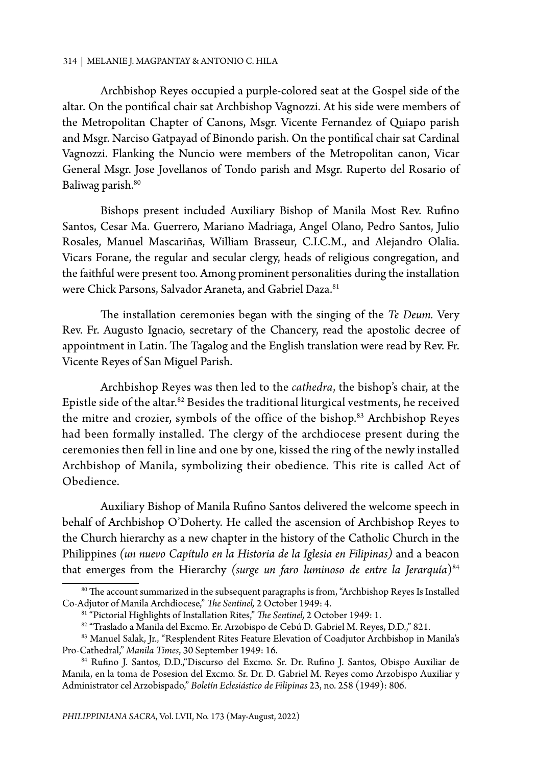Archbishop Reyes occupied a purple-colored seat at the Gospel side of the altar. On the pontifical chair sat Archbishop Vagnozzi. At his side were members of the Metropolitan Chapter of Canons, Msgr. Vicente Fernandez of Quiapo parish and Msgr. Narciso Gatpayad of Binondo parish. On the pontifical chair sat Cardinal Vagnozzi. Flanking the Nuncio were members of the Metropolitan canon, Vicar General Msgr. Jose Jovellanos of Tondo parish and Msgr. Ruperto del Rosario of Baliwag parish.[80]

Bishops present included Auxiliary Bishop of Manila Most Rev. Rufino Santos, Cesar Ma. Guerrero, Mariano Madriaga, Angel Olano, Pedro Santos, Julio Rosales, Manuel Mascariñas, William Brasseur, C.I.C.M., and Alejandro Olalia. Vicars Forane, the regular and secular clergy, heads of religious congregation, and the faithful were present too. Among prominent personalities during the installation were Chick Parsons, Salvador Araneta, and Gabriel Daza.[81]

The installation ceremonies began with the singing of the *Te Deum*. Very Rev. Fr. Augusto Ignacio, secretary of the Chancery, read the apostolic decree of appointment in Latin. The Tagalog and the English translation were read by Rev. Fr. Vicente Reyes of San Miguel Parish.

Archbishop Reyes was then led to the *cathedra*, the bishop's chair, at the Epistle side of the altar.[82] Besides the traditional liturgical vestments, he received the mitre and crozier, symbols of the office of the bishop.[83] Archbishop Reyes had been formally installed. The clergy of the archdiocese present during the ceremonies then fell in line and one by one, kissed the ring of the newly installed Archbishop of Manila, symbolizing their obedience. This rite is called Act of Obedience.

Auxiliary Bishop of Manila Rufino Santos delivered the welcome speech in behalf of Archbishop O'Doherty. He called the ascension of Archbishop Reyes to the Church hierarchy as a new chapter in the history of the Catholic Church in the Philippines *(un nuevo Capítulo en la Historia de la Iglesia en Filipinas)* and a beacon that emerges from the Hierarchy *(surge un faro luminoso de entre la Jerarquía*)[84]

---

[80] The account summarized in the subsequent paragraphs is from, "Archbishop Reyes Is Installed Co-Adjutor of Manila Archdiocese," *The Sentinel,* 2 October 1949: 4.

[81] "Pictorial Highlights of Installation Rites," *The Sentinel,* 2 October 1949: 1.

[82] "Traslado a Manila del Excmo. Er. Arzobispo de Cebú D. Gabriel M. Reyes, D.D.," 821.

[83] Manuel Salak, Jr., "Resplendent Rites Feature Elevation of Coadjutor Archbishop in Manila's Pro-Cathedral," *Manila Times*, 30 September 1949: 16.

[84] Rufino J. Santos, D.D.,"Discurso del Excmo. Sr. Dr. Rufino J. Santos, Obispo Auxiliar de Manila, en la toma de Posesion del Excmo. Sr. Dr. D. Gabriel M. Reyes como Arzobispo Auxiliar y Administrator cel Arzobispado," *Boletín Eclesiástico de Filipinas* 23, no. 258 (1949): 806.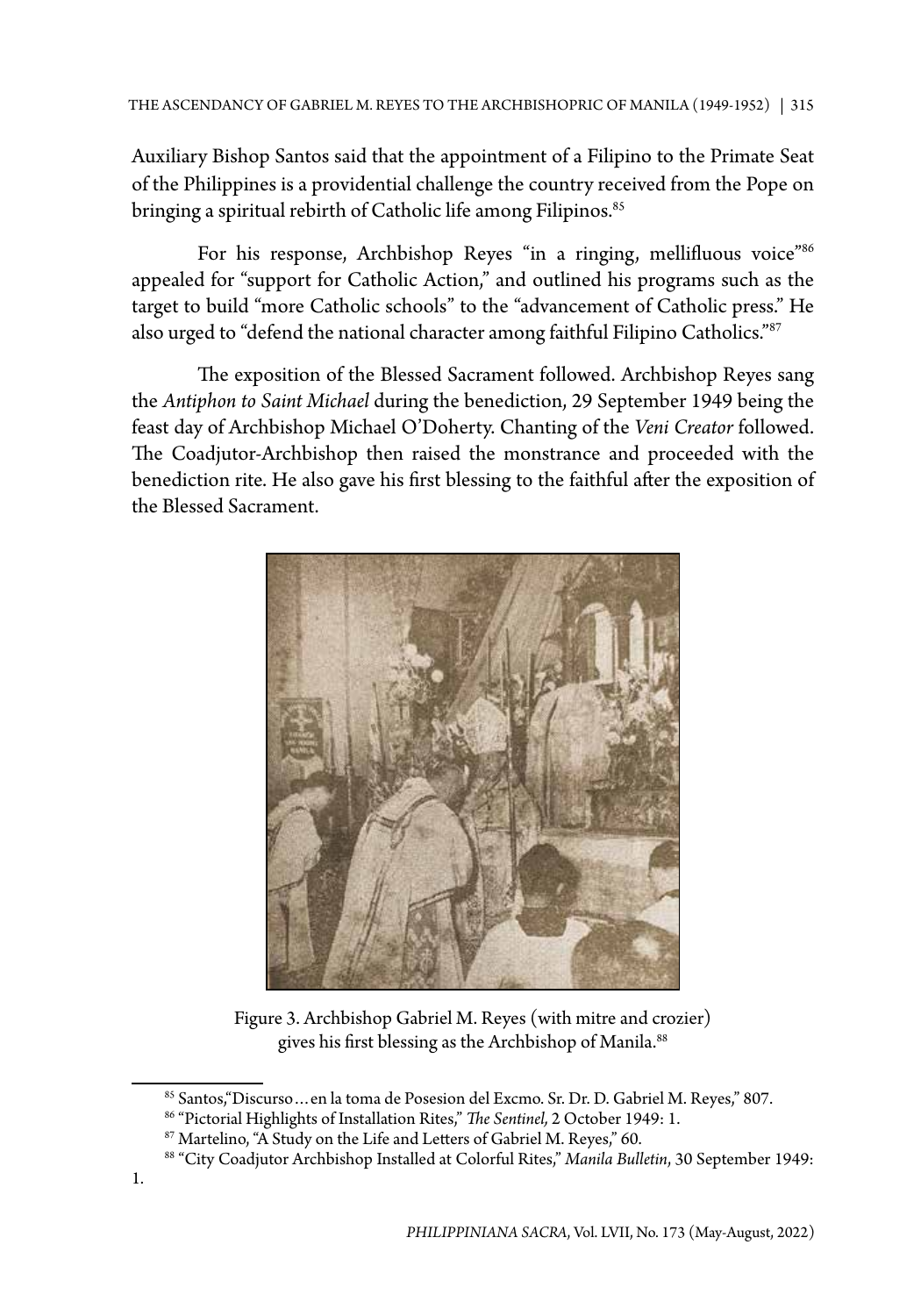Auxiliary Bishop Santos said that the appointment of a Filipino to the Primate Seat of the Philippines is a providential challenge the country received from the Pope on bringing a spiritual rebirth of Catholic life among Filipinos.[85]

For his response, Archbishop Reyes "in a ringing, mellifluous voice"[86] appealed for "support for Catholic Action," and outlined his programs such as the target to build "more Catholic schools" to the "advancement of Catholic press." He also urged to "defend the national character among faithful Filipino Catholics."[87]

The exposition of the Blessed Sacrament followed. Archbishop Reyes sang the *Antiphon to Saint Michael* during the benediction, 29 September 1949 being the feast day of Archbishop Michael O'Doherty. Chanting of the *Veni Creator* followed. The Coadjutor-Archbishop then raised the monstrance and proceeded with the benediction rite. He also gave his first blessing to the faithful after the exposition of the Blessed Sacrament.

Figure 3. Archbishop Gabriel M. Reyes (with mitre and crozier) gives his first blessing as the Archbishop of Manila.[88]

---

[85] Santos,"Discurso…en la toma de Posesion del Excmo. Sr. Dr. D. Gabriel M. Reyes," 807.

[86] "Pictorial Highlights of Installation Rites," *The Sentinel,* 2 October 1949: 1.

[87] Martelino, "A Study on the Life and Letters of Gabriel M. Reyes," 60.

[88] "City Coadjutor Archbishop Installed at Colorful Rites," *Manila Bulletin*, 30 September 1949: 1.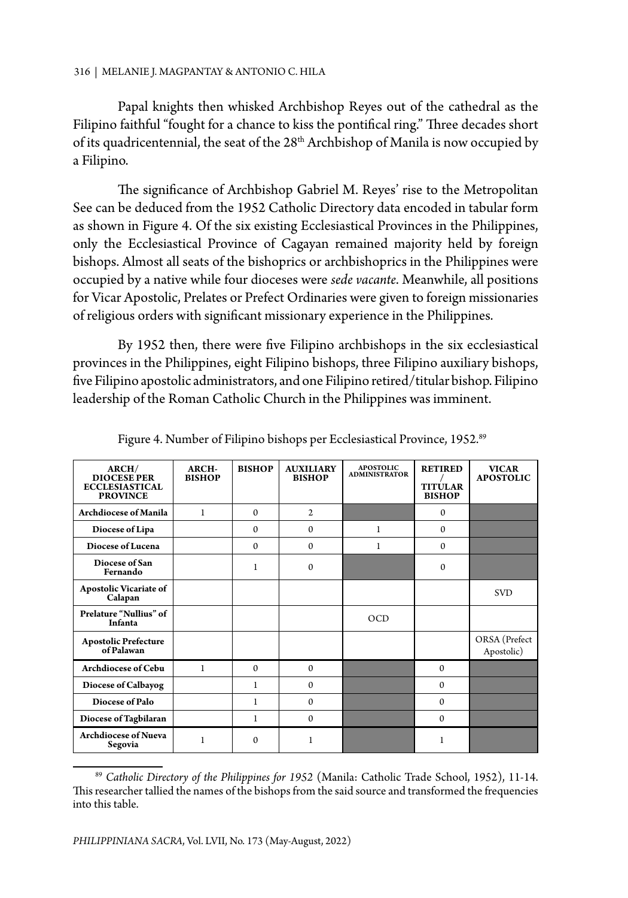Papal knights then whisked Archbishop Reyes out of the cathedral as the Filipino faithful "fought for a chance to kiss the pontifical ring." Three decades short of its quadricentennial, the seat of the 28th Archbishop of Manila is now occupied by a Filipino.

The significance of Archbishop Gabriel M. Reyes' rise to the Metropolitan See can be deduced from the 1952 Catholic Directory data encoded in tabular form as shown in Figure 4. Of the six existing Ecclesiastical Provinces in the Philippines, only the Ecclesiastical Province of Cagayan remained majority held by foreign bishops. Almost all seats of the bishoprics or archbishoprics in the Philippines were occupied by a native while four dioceses were *sede vacante*. Meanwhile, all positions for Vicar Apostolic, Prelates or Prefect Ordinaries were given to foreign missionaries of religious orders with significant missionary experience in the Philippines.

By 1952 then, there were five Filipino archbishops in the six ecclesiastical provinces in the Philippines, eight Filipino bishops, three Filipino auxiliary bishops, five Filipino apostolic administrators, and one Filipino retired/titular bishop. Filipino leadership of the Roman Catholic Church in the Philippines was imminent.

Figure 4. Number of Filipino bishops per Ecclesiastical Province, 1952.[89]

| ARCH/ DIOCESE PER ECCLESIASTICAL PROVINCE | ARCH-BISHOP | BISHOP | AUXILIARY BISHOP | APOSTOLIC ADMINISTRATOR | RETIRED / TITULAR BISHOP | VICAR APOSTOLIC |
|---|---|---|---|---|---|---|
| **Archdiocese of Manila** | 1 | 0 | 2 | | 0 | |
| **Diocese of Lipa** | | 0 | 0 | 1 | 0 | |
| **Diocese of Lucena** | | 0 | 0 | 1 | 0 | |
| **Diocese of San Fernando** | | 1 | 0 | | 0 | |
| **Apostolic Vicariate of Calapan** | | | | | | SVD |
| **Prelature "Nullius" of Infanta** | | | | OCD | | |
| **Apostolic Prefecture of Palawan** | | | | | | ORSA (Prefect Apostolic) |
| **Archdiocese of Cebu** | 1 | 0 | 0 | | 0 | |
| **Diocese of Calbayog** | | 1 | 0 | | 0 | |
| **Diocese of Palo** | | 1 | 0 | | 0 | |
| **Diocese of Tagbilaran** | | 1 | 0 | | 0 | |
| **Archdiocese of Nueva Segovia** | 1 | 0 | 1 | | 1 | |

[89] *Catholic Directory of the Philippines for 1952* (Manila: Catholic Trade School, 1952), 11-14. This researcher tallied the names of the bishops from the said source and transformed the frequencies into this table.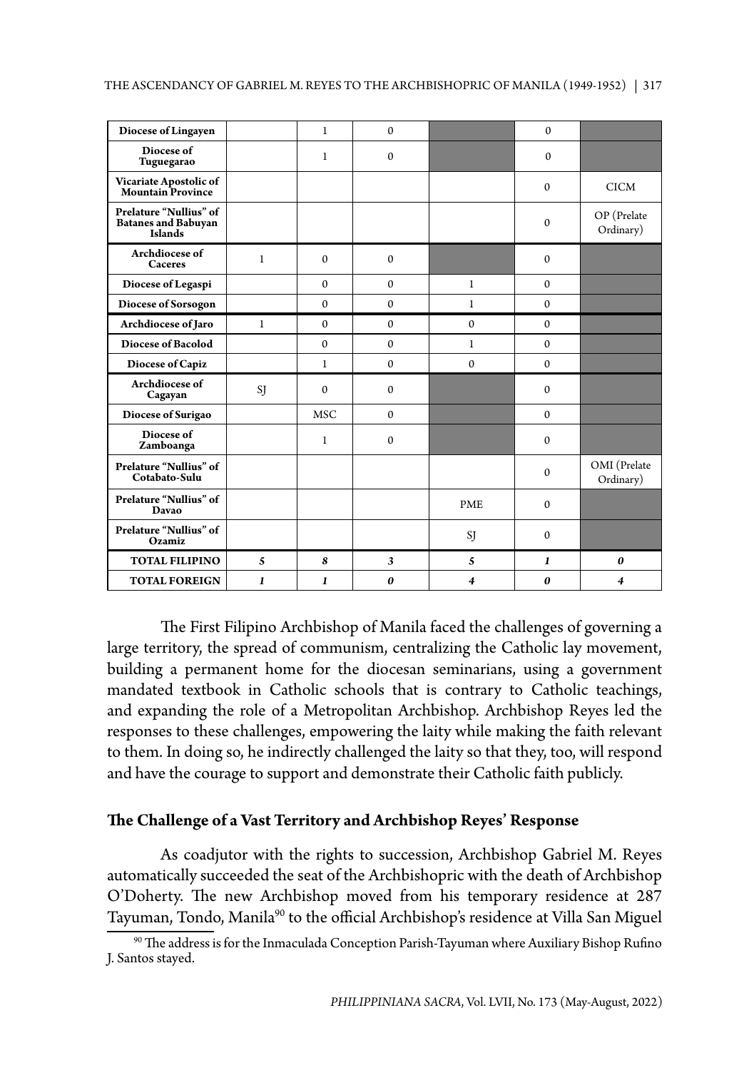| Diocese of Lingayen | | 1 | 0 | | 0 | |
|---|---|---|---|---|---|---|
| Diocese of Tuguegarao | | 1 | 0 | | 0 | |
| Vicariate Apostolic of Mountain Province | | | | | 0 | CICM |
| Prelature "Nullius" of Batanes and Babuyan Islands | | | | | 0 | OP (Prelate Ordinary) |
| Archdiocese of Caceres | 1 | 0 | 0 | | 0 | |
| Diocese of Legaspi | | 0 | 0 | 1 | 0 | |
| Diocese of Sorsogon | | 0 | 0 | 1 | 0 | |
| Archdiocese of Jaro | 1 | 0 | 0 | 0 | 0 | |
| Diocese of Bacolod | | 0 | 0 | 1 | 0 | |
| Diocese of Capiz | | 1 | 0 | 0 | 0 | |
| Archdiocese of Cagayan | SJ | 0 | 0 | | 0 | |
| Diocese of Surigao | | MSC | 0 | | 0 | |
| Diocese of Zamboanga | | 1 | 0 | | 0 | |
| Prelature "Nullius" of Cotabato-Sulu | | | | | 0 | OMI (Prelate Ordinary) |
| Prelature "Nullius" of Davao | | | | PME | 0 | |
| Prelature "Nullius" of Ozamiz | | | | SJ | 0 | |
| **TOTAL FILIPINO** | *5* | *8* | *3* | *5* | *1* | *0* |
| **TOTAL FOREIGN** | *1* | *1* | *0* | *4* | *0* | *4* |

The First Filipino Archbishop of Manila faced the challenges of governing a large territory, the spread of communism, centralizing the Catholic lay movement, building a permanent home for the diocesan seminarians, using a government mandated textbook in Catholic schools that is contrary to Catholic teachings, and expanding the role of a Metropolitan Archbishop. Archbishop Reyes led the responses to these challenges, empowering the laity while making the faith relevant to them. In doing so, he indirectly challenged the laity so that they, too, will respond and have the courage to support and demonstrate their Catholic faith publicly.

## The Challenge of a Vast Territory and Archbishop Reyes' Response

As coadjutor with the rights to succession, Archbishop Gabriel M. Reyes automatically succeeded the seat of the Archbishopric with the death of Archbishop O'Doherty. The new Archbishop moved from his temporary residence at 287 Tayuman, Tondo, Manila[90] to the official Archbishop's residence at Villa San Miguel

[90] The address is for the Inmaculada Conception Parish-Tayuman where Auxiliary Bishop Rufino J. Santos stayed.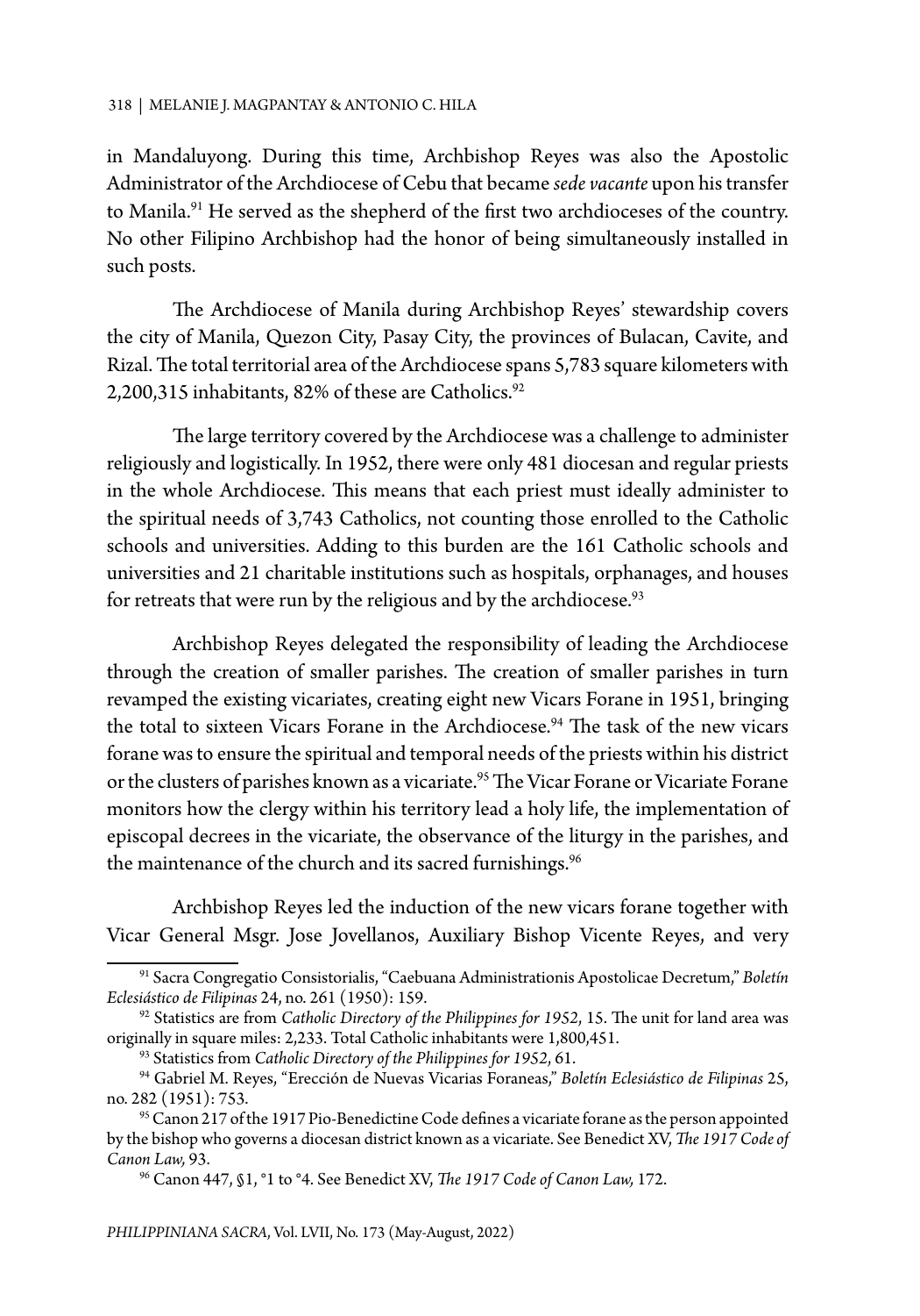in Mandaluyong. During this time, Archbishop Reyes was also the Apostolic Administrator of the Archdiocese of Cebu that became *sede vacante* upon his transfer to Manila.[91] He served as the shepherd of the first two archdioceses of the country. No other Filipino Archbishop had the honor of being simultaneously installed in such posts.

The Archdiocese of Manila during Archbishop Reyes' stewardship covers the city of Manila, Quezon City, Pasay City, the provinces of Bulacan, Cavite, and Rizal. The total territorial area of the Archdiocese spans 5,783 square kilometers with 2,200,315 inhabitants, 82% of these are Catholics.[92]

The large territory covered by the Archdiocese was a challenge to administer religiously and logistically. In 1952, there were only 481 diocesan and regular priests in the whole Archdiocese. This means that each priest must ideally administer to the spiritual needs of 3,743 Catholics, not counting those enrolled to the Catholic schools and universities. Adding to this burden are the 161 Catholic schools and universities and 21 charitable institutions such as hospitals, orphanages, and houses for retreats that were run by the religious and by the archdiocese.[93]

Archbishop Reyes delegated the responsibility of leading the Archdiocese through the creation of smaller parishes. The creation of smaller parishes in turn revamped the existing vicariates, creating eight new Vicars Forane in 1951, bringing the total to sixteen Vicars Forane in the Archdiocese.[94] The task of the new vicars forane was to ensure the spiritual and temporal needs of the priests within his district or the clusters of parishes known as a vicariate.[95] The Vicar Forane or Vicariate Forane monitors how the clergy within his territory lead a holy life, the implementation of episcopal decrees in the vicariate, the observance of the liturgy in the parishes, and the maintenance of the church and its sacred furnishings.[96]

Archbishop Reyes led the induction of the new vicars forane together with Vicar General Msgr. Jose Jovellanos, Auxiliary Bishop Vicente Reyes, and very

---

[91] Sacra Congregatio Consistorialis, "Caebuana Administrationis Apostolicae Decretum," *Boletín Eclesiástico de Filipinas* 24, no. 261 (1950): 159.

[92] Statistics are from *Catholic Directory of the Philippines for 1952*, 15. The unit for land area was originally in square miles: 2,233. Total Catholic inhabitants were 1,800,451.

[93] Statistics from *Catholic Directory of the Philippines for 1952*, 61.

[94] Gabriel M. Reyes, "Erección de Nuevas Vicarias Foraneas," *Boletín Eclesiástico de Filipinas* 25, no. 282 (1951): 753.

[95] Canon 217 of the 1917 Pio-Benedictine Code defines a vicariate forane as the person appointed by the bishop who governs a diocesan district known as a vicariate. See Benedict XV, *The 1917 Code of Canon Law,* 93.

[96] Canon 447, §1, °1 to °4. See Benedict XV, *The 1917 Code of Canon Law,* 172.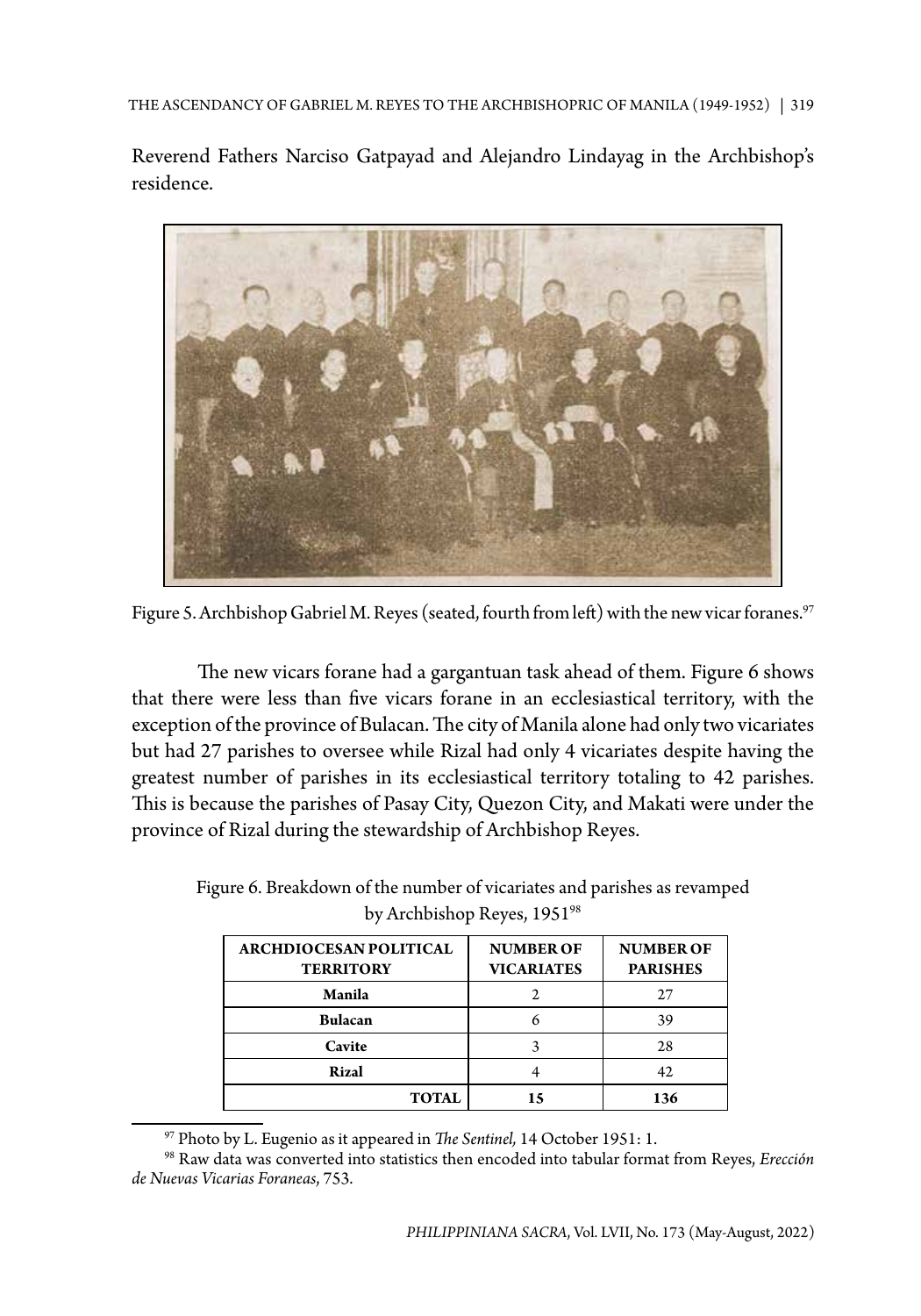Reverend Fathers Narciso Gatpayad and Alejandro Lindayag in the Archbishop's residence.

Figure 5. Archbishop Gabriel M. Reyes (seated, fourth from left) with the new vicar foranes.[97]

The new vicars forane had a gargantuan task ahead of them. Figure 6 shows that there were less than five vicars forane in an ecclesiastical territory, with the exception of the province of Bulacan. The city of Manila alone had only two vicariates but had 27 parishes to oversee while Rizal had only 4 vicariates despite having the greatest number of parishes in its ecclesiastical territory totaling to 42 parishes. This is because the parishes of Pasay City, Quezon City, and Makati were under the province of Rizal during the stewardship of Archbishop Reyes.

Figure 6. Breakdown of the number of vicariates and parishes as revamped by Archbishop Reyes, 1951[98]

| ARCHDIOCESAN POLITICAL TERRITORY | NUMBER OF VICARIATES | NUMBER OF PARISHES |
|---|---|---|
| **Manila** | 2 | 27 |
| **Bulacan** | 6 | 39 |
| **Cavite** | 3 | 28 |
| **Rizal** | 4 | 42 |
| **TOTAL** | **15** | **136** |

[97] Photo by L. Eugenio as it appeared in *The Sentinel,* 14 October 1951: 1.

[98] Raw data was converted into statistics then encoded into tabular format from Reyes, *Erección de Nuevas Vicarias Foraneas*, 753.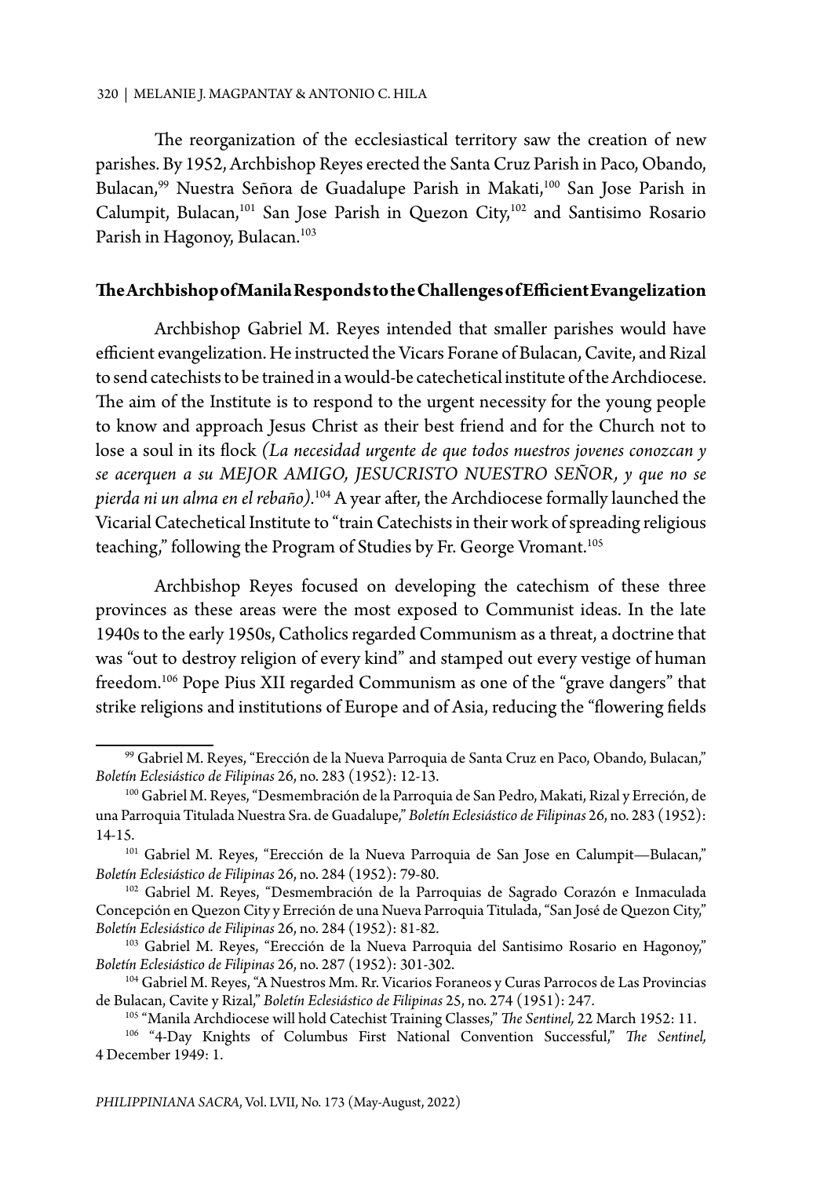The reorganization of the ecclesiastical territory saw the creation of new parishes. By 1952, Archbishop Reyes erected the Santa Cruz Parish in Paco, Obando, Bulacan,[99] Nuestra Señora de Guadalupe Parish in Makati,[100] San Jose Parish in Calumpit, Bulacan,[101] San Jose Parish in Quezon City,[102] and Santisimo Rosario Parish in Hagonoy, Bulacan.[103]

## The Archbishop of Manila Responds to the Challenges of Efficient Evangelization

Archbishop Gabriel M. Reyes intended that smaller parishes would have efficient evangelization. He instructed the Vicars Forane of Bulacan, Cavite, and Rizal to send catechists to be trained in a would-be catechetical institute of the Archdiocese. The aim of the Institute is to respond to the urgent necessity for the young people to know and approach Jesus Christ as their best friend and for the Church not to lose a soul in its flock *(La necesidad urgente de que todos nuestros jovenes conozcan y se acerquen a su MEJOR AMIGO, JESUCRISTO NUESTRO SEÑOR, y que no se pierda ni un alma en el rebaño)*.[104] A year after, the Archdiocese formally launched the Vicarial Catechetical Institute to "train Catechists in their work of spreading religious teaching," following the Program of Studies by Fr. George Vromant.[105]

Archbishop Reyes focused on developing the catechism of these three provinces as these areas were the most exposed to Communist ideas. In the late 1940s to the early 1950s, Catholics regarded Communism as a threat, a doctrine that was "out to destroy religion of every kind" and stamped out every vestige of human freedom.[106] Pope Pius XII regarded Communism as one of the "grave dangers" that strike religions and institutions of Europe and of Asia, reducing the "flowering fields

---

[99] Gabriel M. Reyes, "Erección de la Nueva Parroquia de Santa Cruz en Paco, Obando, Bulacan," *Boletín Eclesiástico de Filipinas* 26, no. 283 (1952): 12-13.

[100] Gabriel M. Reyes, "Desmembración de la Parroquia de San Pedro, Makati, Rizal y Erreción, de una Parroquia Titulada Nuestra Sra. de Guadalupe," *Boletín Eclesiástico de Filipinas* 26, no. 283 (1952): 14-15.

[101] Gabriel M. Reyes, "Erección de la Nueva Parroquia de San Jose en Calumpit—Bulacan," *Boletín Eclesiástico de Filipinas* 26, no. 284 (1952): 79-80.

[102] Gabriel M. Reyes, "Desmembración de la Parroquias de Sagrado Corazón e Inmaculada Concepción en Quezon City y Erreción de una Nueva Parroquia Titulada, "San José de Quezon City," *Boletín Eclesiástico de Filipinas* 26, no. 284 (1952): 81-82.

[103] Gabriel M. Reyes, "Erección de la Nueva Parroquia del Santisimo Rosario en Hagonoy," *Boletín Eclesiástico de Filipinas* 26, no. 287 (1952): 301-302.

[104] Gabriel M. Reyes, "A Nuestros Mm. Rr. Vicarios Foraneos y Curas Parrocos de Las Provincias de Bulacan, Cavite y Rizal," *Boletín Eclesiástico de Filipinas* 25, no. 274 (1951): 247.

[105] "Manila Archdiocese will hold Catechist Training Classes," *The Sentinel,* 22 March 1952: 11.

[106] "4-Day Knights of Columbus First National Convention Successful," *The Sentinel,* 4 December 1949: 1.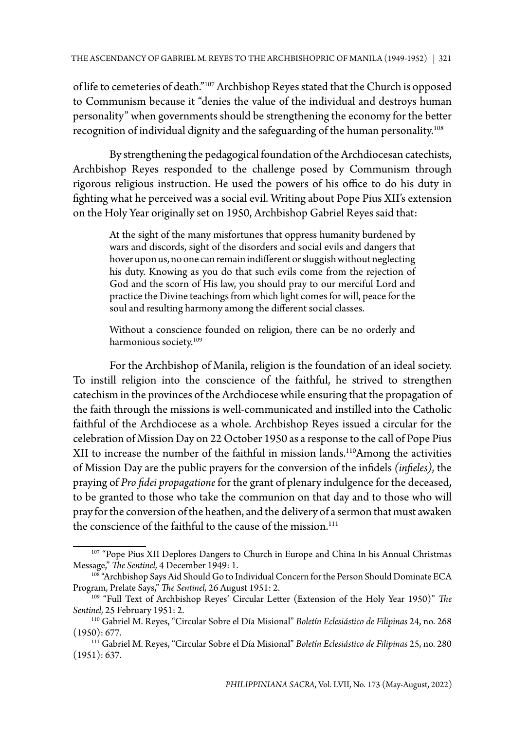of life to cemeteries of death."[107] Archbishop Reyes stated that the Church is opposed to Communism because it "denies the value of the individual and destroys human personality" when governments should be strengthening the economy for the better recognition of individual dignity and the safeguarding of the human personality.[108]

By strengthening the pedagogical foundation of the Archdiocesan catechists, Archbishop Reyes responded to the challenge posed by Communism through rigorous religious instruction. He used the powers of his office to do his duty in fighting what he perceived was a social evil. Writing about Pope Pius XII's extension on the Holy Year originally set on 1950, Archbishop Gabriel Reyes said that:

> At the sight of the many misfortunes that oppress humanity burdened by wars and discords, sight of the disorders and social evils and dangers that hover upon us, no one can remain indifferent or sluggish without neglecting his duty. Knowing as you do that such evils come from the rejection of God and the scorn of His law, you should pray to our merciful Lord and practice the Divine teachings from which light comes for will, peace for the soul and resulting harmony among the different social classes.
>
> Without a conscience founded on religion, there can be no orderly and harmonious society.[109]

For the Archbishop of Manila, religion is the foundation of an ideal society. To instill religion into the conscience of the faithful, he strived to strengthen catechism in the provinces of the Archdiocese while ensuring that the propagation of the faith through the missions is well-communicated and instilled into the Catholic faithful of the Archdiocese as a whole. Archbishop Reyes issued a circular for the celebration of Mission Day on 22 October 1950 as a response to the call of Pope Pius XII to increase the number of the faithful in mission lands.[110] Among the activities of Mission Day are the public prayers for the conversion of the infidels *(infieles),* the praying of *Pro fidei propagatione* for the grant of plenary indulgence for the deceased, to be granted to those who take the communion on that day and to those who will pray for the conversion of the heathen, and the delivery of a sermon that must awaken the conscience of the faithful to the cause of the mission.[111]

---

[107] "Pope Pius XII Deplores Dangers to Church in Europe and China In his Annual Christmas Message," *The Sentinel,* 4 December 1949: 1.

[108] "Archbishop Says Aid Should Go to Individual Concern for the Person Should Dominate ECA Program, Prelate Says," *The Sentinel,* 26 August 1951: 2.

[109] "Full Text of Archbishop Reyes' Circular Letter (Extension of the Holy Year 1950)" *The Sentinel,* 25 February 1951: 2.

[110] Gabriel M. Reyes, "Circular Sobre el Día Misional" *Boletín Eclesiástico de Filipinas* 24, no. 268 (1950): 677.

[111] Gabriel M. Reyes, "Circular Sobre el Día Misional" *Boletín Eclesiástico de Filipinas* 25, no. 280 (1951): 637.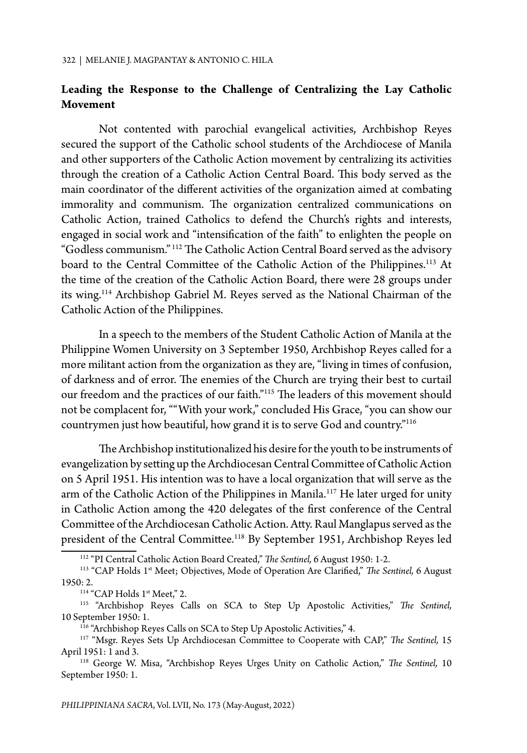**Leading the Response to the Challenge of Centralizing the Lay Catholic Movement**

Not contented with parochial evangelical activities, Archbishop Reyes secured the support of the Catholic school students of the Archdiocese of Manila and other supporters of the Catholic Action movement by centralizing its activities through the creation of a Catholic Action Central Board. This body served as the main coordinator of the different activities of the organization aimed at combating immorality and communism. The organization centralized communications on Catholic Action, trained Catholics to defend the Church's rights and interests, engaged in social work and "intensification of the faith" to enlighten the people on "Godless communism."[112] The Catholic Action Central Board served as the advisory board to the Central Committee of the Catholic Action of the Philippines.[113] At the time of the creation of the Catholic Action Board, there were 28 groups under its wing.[114] Archbishop Gabriel M. Reyes served as the National Chairman of the Catholic Action of the Philippines.

In a speech to the members of the Student Catholic Action of Manila at the Philippine Women University on 3 September 1950, Archbishop Reyes called for a more militant action from the organization as they are, "living in times of confusion, of darkness and of error. The enemies of the Church are trying their best to curtail our freedom and the practices of our faith."[115] The leaders of this movement should not be complacent for, ""With your work," concluded His Grace, "you can show our countrymen just how beautiful, how grand it is to serve God and country."[116]

The Archbishop institutionalized his desire for the youth to be instruments of evangelization by setting up the Archdiocesan Central Committee of Catholic Action on 5 April 1951. His intention was to have a local organization that will serve as the arm of the Catholic Action of the Philippines in Manila.[117] He later urged for unity in Catholic Action among the 420 delegates of the first conference of the Central Committee of the Archdiocesan Catholic Action. Atty. Raul Manglapus served as the president of the Central Committee.[118] By September 1951, Archbishop Reyes led

---

[112] "PI Central Catholic Action Board Created," *The Sentinel,* 6 August 1950: 1-2.

[113] "CAP Holds 1st Meet; Objectives, Mode of Operation Are Clarified," *The Sentinel,* 6 August 1950: 2.

[114] "CAP Holds 1st Meet," 2.

[115] "Archbishop Reyes Calls on SCA to Step Up Apostolic Activities," *The Sentinel,* 10 September 1950: 1.

[116] "Archbishop Reyes Calls on SCA to Step Up Apostolic Activities," 4.

[117] "Msgr. Reyes Sets Up Archdiocesan Committee to Cooperate with CAP," *The Sentinel,* 15 April 1951: 1 and 3.

[118] George W. Misa, "Archbishop Reyes Urges Unity on Catholic Action," *The Sentinel,* 10 September 1950: 1.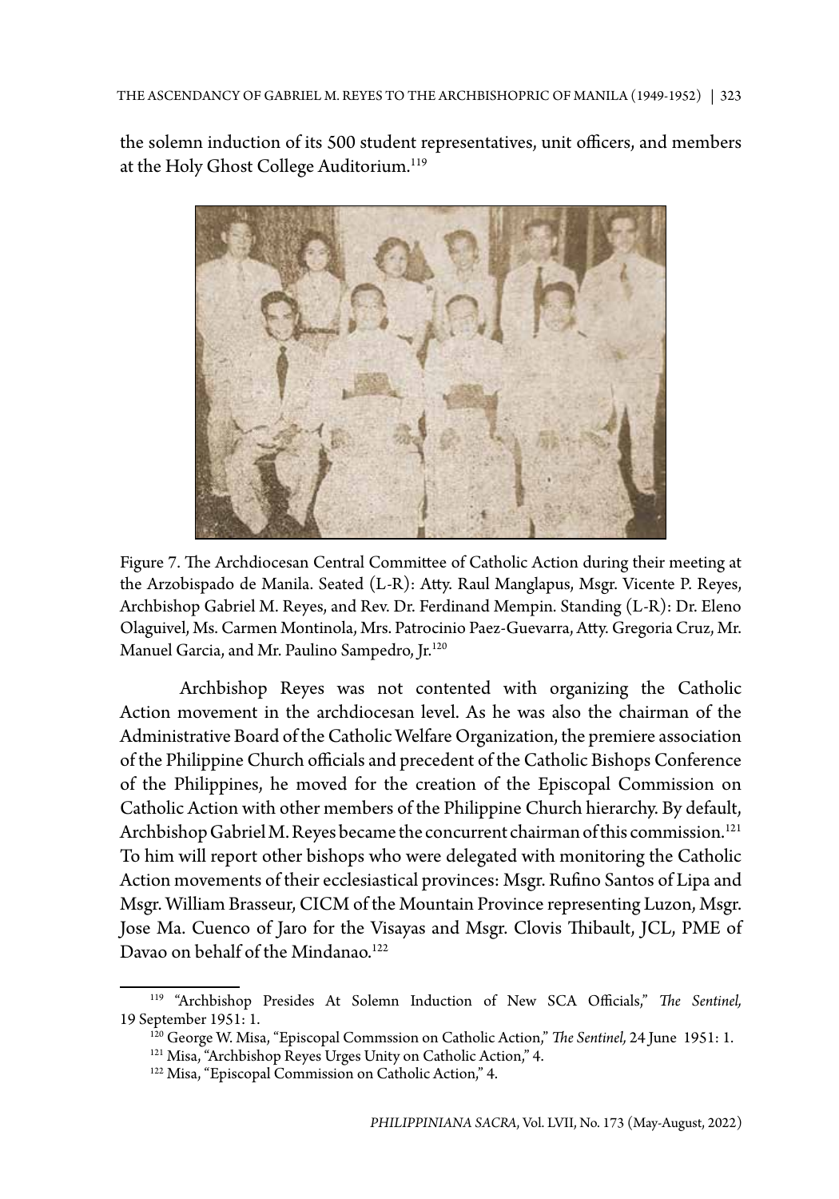the solemn induction of its 500 student representatives, unit officers, and members at the Holy Ghost College Auditorium.[119]

Figure 7. The Archdiocesan Central Committee of Catholic Action during their meeting at the Arzobispado de Manila. Seated (L-R): Atty. Raul Manglapus, Msgr. Vicente P. Reyes, Archbishop Gabriel M. Reyes, and Rev. Dr. Ferdinand Mempin. Standing (L-R): Dr. Eleno Olaguivel, Ms. Carmen Montinola, Mrs. Patrocinio Paez-Guevarra, Atty. Gregoria Cruz, Mr. Manuel Garcia, and Mr. Paulino Sampedro, Jr.[120]

Archbishop Reyes was not contented with organizing the Catholic Action movement in the archdiocesan level. As he was also the chairman of the Administrative Board of the Catholic Welfare Organization, the premiere association of the Philippine Church officials and precedent of the Catholic Bishops Conference of the Philippines, he moved for the creation of the Episcopal Commission on Catholic Action with other members of the Philippine Church hierarchy. By default, Archbishop Gabriel M. Reyes became the concurrent chairman of this commission.[121] To him will report other bishops who were delegated with monitoring the Catholic Action movements of their ecclesiastical provinces: Msgr. Rufino Santos of Lipa and Msgr. William Brasseur, CICM of the Mountain Province representing Luzon, Msgr. Jose Ma. Cuenco of Jaro for the Visayas and Msgr. Clovis Thibault, JCL, PME of Davao on behalf of the Mindanao.[122]

---

[119] "Archbishop Presides At Solemn Induction of New SCA Officials," *The Sentinel,* 19 September 1951: 1.

[120] George W. Misa, "Episcopal Commssion on Catholic Action," *The Sentinel,* 24 June 1951: 1.

[121] Misa, "Archbishop Reyes Urges Unity on Catholic Action," 4.

[122] Misa, "Episcopal Commission on Catholic Action," 4.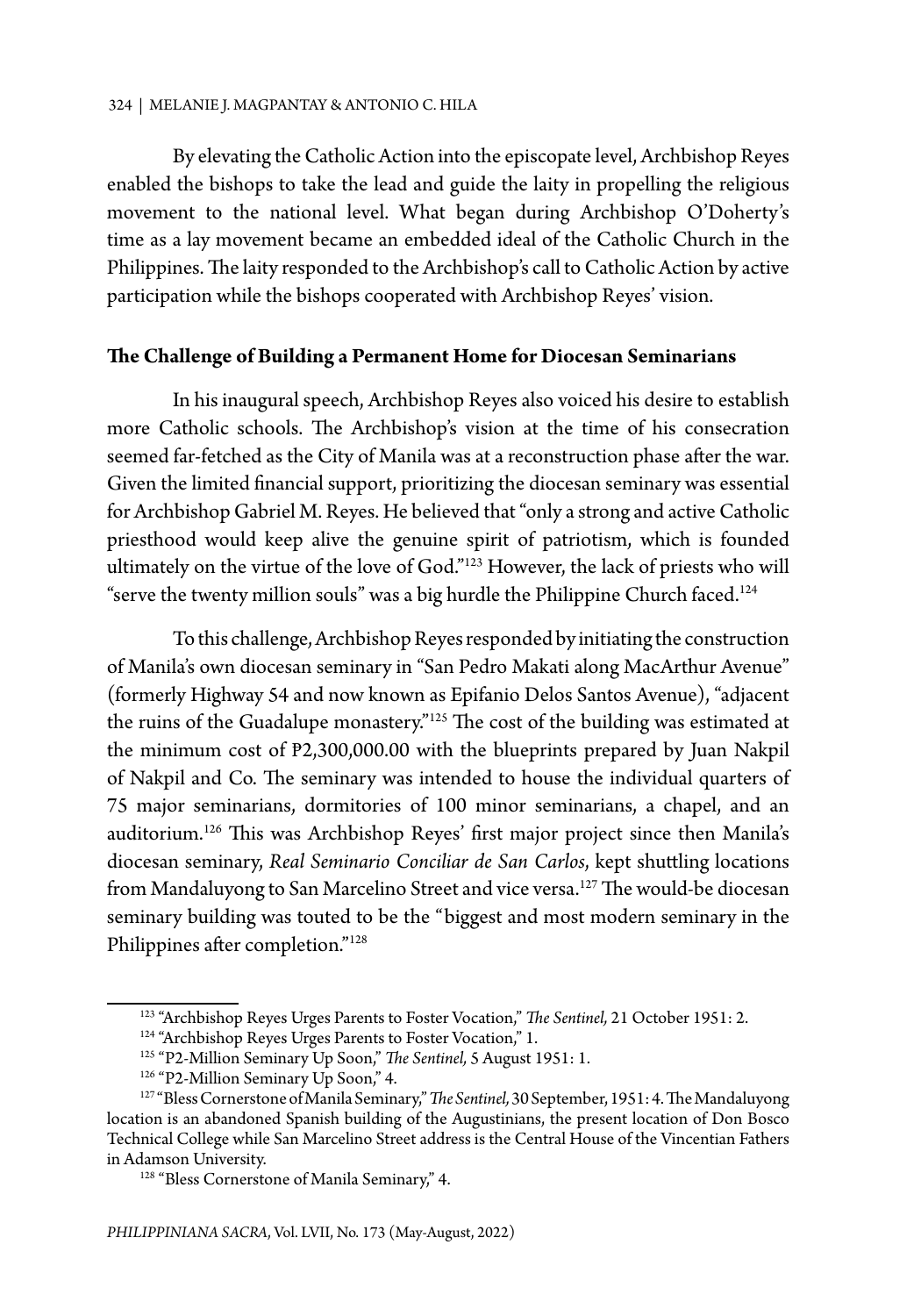By elevating the Catholic Action into the episcopate level, Archbishop Reyes enabled the bishops to take the lead and guide the laity in propelling the religious movement to the national level. What began during Archbishop O'Doherty's time as a lay movement became an embedded ideal of the Catholic Church in the Philippines. The laity responded to the Archbishop's call to Catholic Action by active participation while the bishops cooperated with Archbishop Reyes' vision.

## The Challenge of Building a Permanent Home for Diocesan Seminarians

In his inaugural speech, Archbishop Reyes also voiced his desire to establish more Catholic schools. The Archbishop's vision at the time of his consecration seemed far-fetched as the City of Manila was at a reconstruction phase after the war. Given the limited financial support, prioritizing the diocesan seminary was essential for Archbishop Gabriel M. Reyes. He believed that "only a strong and active Catholic priesthood would keep alive the genuine spirit of patriotism, which is founded ultimately on the virtue of the love of God."[123] However, the lack of priests who will "serve the twenty million souls" was a big hurdle the Philippine Church faced.[124]

To this challenge, Archbishop Reyes responded by initiating the construction of Manila's own diocesan seminary in "San Pedro Makati along MacArthur Avenue" (formerly Highway 54 and now known as Epifanio Delos Santos Avenue), "adjacent the ruins of the Guadalupe monastery."[125] The cost of the building was estimated at the minimum cost of ₱2,300,000.00 with the blueprints prepared by Juan Nakpil of Nakpil and Co. The seminary was intended to house the individual quarters of 75 major seminarians, dormitories of 100 minor seminarians, a chapel, and an auditorium.[126] This was Archbishop Reyes' first major project since then Manila's diocesan seminary, *Real Seminario Conciliar de San Carlos*, kept shuttling locations from Mandaluyong to San Marcelino Street and vice versa.[127] The would-be diocesan seminary building was touted to be the "biggest and most modern seminary in the Philippines after completion."[128]

---

[123] "Archbishop Reyes Urges Parents to Foster Vocation," *The Sentinel,* 21 October 1951: 2.

[124] "Archbishop Reyes Urges Parents to Foster Vocation," 1.

[125] "P2-Million Seminary Up Soon," *The Sentinel,* 5 August 1951: 1.

[126] "P2-Million Seminary Up Soon," 4.

[127] "Bless Cornerstone of Manila Seminary," *The Sentinel,* 30 September, 1951: 4. The Mandaluyong location is an abandoned Spanish building of the Augustinians, the present location of Don Bosco Technical College while San Marcelino Street address is the Central House of the Vincentian Fathers in Adamson University.

[128] "Bless Cornerstone of Manila Seminary," 4.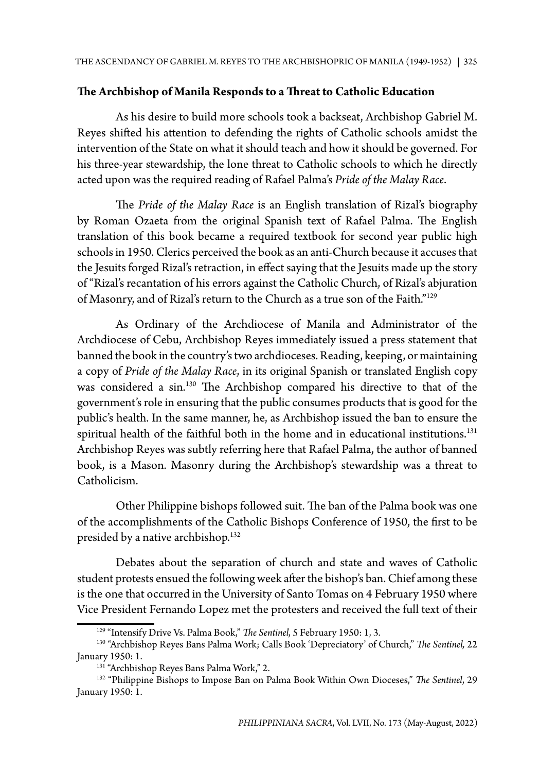## The Archbishop of Manila Responds to a Threat to Catholic Education

As his desire to build more schools took a backseat, Archbishop Gabriel M. Reyes shifted his attention to defending the rights of Catholic schools amidst the intervention of the State on what it should teach and how it should be governed. For his three-year stewardship, the lone threat to Catholic schools to which he directly acted upon was the required reading of Rafael Palma's *Pride of the Malay Race*.

The *Pride of the Malay Race* is an English translation of Rizal's biography by Roman Ozaeta from the original Spanish text of Rafael Palma. The English translation of this book became a required textbook for second year public high schools in 1950. Clerics perceived the book as an anti-Church because it accuses that the Jesuits forged Rizal's retraction, in effect saying that the Jesuits made up the story of "Rizal's recantation of his errors against the Catholic Church, of Rizal's abjuration of Masonry, and of Rizal's return to the Church as a true son of the Faith."[129]

As Ordinary of the Archdiocese of Manila and Administrator of the Archdiocese of Cebu, Archbishop Reyes immediately issued a press statement that banned the book in the country's two archdioceses. Reading, keeping, or maintaining a copy of *Pride of the Malay Race*, in its original Spanish or translated English copy was considered a sin.[130] The Archbishop compared his directive to that of the government's role in ensuring that the public consumes products that is good for the public's health. In the same manner, he, as Archbishop issued the ban to ensure the spiritual health of the faithful both in the home and in educational institutions.[131] Archbishop Reyes was subtly referring here that Rafael Palma, the author of banned book, is a Mason. Masonry during the Archbishop's stewardship was a threat to Catholicism.

Other Philippine bishops followed suit. The ban of the Palma book was one of the accomplishments of the Catholic Bishops Conference of 1950, the first to be presided by a native archbishop.[132]

Debates about the separation of church and state and waves of Catholic student protests ensued the following week after the bishop's ban. Chief among these is the one that occurred in the University of Santo Tomas on 4 February 1950 where Vice President Fernando Lopez met the protesters and received the full text of their

---

[129] "Intensify Drive Vs. Palma Book," *The Sentinel,* 5 February 1950: 1, 3.

[130] "Archbishop Reyes Bans Palma Work; Calls Book 'Depreciatory' of Church," *The Sentinel,* 22 January 1950: 1.

[131] "Archbishop Reyes Bans Palma Work," 2.

[132] "Philippine Bishops to Impose Ban on Palma Book Within Own Dioceses," *The Sentinel*, 29 January 1950: 1.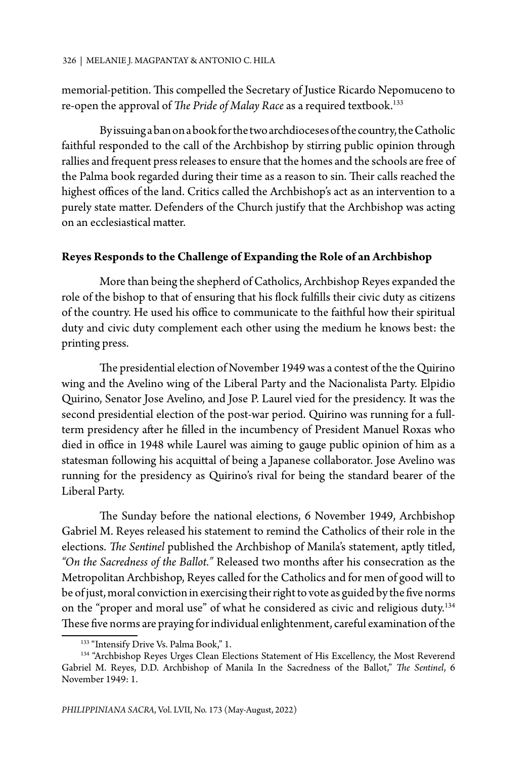memorial-petition. This compelled the Secretary of Justice Ricardo Nepomuceno to re-open the approval of *The Pride of Malay Race* as a required textbook.[133]

By issuing a ban on a book for the two archdioceses of the country, the Catholic faithful responded to the call of the Archbishop by stirring public opinion through rallies and frequent press releases to ensure that the homes and the schools are free of the Palma book regarded during their time as a reason to sin. Their calls reached the highest offices of the land. Critics called the Archbishop's act as an intervention to a purely state matter. Defenders of the Church justify that the Archbishop was acting on an ecclesiastical matter.

**Reyes Responds to the Challenge of Expanding the Role of an Archbishop**

More than being the shepherd of Catholics, Archbishop Reyes expanded the role of the bishop to that of ensuring that his flock fulfills their civic duty as citizens of the country. He used his office to communicate to the faithful how their spiritual duty and civic duty complement each other using the medium he knows best: the printing press.

The presidential election of November 1949 was a contest of the the Quirino wing and the Avelino wing of the Liberal Party and the Nacionalista Party. Elpidio Quirino, Senator Jose Avelino, and Jose P. Laurel vied for the presidency. It was the second presidential election of the post-war period. Quirino was running for a full-term presidency after he filled in the incumbency of President Manuel Roxas who died in office in 1948 while Laurel was aiming to gauge public opinion of him as a statesman following his acquittal of being a Japanese collaborator. Jose Avelino was running for the presidency as Quirino's rival for being the standard bearer of the Liberal Party.

The Sunday before the national elections, 6 November 1949, Archbishop Gabriel M. Reyes released his statement to remind the Catholics of their role in the elections. *The Sentinel* published the Archbishop of Manila's statement, aptly titled, *"On the Sacredness of the Ballot."* Released two months after his consecration as the Metropolitan Archbishop, Reyes called for the Catholics and for men of good will to be of just, moral conviction in exercising their right to vote as guided by the five norms on the "proper and moral use" of what he considered as civic and religious duty.[134] These five norms are praying for individual enlightenment, careful examination of the

[133] "Intensify Drive Vs. Palma Book," 1.

[134] "Archbishop Reyes Urges Clean Elections Statement of His Excellency, the Most Reverend Gabriel M. Reyes, D.D. Archbishop of Manila In the Sacredness of the Ballot," *The Sentinel*, 6 November 1949: 1.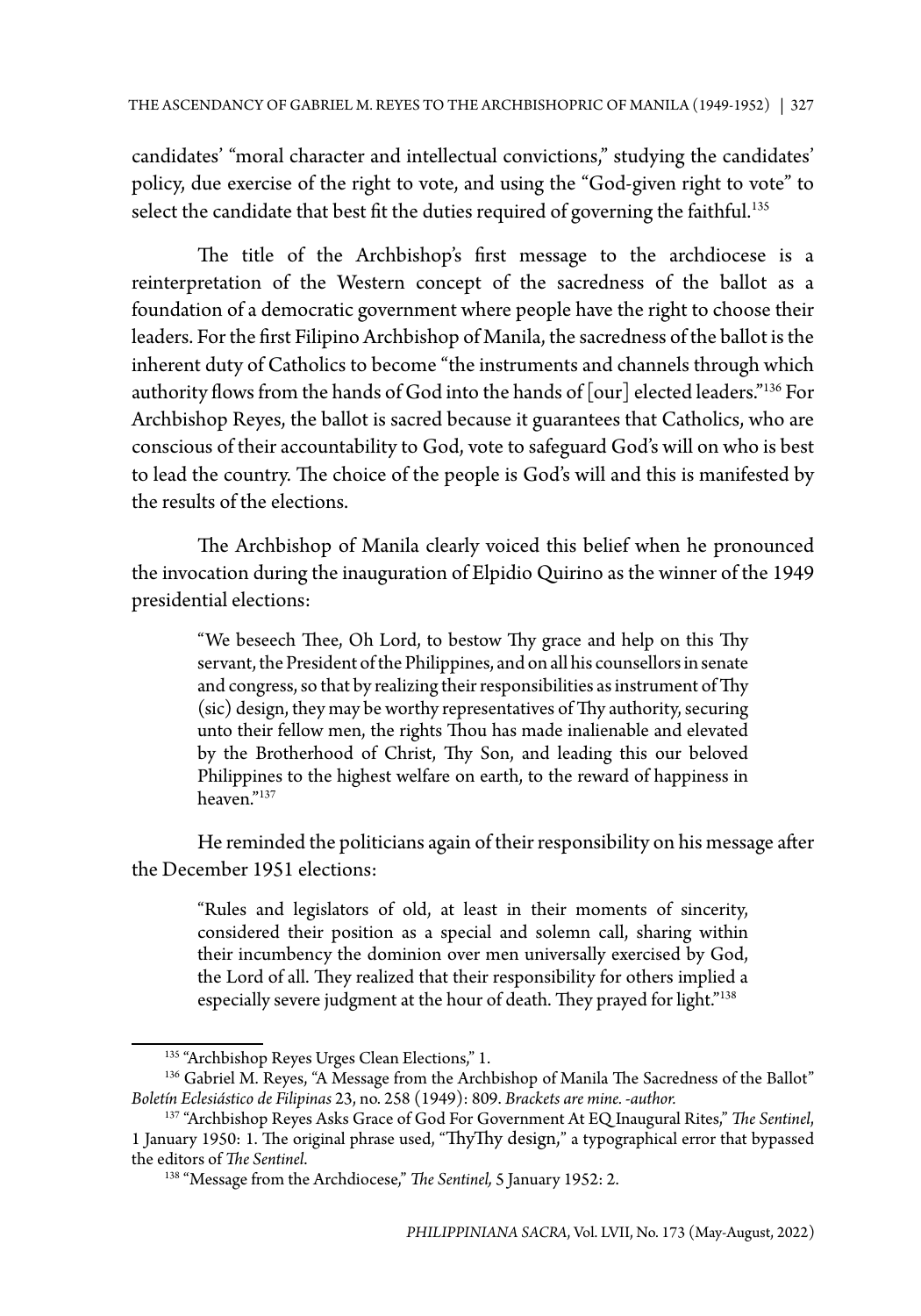candidates' "moral character and intellectual convictions," studying the candidates' policy, due exercise of the right to vote, and using the "God-given right to vote" to select the candidate that best fit the duties required of governing the faithful.[135]

The title of the Archbishop's first message to the archdiocese is a reinterpretation of the Western concept of the sacredness of the ballot as a foundation of a democratic government where people have the right to choose their leaders. For the first Filipino Archbishop of Manila, the sacredness of the ballot is the inherent duty of Catholics to become "the instruments and channels through which authority flows from the hands of God into the hands of [our] elected leaders."[136] For Archbishop Reyes, the ballot is sacred because it guarantees that Catholics, who are conscious of their accountability to God, vote to safeguard God's will on who is best to lead the country. The choice of the people is God's will and this is manifested by the results of the elections.

The Archbishop of Manila clearly voiced this belief when he pronounced the invocation during the inauguration of Elpidio Quirino as the winner of the 1949 presidential elections:

> "We beseech Thee, Oh Lord, to bestow Thy grace and help on this Thy servant, the President of the Philippines, and on all his counsellors in senate and congress, so that by realizing their responsibilities as instrument of Thy (sic) design, they may be worthy representatives of Thy authority, securing unto their fellow men, the rights Thou has made inalienable and elevated by the Brotherhood of Christ, Thy Son, and leading this our beloved Philippines to the highest welfare on earth, to the reward of happiness in heaven."[137]

He reminded the politicians again of their responsibility on his message after the December 1951 elections:

> "Rules and legislators of old, at least in their moments of sincerity, considered their position as a special and solemn call, sharing within their incumbency the dominion over men universally exercised by God, the Lord of all. They realized that their responsibility for others implied a especially severe judgment at the hour of death. They prayed for light."[138]

---

[135] "Archbishop Reyes Urges Clean Elections," 1.

[136] Gabriel M. Reyes, "A Message from the Archbishop of Manila The Sacredness of the Ballot" *Boletín Eclesiástico de Filipinas* 23, no. 258 (1949): 809. *Brackets are mine. -author.*

[137] "Archbishop Reyes Asks Grace of God For Government At EQ Inaugural Rites," *The Sentinel*, 1 January 1950: 1. The original phrase used, "ThyThy design," a typographical error that bypassed the editors of *The Sentinel*.

[138] "Message from the Archdiocese," *The Sentinel,* 5 January 1952: 2.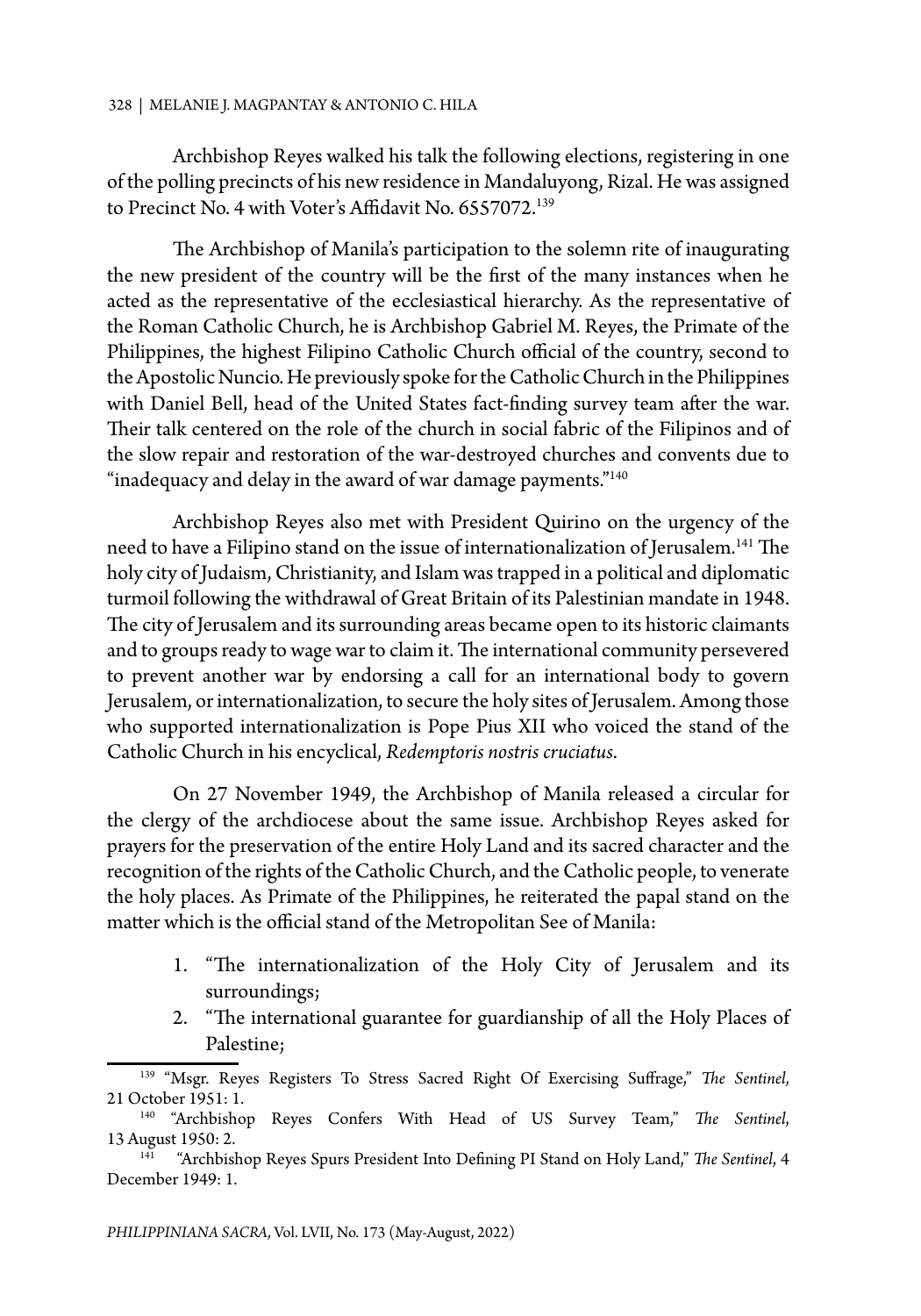Archbishop Reyes walked his talk the following elections, registering in one of the polling precincts of his new residence in Mandaluyong, Rizal. He was assigned to Precinct No. 4 with Voter's Affidavit No. 6557072.[139]

The Archbishop of Manila's participation to the solemn rite of inaugurating the new president of the country will be the first of the many instances when he acted as the representative of the ecclesiastical hierarchy. As the representative of the Roman Catholic Church, he is Archbishop Gabriel M. Reyes, the Primate of the Philippines, the highest Filipino Catholic Church official of the country, second to the Apostolic Nuncio. He previously spoke for the Catholic Church in the Philippines with Daniel Bell, head of the United States fact-finding survey team after the war. Their talk centered on the role of the church in social fabric of the Filipinos and of the slow repair and restoration of the war-destroyed churches and convents due to "inadequacy and delay in the award of war damage payments."[140]

Archbishop Reyes also met with President Quirino on the urgency of the need to have a Filipino stand on the issue of internationalization of Jerusalem.[141] The holy city of Judaism, Christianity, and Islam was trapped in a political and diplomatic turmoil following the withdrawal of Great Britain of its Palestinian mandate in 1948. The city of Jerusalem and its surrounding areas became open to its historic claimants and to groups ready to wage war to claim it. The international community persevered to prevent another war by endorsing a call for an international body to govern Jerusalem, or internationalization, to secure the holy sites of Jerusalem. Among those who supported internationalization is Pope Pius XII who voiced the stand of the Catholic Church in his encyclical, *Redemptoris nostris cruciatus*.

On 27 November 1949, the Archbishop of Manila released a circular for the clergy of the archdiocese about the same issue. Archbishop Reyes asked for prayers for the preservation of the entire Holy Land and its sacred character and the recognition of the rights of the Catholic Church, and the Catholic people, to venerate the holy places. As Primate of the Philippines, he reiterated the papal stand on the matter which is the official stand of the Metropolitan See of Manila:

1. "The internationalization of the Holy City of Jerusalem and its surroundings;
2. "The international guarantee for guardianship of all the Holy Places of Palestine;

---

[139] "Msgr. Reyes Registers To Stress Sacred Right Of Exercising Suffrage," *The Sentinel*, 21 October 1951: 1.

[140] "Archbishop Reyes Confers With Head of US Survey Team," *The Sentinel*, 13 August 1950: 2.

[141] "Archbishop Reyes Spurs President Into Defining PI Stand on Holy Land," *The Sentinel*, 4 December 1949: 1.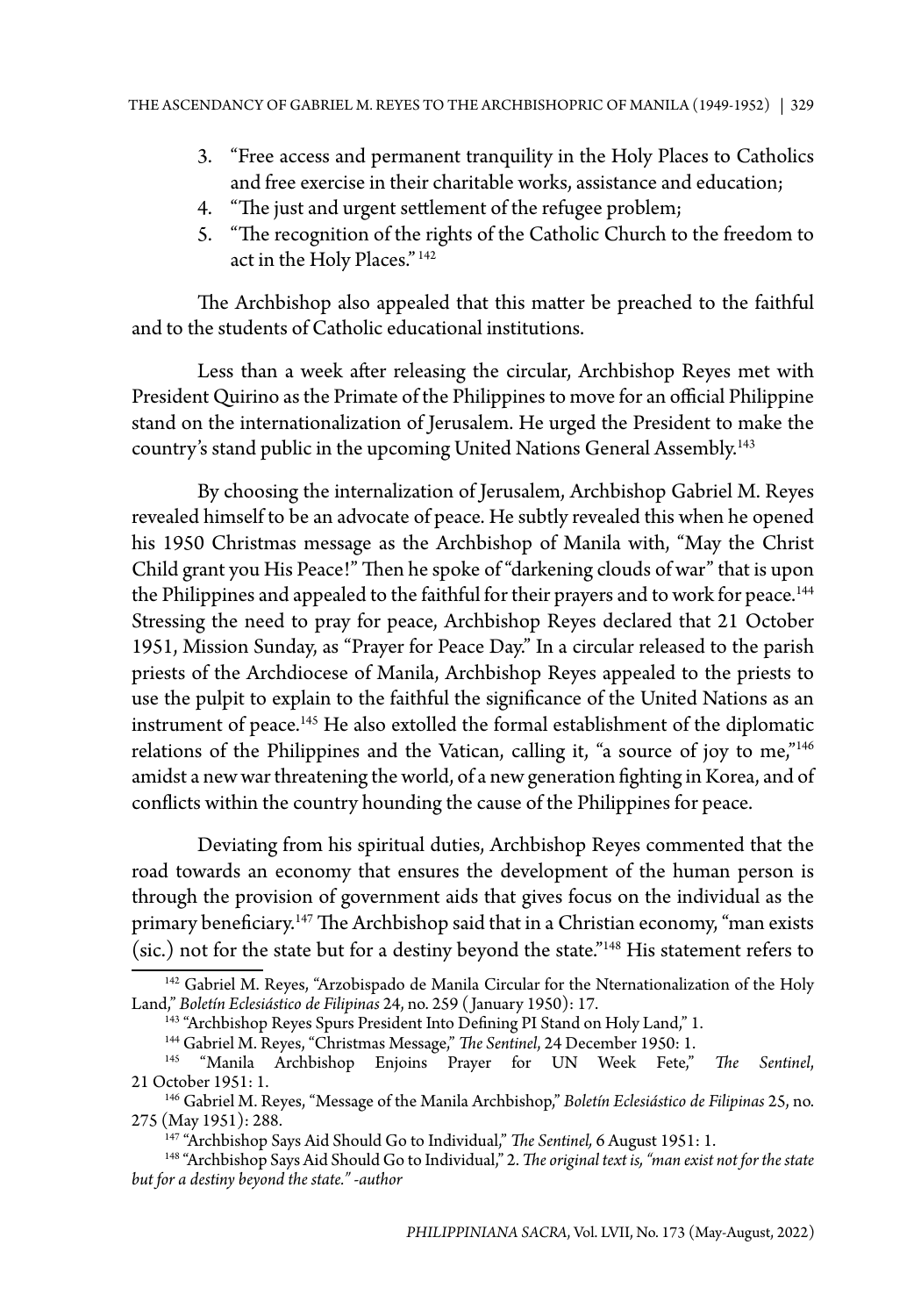3. "Free access and permanent tranquility in the Holy Places to Catholics and free exercise in their charitable works, assistance and education;
4. "The just and urgent settlement of the refugee problem;
5. "The recognition of the rights of the Catholic Church to the freedom to act in the Holy Places." [142]

The Archbishop also appealed that this matter be preached to the faithful and to the students of Catholic educational institutions.

Less than a week after releasing the circular, Archbishop Reyes met with President Quirino as the Primate of the Philippines to move for an official Philippine stand on the internationalization of Jerusalem. He urged the President to make the country's stand public in the upcoming United Nations General Assembly.[143]

By choosing the internalization of Jerusalem, Archbishop Gabriel M. Reyes revealed himself to be an advocate of peace. He subtly revealed this when he opened his 1950 Christmas message as the Archbishop of Manila with, "May the Christ Child grant you His Peace!" Then he spoke of "darkening clouds of war" that is upon the Philippines and appealed to the faithful for their prayers and to work for peace.[144] Stressing the need to pray for peace, Archbishop Reyes declared that 21 October 1951, Mission Sunday, as "Prayer for Peace Day." In a circular released to the parish priests of the Archdiocese of Manila, Archbishop Reyes appealed to the priests to use the pulpit to explain to the faithful the significance of the United Nations as an instrument of peace.[145] He also extolled the formal establishment of the diplomatic relations of the Philippines and the Vatican, calling it, "a source of joy to me,"[146] amidst a new war threatening the world, of a new generation fighting in Korea, and of conflicts within the country hounding the cause of the Philippines for peace.

Deviating from his spiritual duties, Archbishop Reyes commented that the road towards an economy that ensures the development of the human person is through the provision of government aids that gives focus on the individual as the primary beneficiary.[147] The Archbishop said that in a Christian economy, "man exists (sic.) not for the state but for a destiny beyond the state."[148] His statement refers to

---

[142] Gabriel M. Reyes, "Arzobispado de Manila Circular for the Nternationalization of the Holy Land," *Boletín Eclesiástico de Filipinas* 24, no. 259 (January 1950): 17.

[143] "Archbishop Reyes Spurs President Into Defining PI Stand on Holy Land," 1.

[144] Gabriel M. Reyes, "Christmas Message," *The Sentinel*, 24 December 1950: 1.

[145] "Manila Archbishop Enjoins Prayer for UN Week Fete," *The Sentinel*, 21 October 1951: 1.

[146] Gabriel M. Reyes, "Message of the Manila Archbishop," *Boletín Eclesiástico de Filipinas* 25, no. 275 (May 1951): 288.

[147] "Archbishop Says Aid Should Go to Individual," *The Sentinel,* 6 August 1951: 1.

[148] "Archbishop Says Aid Should Go to Individual," 2. *The original text is, "man exist not for the state but for a destiny beyond the state." -author*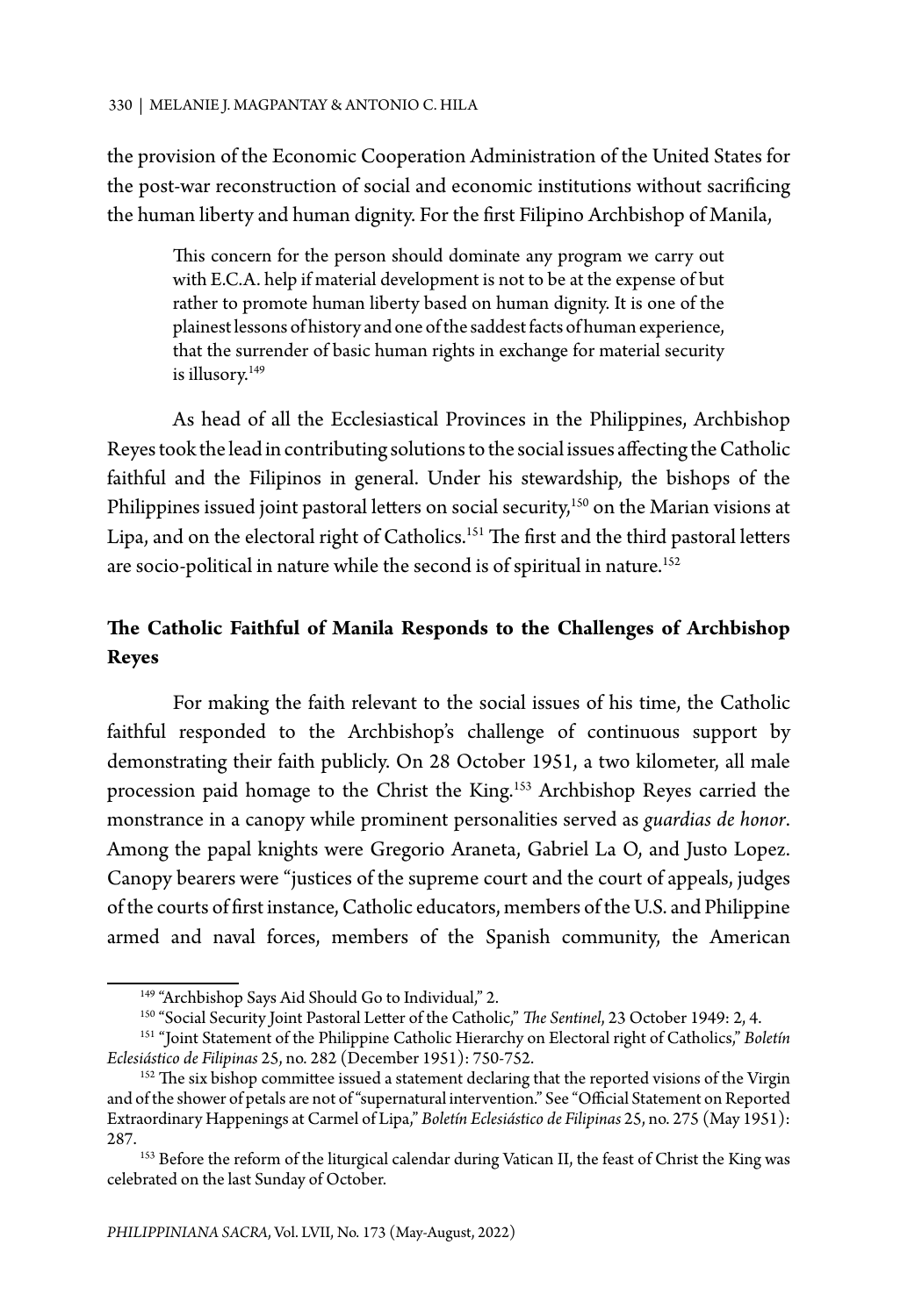the provision of the Economic Cooperation Administration of the United States for the post-war reconstruction of social and economic institutions without sacrificing the human liberty and human dignity. For the first Filipino Archbishop of Manila,

> This concern for the person should dominate any program we carry out with E.C.A. help if material development is not to be at the expense of but rather to promote human liberty based on human dignity. It is one of the plainest lessons of history and one of the saddest facts of human experience, that the surrender of basic human rights in exchange for material security is illusory.[149]

As head of all the Ecclesiastical Provinces in the Philippines, Archbishop Reyes took the lead in contributing solutions to the social issues affecting the Catholic faithful and the Filipinos in general. Under his stewardship, the bishops of the Philippines issued joint pastoral letters on social security,[150] on the Marian visions at Lipa, and on the electoral right of Catholics.[151] The first and the third pastoral letters are socio-political in nature while the second is of spiritual in nature.[152]

## The Catholic Faithful of Manila Responds to the Challenges of Archbishop Reyes

For making the faith relevant to the social issues of his time, the Catholic faithful responded to the Archbishop's challenge of continuous support by demonstrating their faith publicly. On 28 October 1951, a two kilometer, all male procession paid homage to the Christ the King.[153] Archbishop Reyes carried the monstrance in a canopy while prominent personalities served as *guardias de honor*. Among the papal knights were Gregorio Araneta, Gabriel La O, and Justo Lopez. Canopy bearers were "justices of the supreme court and the court of appeals, judges of the courts of first instance, Catholic educators, members of the U.S. and Philippine armed and naval forces, members of the Spanish community, the American

---

[149] "Archbishop Says Aid Should Go to Individual," 2.

[150] "Social Security Joint Pastoral Letter of the Catholic," *The Sentinel*, 23 October 1949: 2, 4.

[151] "Joint Statement of the Philippine Catholic Hierarchy on Electoral right of Catholics," *Boletín Eclesiástico de Filipinas* 25, no. 282 (December 1951): 750-752.

[152] The six bishop committee issued a statement declaring that the reported visions of the Virgin and of the shower of petals are not of "supernatural intervention." See "Official Statement on Reported Extraordinary Happenings at Carmel of Lipa," *Boletín Eclesiástico de Filipinas* 25, no. 275 (May 1951): 287.

[153] Before the reform of the liturgical calendar during Vatican II, the feast of Christ the King was celebrated on the last Sunday of October.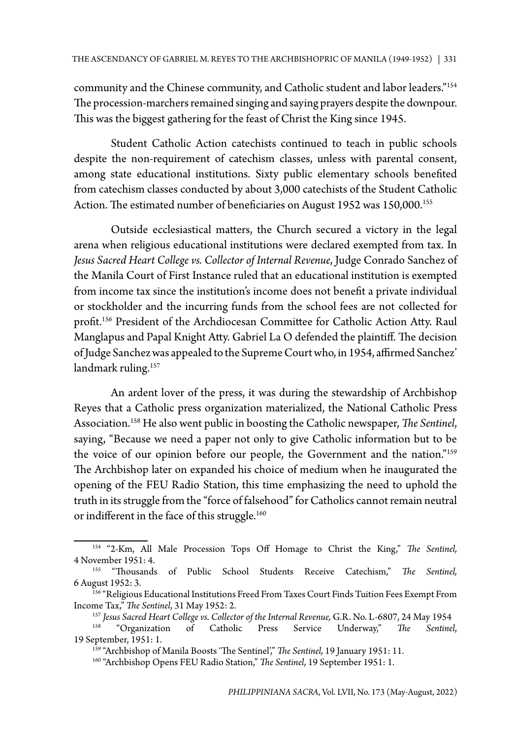community and the Chinese community, and Catholic student and labor leaders."[154] The procession-marchers remained singing and saying prayers despite the downpour. This was the biggest gathering for the feast of Christ the King since 1945.

Student Catholic Action catechists continued to teach in public schools despite the non-requirement of catechism classes, unless with parental consent, among state educational institutions. Sixty public elementary schools benefited from catechism classes conducted by about 3,000 catechists of the Student Catholic Action. The estimated number of beneficiaries on August 1952 was 150,000.[155]

Outside ecclesiastical matters, the Church secured a victory in the legal arena when religious educational institutions were declared exempted from tax. In *Jesus Sacred Heart College vs. Collector of Internal Revenue*, Judge Conrado Sanchez of the Manila Court of First Instance ruled that an educational institution is exempted from income tax since the institution's income does not benefit a private individual or stockholder and the incurring funds from the school fees are not collected for profit.[156] President of the Archdiocesan Committee for Catholic Action Atty. Raul Manglapus and Papal Knight Atty. Gabriel La O defended the plaintiff. The decision of Judge Sanchez was appealed to the Supreme Court who, in 1954, affirmed Sanchez' landmark ruling.[157]

An ardent lover of the press, it was during the stewardship of Archbishop Reyes that a Catholic press organization materialized, the National Catholic Press Association.[158] He also went public in boosting the Catholic newspaper, *The Sentinel*, saying, "Because we need a paper not only to give Catholic information but to be the voice of our opinion before our people, the Government and the nation."[159] The Archbishop later on expanded his choice of medium when he inaugurated the opening of the FEU Radio Station, this time emphasizing the need to uphold the truth in its struggle from the "force of falsehood" for Catholics cannot remain neutral or indifferent in the face of this struggle.[160]

---

[154] "2-Km, All Male Procession Tops Off Homage to Christ the King," *The Sentinel,* 4 November 1951: 4.

[155] "Thousands of Public School Students Receive Catechism," *The Sentinel,* 6 August 1952: 3.

[156] "Religious Educational Institutions Freed From Taxes Court Finds Tuition Fees Exempt From Income Tax," *The Sentinel*, 31 May 1952: 2.

[157] *Jesus Sacred Heart College vs. Collector of the Internal Revenue,* G.R. No. L-6807, 24 May 1954

[158] "Organization of Catholic Press Service Underway," *The Sentinel*, 19 September, 1951: 1.

[159] "Archbishop of Manila Boosts 'The Sentinel'," *The Sentinel,* 19 January 1951: 11.

[160] "Archbishop Opens FEU Radio Station," *The Sentinel*, 19 September 1951: 1.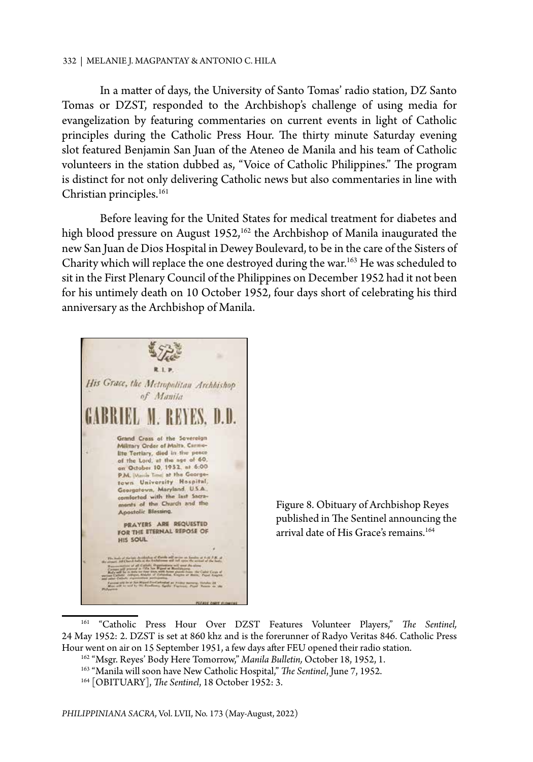In a matter of days, the University of Santo Tomas' radio station, DZ Santo Tomas or DZST, responded to the Archbishop's challenge of using media for evangelization by featuring commentaries on current events in light of Catholic principles during the Catholic Press Hour. The thirty minute Saturday evening slot featured Benjamin San Juan of the Ateneo de Manila and his team of Catholic volunteers in the station dubbed as, "Voice of Catholic Philippines." The program is distinct for not only delivering Catholic news but also commentaries in line with Christian principles.[161]

Before leaving for the United States for medical treatment for diabetes and high blood pressure on August 1952,[162] the Archbishop of Manila inaugurated the new San Juan de Dios Hospital in Dewey Boulevard, to be in the care of the Sisters of Charity which will replace the one destroyed during the war.[163] He was scheduled to sit in the First Plenary Council of the Philippines on December 1952 had it not been for his untimely death on 10 October 1952, four days short of celebrating his third anniversary as the Archbishop of Manila.

R. I. P.

His Grace, the Metropolitan Archbishop of Manila

GABRIEL M. REYES, D.D.

Grand Cross of the Sovereign Military Order of Malta, Carmelite Tertiary, died in the peace of the Lord, at the age of 60, on October 10, 1952, at 6:00 P.M. (Manila Time) at the Georgetown University Hospital, Georgetown, Maryland, U.S.A., comforted with the last Sacraments of the Church and the Apostolic Blessing.

PRAYERS ARE REQUESTED FOR THE ETERNAL REPOSE OF HIS SOUL.

PLEASE OMIT FLOWERS

Figure 8. Obituary of Archbishop Reyes published in The Sentinel announcing the arrival date of His Grace's remains.[164]

---

[161] "Catholic Press Hour Over DZST Features Volunteer Players," *The Sentinel,* 24 May 1952: 2. DZST is set at 860 khz and is the forerunner of Radyo Veritas 846. Catholic Press Hour went on air on 15 September 1951, a few days after FEU opened their radio station.

[162] "Msgr. Reyes' Body Here Tomorrow," *Manila Bulletin,* October 18, 1952, 1.

[163] "Manila will soon have New Catholic Hospital," *The Sentinel*, June 7, 1952.

[164] [OBITUARY], *The Sentinel*, 18 October 1952: 3.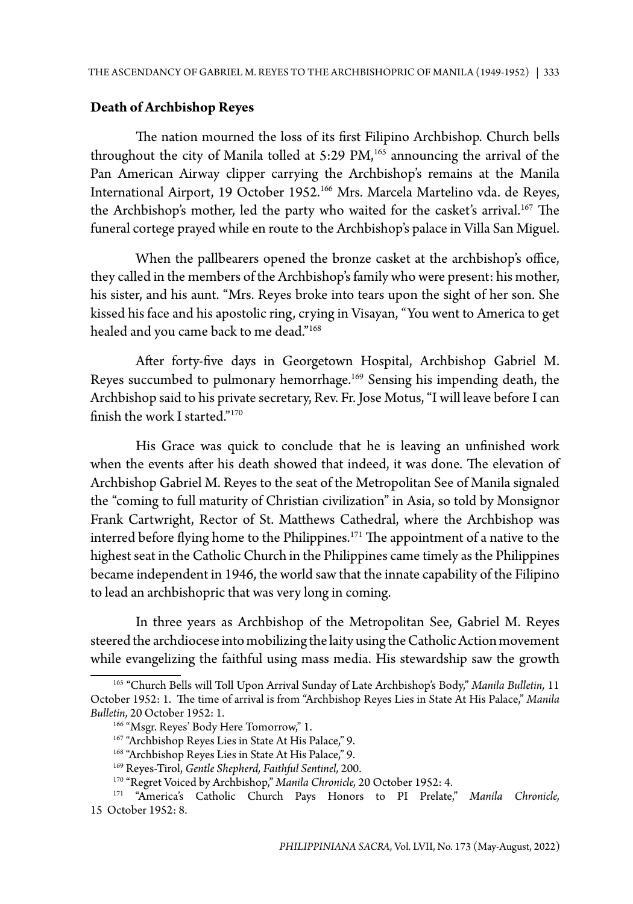**Death of Archbishop Reyes**

The nation mourned the loss of its first Filipino Archbishop. Church bells throughout the city of Manila tolled at 5:29 PM,[165] announcing the arrival of the Pan American Airway clipper carrying the Archbishop's remains at the Manila International Airport, 19 October 1952.[166] Mrs. Marcela Martelino vda. de Reyes, the Archbishop's mother, led the party who waited for the casket's arrival.[167] The funeral cortege prayed while en route to the Archbishop's palace in Villa San Miguel.

When the pallbearers opened the bronze casket at the archbishop's office, they called in the members of the Archbishop's family who were present: his mother, his sister, and his aunt. "Mrs. Reyes broke into tears upon the sight of her son. She kissed his face and his apostolic ring, crying in Visayan, "You went to America to get healed and you came back to me dead."[168]

After forty-five days in Georgetown Hospital, Archbishop Gabriel M. Reyes succumbed to pulmonary hemorrhage.[169] Sensing his impending death, the Archbishop said to his private secretary, Rev. Fr. Jose Motus, "I will leave before I can finish the work I started."[170]

His Grace was quick to conclude that he is leaving an unfinished work when the events after his death showed that indeed, it was done. The elevation of Archbishop Gabriel M. Reyes to the seat of the Metropolitan See of Manila signaled the "coming to full maturity of Christian civilization" in Asia, so told by Monsignor Frank Cartwright, Rector of St. Matthews Cathedral, where the Archbishop was interred before flying home to the Philippines.[171] The appointment of a native to the highest seat in the Catholic Church in the Philippines came timely as the Philippines became independent in 1946, the world saw that the innate capability of the Filipino to lead an archbishopric that was very long in coming.

In three years as Archbishop of the Metropolitan See, Gabriel M. Reyes steered the archdiocese into mobilizing the laity using the Catholic Action movement while evangelizing the faithful using mass media. His stewardship saw the growth

---

[165] "Church Bells will Toll Upon Arrival Sunday of Late Archbishop's Body," *Manila Bulletin,* 11 October 1952: 1. The time of arrival is from "Archbishop Reyes Lies in State At His Palace," *Manila Bulletin,* 20 October 1952: 1.

[166] "Msgr. Reyes' Body Here Tomorrow," 1.

[167] "Archbishop Reyes Lies in State At His Palace," 9.

[168] "Archbishop Reyes Lies in State At His Palace," 9.

[169] Reyes-Tirol, *Gentle Shepherd, Faithful Sentinel,* 200.

[170] "Regret Voiced by Archbishop," *Manila Chronicle,* 20 October 1952: 4.

[171] "America's Catholic Church Pays Honors to PI Prelate," *Manila Chronicle,* 15 October 1952: 8.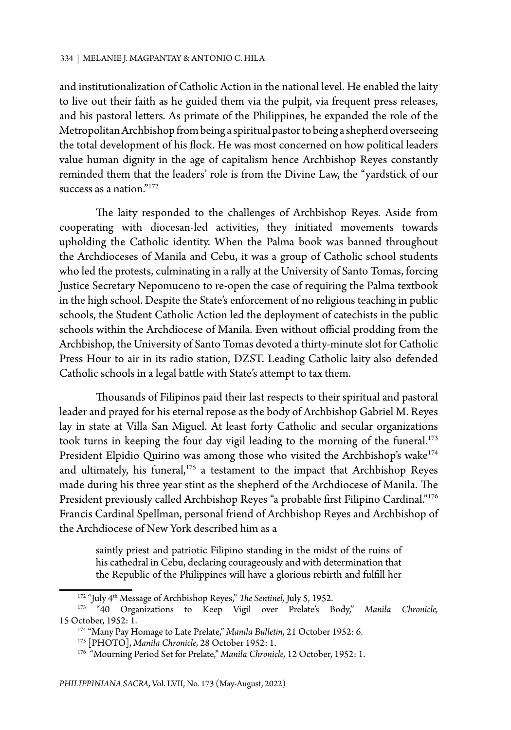and institutionalization of Catholic Action in the national level. He enabled the laity to live out their faith as he guided them via the pulpit, via frequent press releases, and his pastoral letters. As primate of the Philippines, he expanded the role of the Metropolitan Archbishop from being a spiritual pastor to being a shepherd overseeing the total development of his flock. He was most concerned on how political leaders value human dignity in the age of capitalism hence Archbishop Reyes constantly reminded them that the leaders' role is from the Divine Law, the "yardstick of our success as a nation."[172]

The laity responded to the challenges of Archbishop Reyes. Aside from cooperating with diocesan-led activities, they initiated movements towards upholding the Catholic identity. When the Palma book was banned throughout the Archdioceses of Manila and Cebu, it was a group of Catholic school students who led the protests, culminating in a rally at the University of Santo Tomas, forcing Justice Secretary Nepomuceno to re-open the case of requiring the Palma textbook in the high school. Despite the State's enforcement of no religious teaching in public schools, the Student Catholic Action led the deployment of catechists in the public schools within the Archdiocese of Manila. Even without official prodding from the Archbishop, the University of Santo Tomas devoted a thirty-minute slot for Catholic Press Hour to air in its radio station, DZST. Leading Catholic laity also defended Catholic schools in a legal battle with State's attempt to tax them.

Thousands of Filipinos paid their last respects to their spiritual and pastoral leader and prayed for his eternal repose as the body of Archbishop Gabriel M. Reyes lay in state at Villa San Miguel. At least forty Catholic and secular organizations took turns in keeping the four day vigil leading to the morning of the funeral.[173] President Elpidio Quirino was among those who visited the Archbishop's wake[174] and ultimately, his funeral,[175] a testament to the impact that Archbishop Reyes made during his three year stint as the shepherd of the Archdiocese of Manila. The President previously called Archbishop Reyes "a probable first Filipino Cardinal."[176] Francis Cardinal Spellman, personal friend of Archbishop Reyes and Archbishop of the Archdiocese of New York described him as a

> saintly priest and patriotic Filipino standing in the midst of the ruins of his cathedral in Cebu, declaring courageously and with determination that the Republic of the Philippines will have a glorious rebirth and fulfill her

---

[172] "July 4th Message of Archbishop Reyes," *The Sentinel,* July 5, 1952.

[173] "40 Organizations to Keep Vigil over Prelate's Body," *Manila Chronicle,* 15 October, 1952: 1.

[174] "Many Pay Homage to Late Prelate," *Manila Bulletin,* 21 October 1952: 6.

[175] [PHOTO], *Manila Chronicle,* 28 October 1952: 1.

[176] "Mourning Period Set for Prelate," *Manila Chronicle,* 12 October, 1952: 1.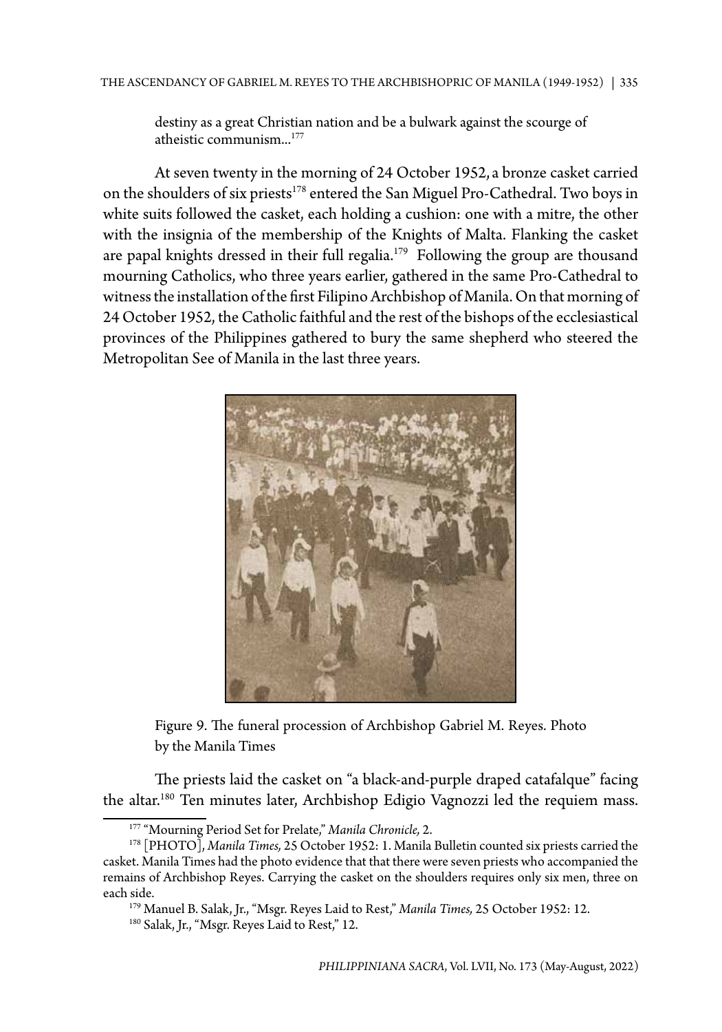destiny as a great Christian nation and be a bulwark against the scourge of atheistic communism...[177]

At seven twenty in the morning of 24 October 1952, a bronze casket carried on the shoulders of six priests[178] entered the San Miguel Pro-Cathedral. Two boys in white suits followed the casket, each holding a cushion: one with a mitre, the other with the insignia of the membership of the Knights of Malta. Flanking the casket are papal knights dressed in their full regalia.[179] Following the group are thousand mourning Catholics, who three years earlier, gathered in the same Pro-Cathedral to witness the installation of the first Filipino Archbishop of Manila. On that morning of 24 October 1952, the Catholic faithful and the rest of the bishops of the ecclesiastical provinces of the Philippines gathered to bury the same shepherd who steered the Metropolitan See of Manila in the last three years.

Figure 9. The funeral procession of Archbishop Gabriel M. Reyes. Photo by the Manila Times

The priests laid the casket on "a black-and-purple draped catafalque" facing the altar.[180] Ten minutes later, Archbishop Edigio Vagnozzi led the requiem mass.

---

[177] "Mourning Period Set for Prelate," *Manila Chronicle,* 2.

[178] [PHOTO], *Manila Times,* 25 October 1952: 1. Manila Bulletin counted six priests carried the casket. Manila Times had the photo evidence that that there were seven priests who accompanied the remains of Archbishop Reyes. Carrying the casket on the shoulders requires only six men, three on each side.

[179] Manuel B. Salak, Jr., "Msgr. Reyes Laid to Rest," *Manila Times,* 25 October 1952: 12.

[180] Salak, Jr., "Msgr. Reyes Laid to Rest," 12.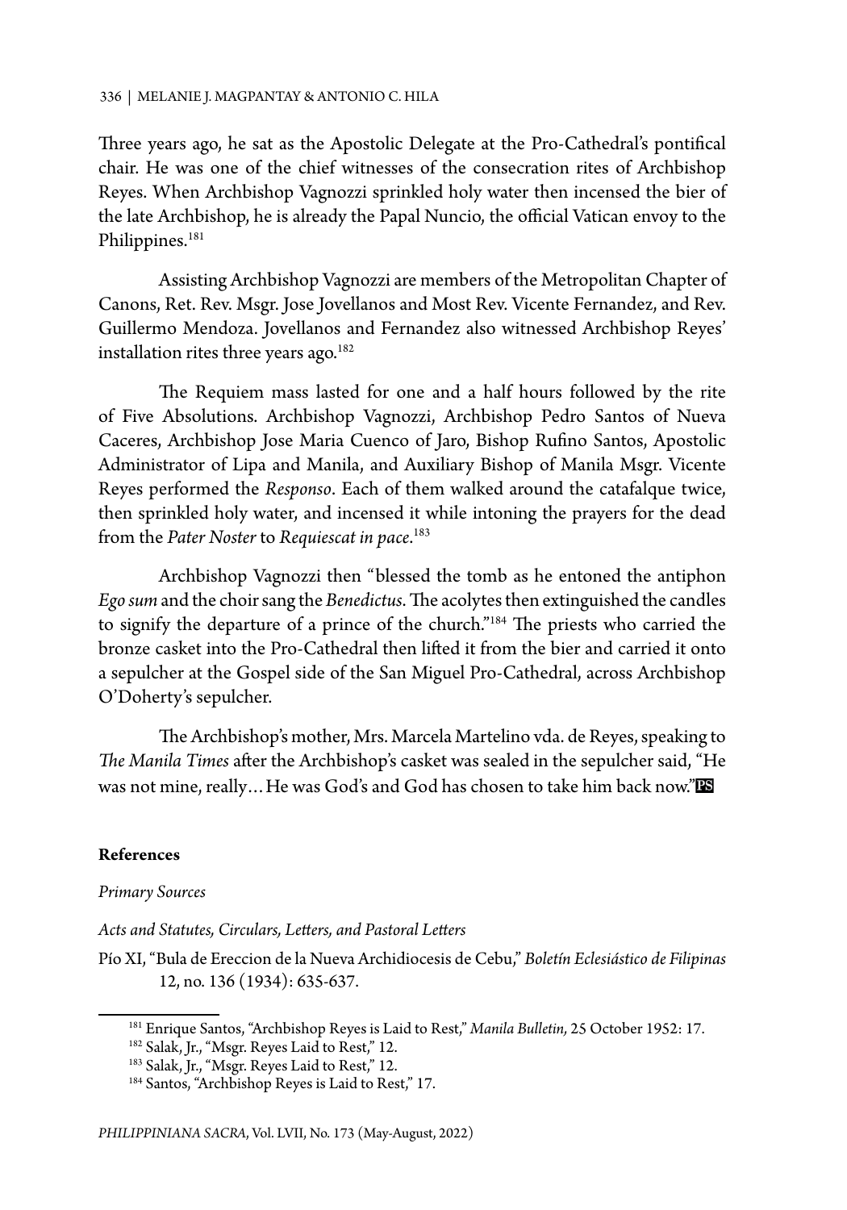Three years ago, he sat as the Apostolic Delegate at the Pro-Cathedral's pontifical chair. He was one of the chief witnesses of the consecration rites of Archbishop Reyes. When Archbishop Vagnozzi sprinkled holy water then incensed the bier of the late Archbishop, he is already the Papal Nuncio, the official Vatican envoy to the Philippines.[181]

Assisting Archbishop Vagnozzi are members of the Metropolitan Chapter of Canons, Ret. Rev. Msgr. Jose Jovellanos and Most Rev. Vicente Fernandez, and Rev. Guillermo Mendoza. Jovellanos and Fernandez also witnessed Archbishop Reyes' installation rites three years ago.[182]

The Requiem mass lasted for one and a half hours followed by the rite of Five Absolutions. Archbishop Vagnozzi, Archbishop Pedro Santos of Nueva Caceres, Archbishop Jose Maria Cuenco of Jaro, Bishop Rufino Santos, Apostolic Administrator of Lipa and Manila, and Auxiliary Bishop of Manila Msgr. Vicente Reyes performed the *Responso*. Each of them walked around the catafalque twice, then sprinkled holy water, and incensed it while intoning the prayers for the dead from the *Pater Noster* to *Requiescat in pace*.[183]

Archbishop Vagnozzi then "blessed the tomb as he entoned the antiphon *Ego sum* and the choir sang the *Benedictus*. The acolytes then extinguished the candles to signify the departure of a prince of the church."[184] The priests who carried the bronze casket into the Pro-Cathedral then lifted it from the bier and carried it onto a sepulcher at the Gospel side of the San Miguel Pro-Cathedral, across Archbishop O'Doherty's sepulcher.

The Archbishop's mother, Mrs. Marcela Martelino vda. de Reyes, speaking to *The Manila Times* after the Archbishop's casket was sealed in the sepulcher said, "He was not mine, really… He was God's and God has chosen to take him back now."

**References**

*Primary Sources*

*Acts and Statutes, Circulars, Letters, and Pastoral Letters*

Pío XI, "Bula de Ereccion de la Nueva Archidiocesis de Cebu," *Boletín Eclesiástico de Filipinas* 12, no. 136 (1934): 635-637.

---

[181] Enrique Santos, "Archbishop Reyes is Laid to Rest," *Manila Bulletin,* 25 October 1952: 17.

[182] Salak, Jr., "Msgr. Reyes Laid to Rest," 12.

[183] Salak, Jr., "Msgr. Reyes Laid to Rest," 12.

[184] Santos, "Archbishop Reyes is Laid to Rest," 17.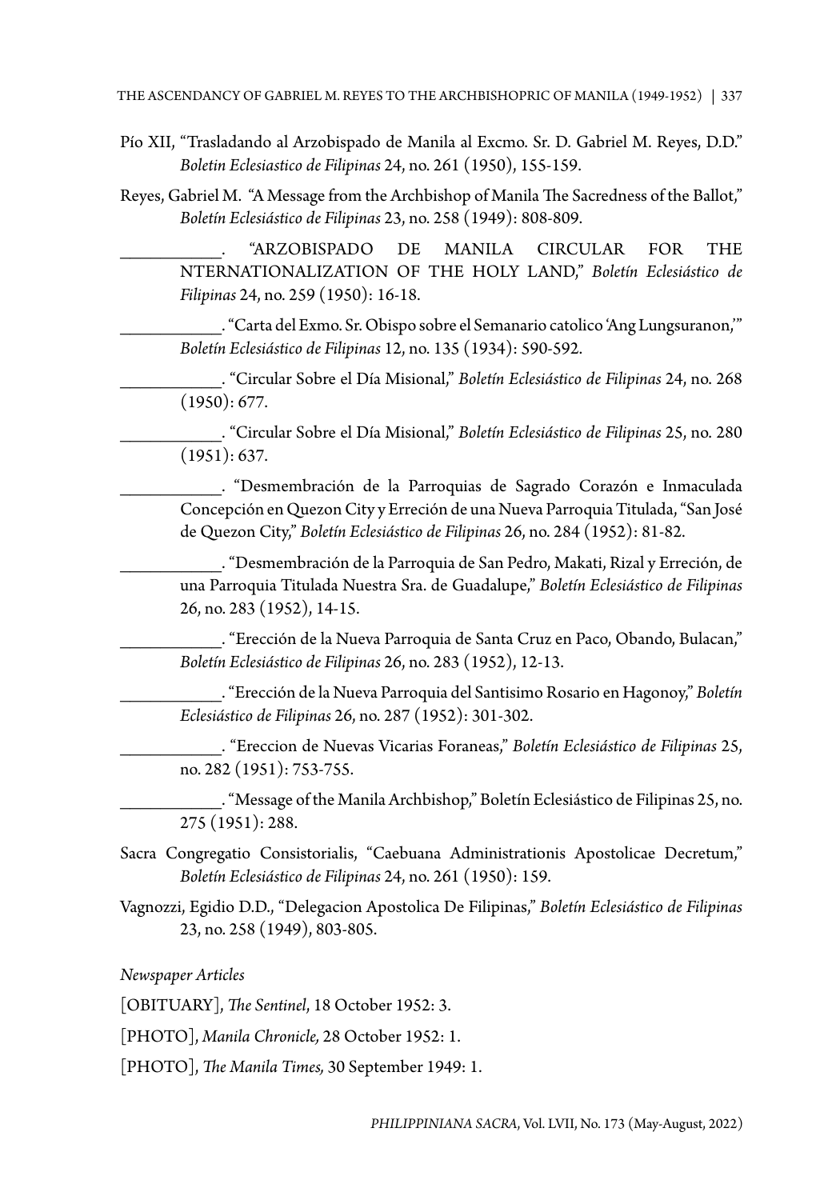Pío XII, "Trasladando al Arzobispado de Manila al Excmo. Sr. D. Gabriel M. Reyes, D.D." *Boletin Eclesiastico de Filipinas* 24, no. 261 (1950), 155-159.

Reyes, Gabriel M. "A Message from the Archbishop of Manila The Sacredness of the Ballot," *Boletín Eclesiástico de Filipinas* 23, no. 258 (1949): 808-809.

___________. "ARZOBISPADO DE MANILA CIRCULAR FOR THE NTERNATIONALIZATION OF THE HOLY LAND," *Boletín Eclesiástico de Filipinas* 24, no. 259 (1950): 16-18.

___________. "Carta del Exmo. Sr. Obispo sobre el Semanario catolico 'Ang Lungsuranon,'" *Boletín Eclesiástico de Filipinas* 12, no. 135 (1934): 590-592.

___________. "Circular Sobre el Día Misional," *Boletín Eclesiástico de Filipinas* 24, no. 268 (1950): 677.

___________. "Circular Sobre el Día Misional," *Boletín Eclesiástico de Filipinas* 25, no. 280 (1951): 637.

___________. "Desmembración de la Parroquias de Sagrado Corazón e Inmaculada Concepción en Quezon City y Erreción de una Nueva Parroquia Titulada, "San José de Quezon City," *Boletín Eclesiástico de Filipinas* 26, no. 284 (1952): 81-82.

___________. "Desmembración de la Parroquia de San Pedro, Makati, Rizal y Erreción, de una Parroquia Titulada Nuestra Sra. de Guadalupe," *Boletín Eclesiástico de Filipinas* 26, no. 283 (1952), 14-15.

___________. "Erección de la Nueva Parroquia de Santa Cruz en Paco, Obando, Bulacan," *Boletín Eclesiástico de Filipinas* 26, no. 283 (1952), 12-13.

___________. "Erección de la Nueva Parroquia del Santisimo Rosario en Hagonoy," *Boletín Eclesiástico de Filipinas* 26, no. 287 (1952): 301-302.

___________. "Ereccion de Nuevas Vicarias Foraneas," *Boletín Eclesiástico de Filipinas* 25, no. 282 (1951): 753-755.

___________. "Message of the Manila Archbishop," Boletín Eclesiástico de Filipinas 25, no. 275 (1951): 288.

Sacra Congregatio Consistorialis, "Caebuana Administrationis Apostolicae Decretum," *Boletín Eclesiástico de Filipinas* 24, no. 261 (1950): 159.

Vagnozzi, Egidio D.D., "Delegacion Apostolica De Filipinas," *Boletín Eclesiástico de Filipinas* 23, no. 258 (1949), 803-805.

*Newspaper Articles*

[OBITUARY], *The Sentinel*, 18 October 1952: 3.

[PHOTO], *Manila Chronicle,* 28 October 1952: 1.

[PHOTO], *The Manila Times,* 30 September 1949: 1.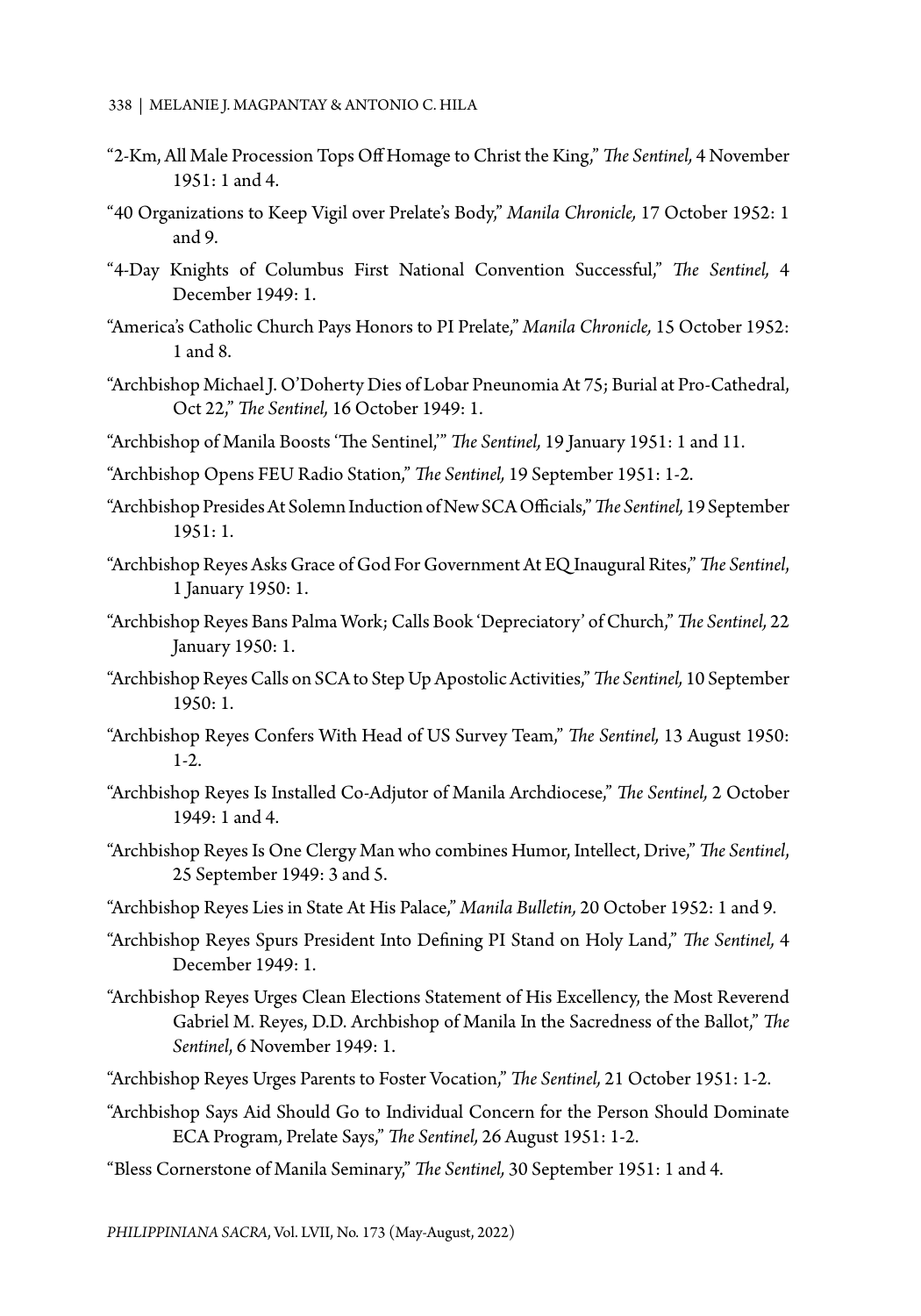"2-Km, All Male Procession Tops Off Homage to Christ the King," *The Sentinel,* 4 November 1951: 1 and 4.

"40 Organizations to Keep Vigil over Prelate's Body," *Manila Chronicle,* 17 October 1952: 1 and 9.

"4-Day Knights of Columbus First National Convention Successful," *The Sentinel,* 4 December 1949: 1.

"America's Catholic Church Pays Honors to PI Prelate," *Manila Chronicle,* 15 October 1952: 1 and 8.

"Archbishop Michael J. O'Doherty Dies of Lobar Pneunomia At 75; Burial at Pro-Cathedral, Oct 22," *The Sentinel,* 16 October 1949: 1.

"Archbishop of Manila Boosts 'The Sentinel,'" *The Sentinel,* 19 January 1951: 1 and 11.

"Archbishop Opens FEU Radio Station," *The Sentinel,* 19 September 1951: 1-2.

"Archbishop Presides At Solemn Induction of New SCA Officials," *The Sentinel,* 19 September 1951: 1.

"Archbishop Reyes Asks Grace of God For Government At EQ Inaugural Rites," *The Sentinel*, 1 January 1950: 1.

"Archbishop Reyes Bans Palma Work; Calls Book 'Depreciatory' of Church," *The Sentinel,* 22 January 1950: 1.

"Archbishop Reyes Calls on SCA to Step Up Apostolic Activities," *The Sentinel,* 10 September 1950: 1.

"Archbishop Reyes Confers With Head of US Survey Team," *The Sentinel,* 13 August 1950: 1-2.

"Archbishop Reyes Is Installed Co-Adjutor of Manila Archdiocese," *The Sentinel,* 2 October 1949: 1 and 4.

"Archbishop Reyes Is One Clergy Man who combines Humor, Intellect, Drive," *The Sentinel*, 25 September 1949: 3 and 5.

"Archbishop Reyes Lies in State At His Palace," *Manila Bulletin,* 20 October 1952: 1 and 9.

"Archbishop Reyes Spurs President Into Defining PI Stand on Holy Land," *The Sentinel,* 4 December 1949: 1.

"Archbishop Reyes Urges Clean Elections Statement of His Excellency, the Most Reverend Gabriel M. Reyes, D.D. Archbishop of Manila In the Sacredness of the Ballot," *The Sentinel*, 6 November 1949: 1.

"Archbishop Reyes Urges Parents to Foster Vocation," *The Sentinel,* 21 October 1951: 1-2.

"Archbishop Says Aid Should Go to Individual Concern for the Person Should Dominate ECA Program, Prelate Says," *The Sentinel,* 26 August 1951: 1-2.

"Bless Cornerstone of Manila Seminary," *The Sentinel,* 30 September 1951: 1 and 4.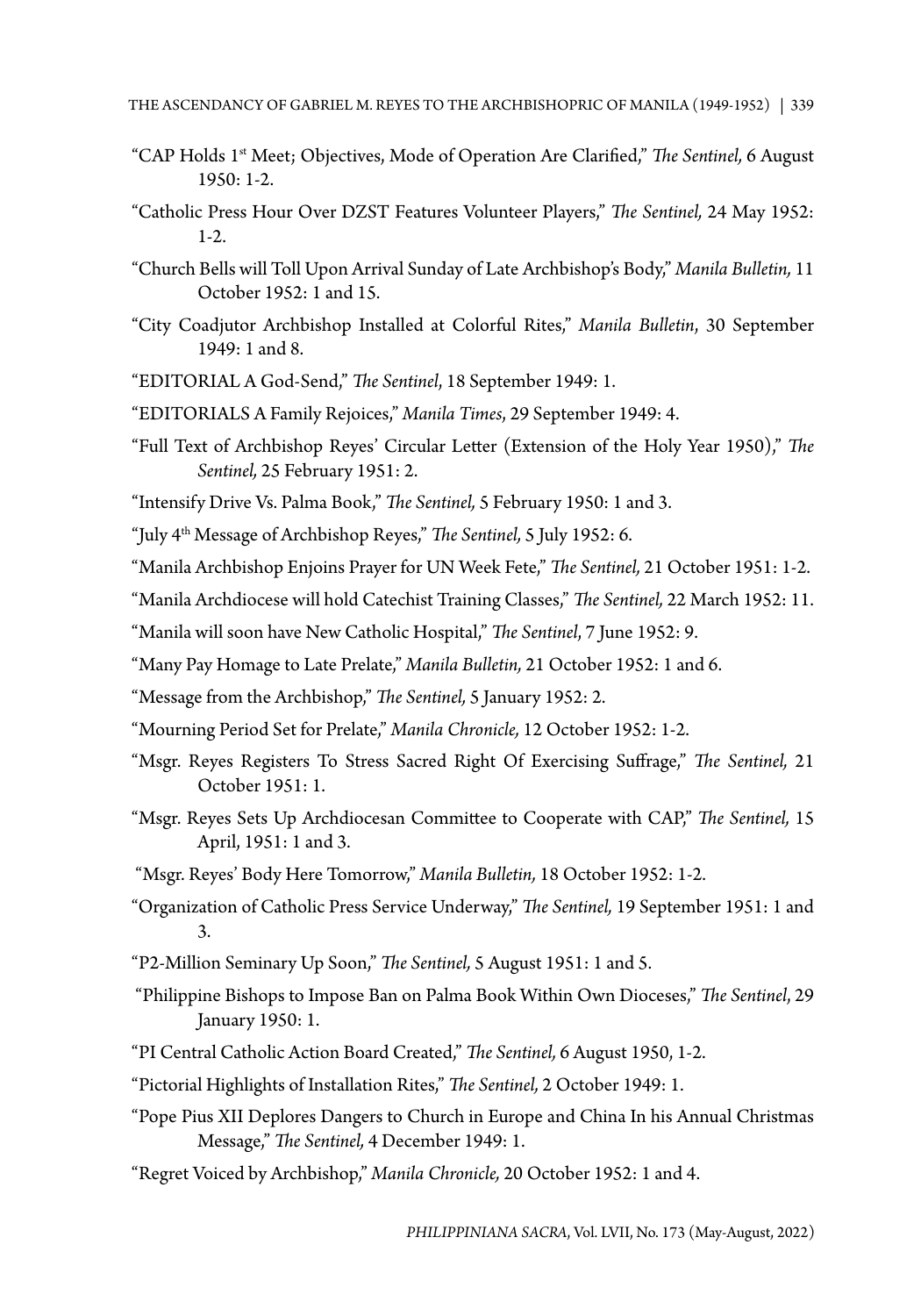"CAP Holds 1st Meet; Objectives, Mode of Operation Are Clarified," *The Sentinel,* 6 August 1950: 1-2.

"Catholic Press Hour Over DZST Features Volunteer Players," *The Sentinel,* 24 May 1952: 1-2.

"Church Bells will Toll Upon Arrival Sunday of Late Archbishop's Body," *Manila Bulletin,* 11 October 1952: 1 and 15.

"City Coadjutor Archbishop Installed at Colorful Rites," *Manila Bulletin*, 30 September 1949: 1 and 8.

"EDITORIAL A God-Send," *The Sentinel*, 18 September 1949: 1.

"EDITORIALS A Family Rejoices," *Manila Times,* 29 September 1949: 4.

"Full Text of Archbishop Reyes' Circular Letter (Extension of the Holy Year 1950)," *The Sentinel,* 25 February 1951: 2.

"Intensify Drive Vs. Palma Book," *The Sentinel,* 5 February 1950: 1 and 3.

"July 4th Message of Archbishop Reyes," *The Sentinel,* 5 July 1952: 6.

"Manila Archbishop Enjoins Prayer for UN Week Fete," *The Sentinel,* 21 October 1951: 1-2.

"Manila Archdiocese will hold Catechist Training Classes," *The Sentinel,* 22 March 1952: 11.

"Manila will soon have New Catholic Hospital," *The Sentinel*, 7 June 1952: 9.

"Many Pay Homage to Late Prelate," *Manila Bulletin,* 21 October 1952: 1 and 6.

"Message from the Archbishop," *The Sentinel,* 5 January 1952: 2.

"Mourning Period Set for Prelate," *Manila Chronicle,* 12 October 1952: 1-2.

"Msgr. Reyes Registers To Stress Sacred Right Of Exercising Suffrage," *The Sentinel,* 21 October 1951: 1.

"Msgr. Reyes Sets Up Archdiocesan Committee to Cooperate with CAP," *The Sentinel,* 15 April, 1951: 1 and 3.

"Msgr. Reyes' Body Here Tomorrow," *Manila Bulletin,* 18 October 1952: 1-2.

"Organization of Catholic Press Service Underway," *The Sentinel,* 19 September 1951: 1 and 3.

"P2-Million Seminary Up Soon," *The Sentinel,* 5 August 1951: 1 and 5.

"Philippine Bishops to Impose Ban on Palma Book Within Own Dioceses," *The Sentinel*, 29 January 1950: 1.

"PI Central Catholic Action Board Created," *The Sentinel,* 6 August 1950, 1-2.

"Pictorial Highlights of Installation Rites," *The Sentinel,* 2 October 1949: 1.

"Pope Pius XII Deplores Dangers to Church in Europe and China In his Annual Christmas Message," *The Sentinel,* 4 December 1949: 1.

"Regret Voiced by Archbishop," *Manila Chronicle,* 20 October 1952: 1 and 4.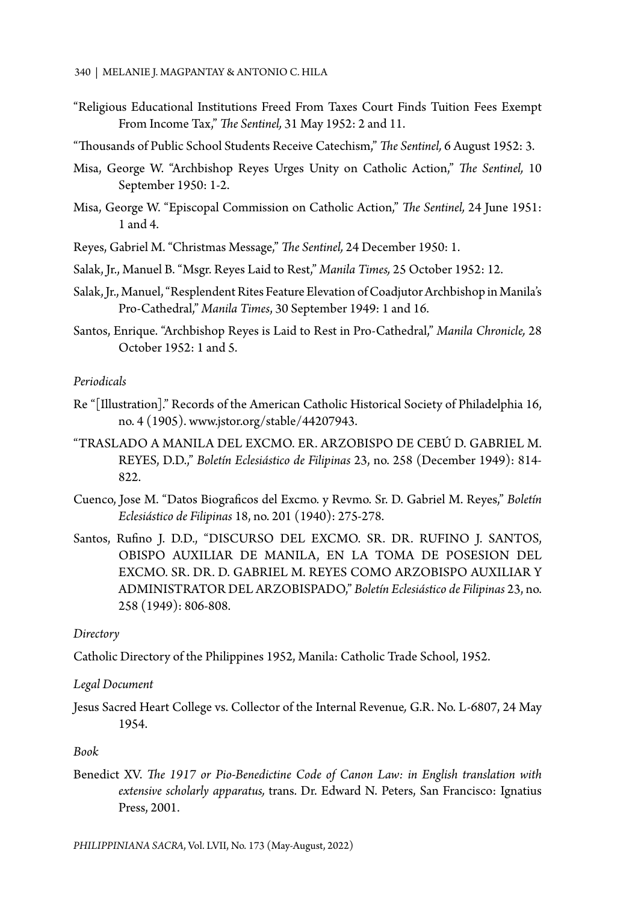"Religious Educational Institutions Freed From Taxes Court Finds Tuition Fees Exempt From Income Tax," *The Sentinel,* 31 May 1952: 2 and 11.

"Thousands of Public School Students Receive Catechism," *The Sentinel,* 6 August 1952: 3.

Misa, George W. "Archbishop Reyes Urges Unity on Catholic Action," *The Sentinel,* 10 September 1950: 1-2.

Misa, George W. "Episcopal Commission on Catholic Action," *The Sentinel,* 24 June 1951: 1 and 4.

Reyes, Gabriel M. "Christmas Message," *The Sentinel,* 24 December 1950: 1.

Salak, Jr., Manuel B. "Msgr. Reyes Laid to Rest," *Manila Times,* 25 October 1952: 12.

Salak, Jr., Manuel, "Resplendent Rites Feature Elevation of Coadjutor Archbishop in Manila's Pro-Cathedral," *Manila Times*, 30 September 1949: 1 and 16.

Santos, Enrique. "Archbishop Reyes is Laid to Rest in Pro-Cathedral," *Manila Chronicle,* 28 October 1952: 1 and 5.

*Periodicals*

Re "[Illustration]." Records of the American Catholic Historical Society of Philadelphia 16, no. 4 (1905). www.jstor.org/stable/44207943.

"TRASLADO A MANILA DEL EXCMO. ER. ARZOBISPO DE CEBÚ D. GABRIEL M. REYES, D.D.," *Boletín Eclesiástico de Filipinas* 23, no. 258 (December 1949): 814-822.

Cuenco, Jose M. "Datos Biograficos del Excmo. y Revmo. Sr. D. Gabriel M. Reyes," *Boletín Eclesiástico de Filipinas* 18, no. 201 (1940): 275-278.

Santos, Rufino J. D.D., "DISCURSO DEL EXCMO. SR. DR. RUFINO J. SANTOS, OBISPO AUXILIAR DE MANILA, EN LA TOMA DE POSESION DEL EXCMO. SR. DR. D. GABRIEL M. REYES COMO ARZOBISPO AUXILIAR Y ADMINISTRATOR DEL ARZOBISPADO," *Boletín Eclesiástico de Filipinas* 23, no. 258 (1949): 806-808.

*Directory*

Catholic Directory of the Philippines 1952, Manila: Catholic Trade School, 1952.

*Legal Document*

Jesus Sacred Heart College vs. Collector of the Internal Revenue*,* G.R. No. L-6807, 24 May 1954.

*Book*

Benedict XV. *The 1917 or Pio-Benedictine Code of Canon Law: in English translation with extensive scholarly apparatus,* trans. Dr. Edward N. Peters, San Francisco: Ignatius Press, 2001.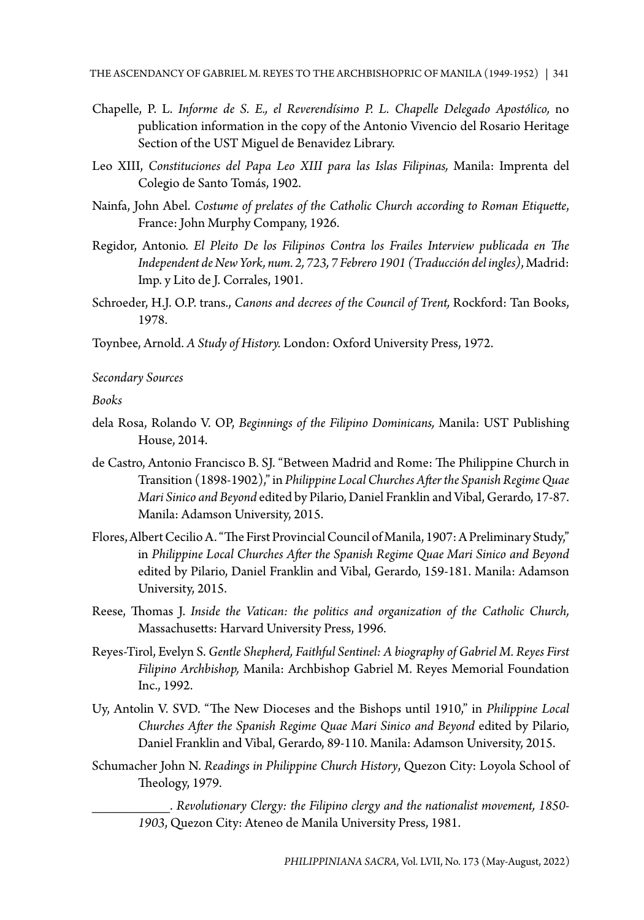Chapelle, P. L. *Informe de S. E., el Reverendísimo P. L. Chapelle Delegado Apostólico,* no publication information in the copy of the Antonio Vivencio del Rosario Heritage Section of the UST Miguel de Benavidez Library.

Leo XIII, *Constituciones del Papa Leo XIII para las Islas Filipinas,* Manila: Imprenta del Colegio de Santo Tomás, 1902.

Nainfa, John Abel. *Costume of prelates of the Catholic Church according to Roman Etiquette,* France: John Murphy Company, 1926.

Regidor, Antonio. *El Pleito De los Filipinos Contra los Frailes Interview publicada en The Independent de New York, num. 2, 723, 7 Febrero 1901 (Traducción del ingles)*, Madrid: Imp. y Lito de J. Corrales, 1901.

Schroeder, H.J. O.P. trans., *Canons and decrees of the Council of Trent,* Rockford: Tan Books, 1978.

Toynbee, Arnold. *A Study of History.* London: Oxford University Press, 1972.

*Secondary Sources*

*Books*

dela Rosa, Rolando V. OP, *Beginnings of the Filipino Dominicans,* Manila: UST Publishing House, 2014.

de Castro, Antonio Francisco B. SJ. "Between Madrid and Rome: The Philippine Church in Transition (1898-1902)," in *Philippine Local Churches After the Spanish Regime Quae Mari Sinico and Beyond* edited by Pilario, Daniel Franklin and Vibal, Gerardo, 17-87. Manila: Adamson University, 2015.

Flores, Albert Cecilio A. "The First Provincial Council of Manila, 1907: A Preliminary Study," in *Philippine Local Churches After the Spanish Regime Quae Mari Sinico and Beyond* edited by Pilario, Daniel Franklin and Vibal, Gerardo, 159-181. Manila: Adamson University, 2015.

Reese, Thomas J. *Inside the Vatican: the politics and organization of the Catholic Church,* Massachusetts: Harvard University Press, 1996.

Reyes-Tirol, Evelyn S. *Gentle Shepherd, Faithful Sentinel: A biography of Gabriel M. Reyes First Filipino Archbishop,* Manila: Archbishop Gabriel M. Reyes Memorial Foundation Inc., 1992.

Uy, Antolin V. SVD. "The New Dioceses and the Bishops until 1910," in *Philippine Local Churches After the Spanish Regime Quae Mari Sinico and Beyond* edited by Pilario, Daniel Franklin and Vibal, Gerardo, 89-110. Manila: Adamson University, 2015.

Schumacher John N. *Readings in Philippine Church History*, Quezon City: Loyola School of Theology, 1979.

\_\_\_\_\_\_\_\_\_\_\_. *Revolutionary Clergy: the Filipino clergy and the nationalist movement, 1850-1903*, Quezon City: Ateneo de Manila University Press, 1981.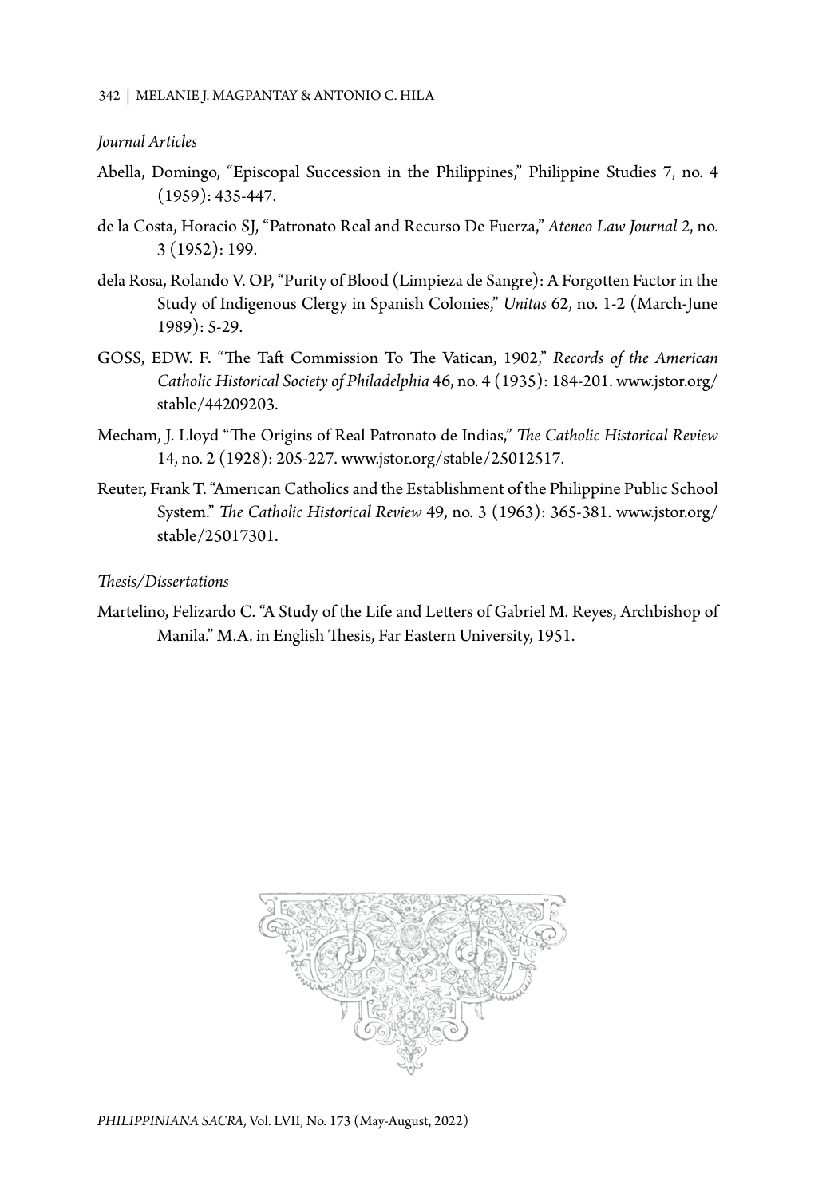*Journal Articles*

Abella, Domingo, "Episcopal Succession in the Philippines," Philippine Studies 7, no. 4 (1959): 435-447.

de la Costa, Horacio SJ, "Patronato Real and Recurso De Fuerza," *Ateneo Law Journal 2*, no. 3 (1952): 199.

dela Rosa, Rolando V. OP, "Purity of Blood (Limpieza de Sangre): A Forgotten Factor in the Study of Indigenous Clergy in Spanish Colonies," *Unitas* 62, no. 1-2 (March-June 1989): 5-29.

GOSS, EDW. F. "The Taft Commission To The Vatican, 1902," *Records of the American Catholic Historical Society of Philadelphia* 46, no. 4 (1935): 184-201. www.jstor.org/stable/44209203.

Mecham, J. Lloyd "The Origins of Real Patronato de Indias," *The Catholic Historical Review* 14, no. 2 (1928): 205-227. www.jstor.org/stable/25012517.

Reuter, Frank T. "American Catholics and the Establishment of the Philippine Public School System." *The Catholic Historical Review* 49, no. 3 (1963): 365-381. www.jstor.org/stable/25017301.

*Thesis/Dissertations*

Martelino, Felizardo C. "A Study of the Life and Letters of Gabriel M. Reyes, Archbishop of Manila." M.A. in English Thesis, Far Eastern University, 1951.